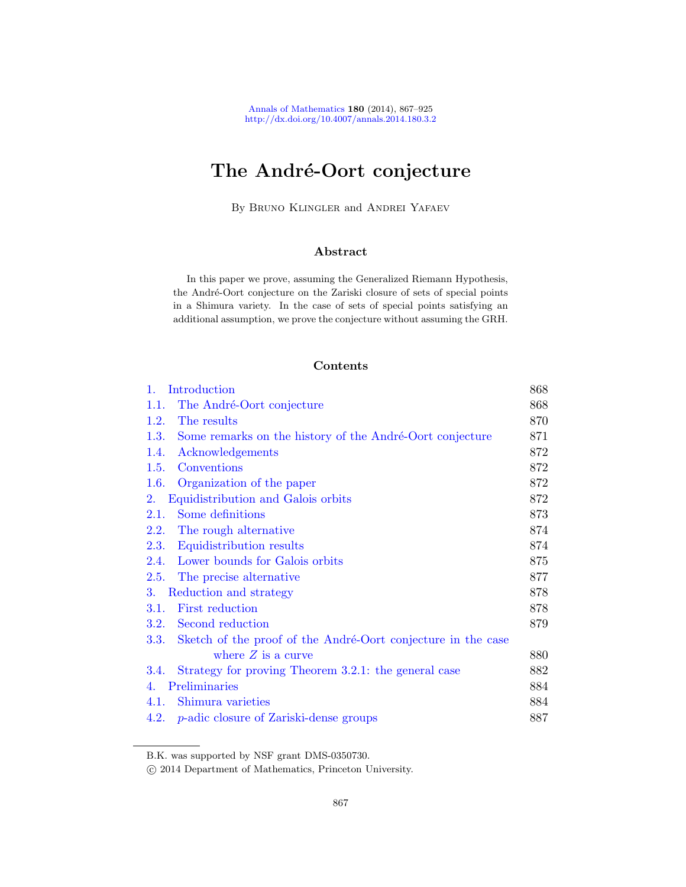# The André-Oort conjecture

By Bruno Klingler and Andrei Yafaev

## Abstract

In this paper we prove, assuming the Generalized Riemann Hypothesis, the André-Oort conjecture on the Zariski closure of sets of special points in a Shimura variety. In the case of sets of special points satisfying an additional assumption, we prove the conjecture without assuming the GRH.

## Contents

| | | |
|---|---|---|
| 1. | Introduction | 868 |
| 1.1. | The André-Oort conjecture | 868 |
| 1.2. | The results | 870 |
| 1.3. | Some remarks on the history of the André-Oort conjecture | 871 |
| 1.4. | Acknowledgements | 872 |
| 1.5. | Conventions | 872 |
| 1.6. | Organization of the paper | 872 |
| 2. | Equidistribution and Galois orbits | 872 |
| 2.1. | Some definitions | 873 |
| 2.2. | The rough alternative | 874 |
| 2.3. | Equidistribution results | 874 |
| 2.4. | Lower bounds for Galois orbits | 875 |
| 2.5. | The precise alternative | 877 |
| 3. | Reduction and strategy | 878 |
| 3.1. | First reduction | 878 |
| 3.2. | Second reduction | 879 |
| 3.3. | Sketch of the proof of the André-Oort conjecture in the case where $Z$ is a curve | 880 |
| 3.4. | Strategy for proving Theorem 3.2.1: the general case | 882 |
| 4. | Preliminaries | 884 |
| 4.1. | Shimura varieties | 884 |
| 4.2. | $p$-adic closure of Zariski-dense groups | 887 |

---

B.K. was supported by NSF grant DMS-0350730.

© 2014 Department of Mathematics, Princeton University.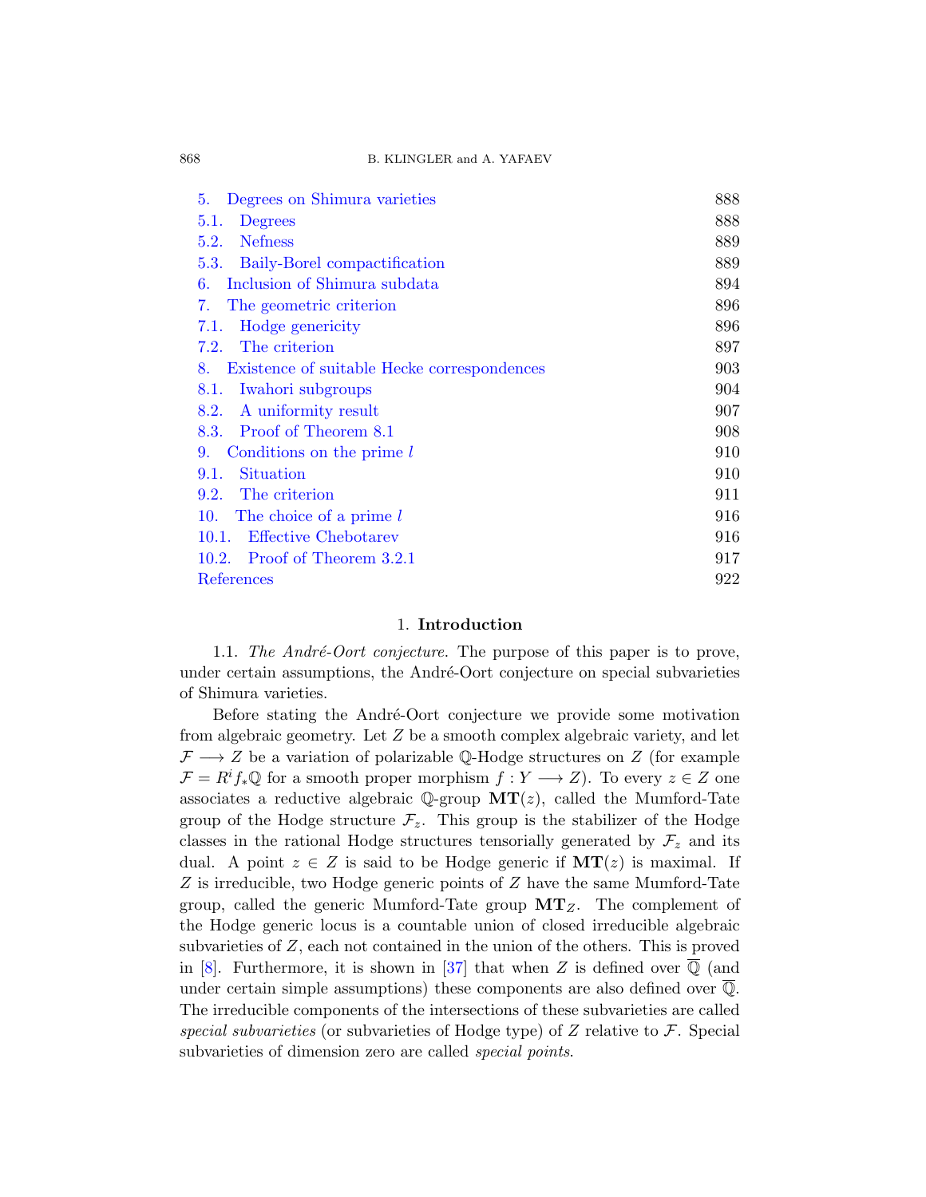| | |
|---|---|
| 5. Degrees on Shimura varieties | 888 |
| 5.1. Degrees | 888 |
| 5.2. Nefness | 889 |
| 5.3. Baily-Borel compactification | 889 |
| 6. Inclusion of Shimura subdata | 894 |
| 7. The geometric criterion | 896 |
| 7.1. Hodge genericity | 896 |
| 7.2. The criterion | 897 |
| 8. Existence of suitable Hecke correspondences | 903 |
| 8.1. Iwahori subgroups | 904 |
| 8.2. A uniformity result | 907 |
| 8.3. Proof of Theorem 8.1 | 908 |
| 9. Conditions on the prime $l$ | 910 |
| 9.1. Situation | 910 |
| 9.2. The criterion | 911 |
| 10. The choice of a prime $l$ | 916 |
| 10.1. Effective Chebotarev | 916 |
| 10.2. Proof of Theorem 3.2.1 | 917 |
| References | 922 |

## 1. Introduction

1.1. *The André-Oort conjecture.* The purpose of this paper is to prove, under certain assumptions, the André-Oort conjecture on special subvarieties of Shimura varieties.

Before stating the André-Oort conjecture we provide some motivation from algebraic geometry. Let $Z$ be a smooth complex algebraic variety, and let $\mathcal{F} \longrightarrow Z$ be a variation of polarizable $\mathbb{Q}$-Hodge structures on $Z$ (for example $\mathcal{F} = R^i f_* \mathbb{Q}$ for a smooth proper morphism $f : Y \longrightarrow Z$). To every $z \in Z$ one associates a reductive algebraic $\mathbb{Q}$-group $\mathbf{MT}(z)$, called the Mumford-Tate group of the Hodge structure $\mathcal{F}_z$. This group is the stabilizer of the Hodge classes in the rational Hodge structures tensorially generated by $\mathcal{F}_z$ and its dual. A point $z \in Z$ is said to be Hodge generic if $\mathbf{MT}(z)$ is maximal. If $Z$ is irreducible, two Hodge generic points of $Z$ have the same Mumford-Tate group, called the generic Mumford-Tate group $\mathbf{MT}_Z$. The complement of the Hodge generic locus is a countable union of closed irreducible algebraic subvarieties of $Z$, each not contained in the union of the others. This is proved in [8]. Furthermore, it is shown in [37] that when $Z$ is defined over $\overline{\mathbb{Q}}$ (and under certain simple assumptions) these components are also defined over $\overline{\mathbb{Q}}$. The irreducible components of the intersections of these subvarieties are called *special subvarieties* (or subvarieties of Hodge type) of $Z$ relative to $\mathcal{F}$. Special subvarieties of dimension zero are called *special points*.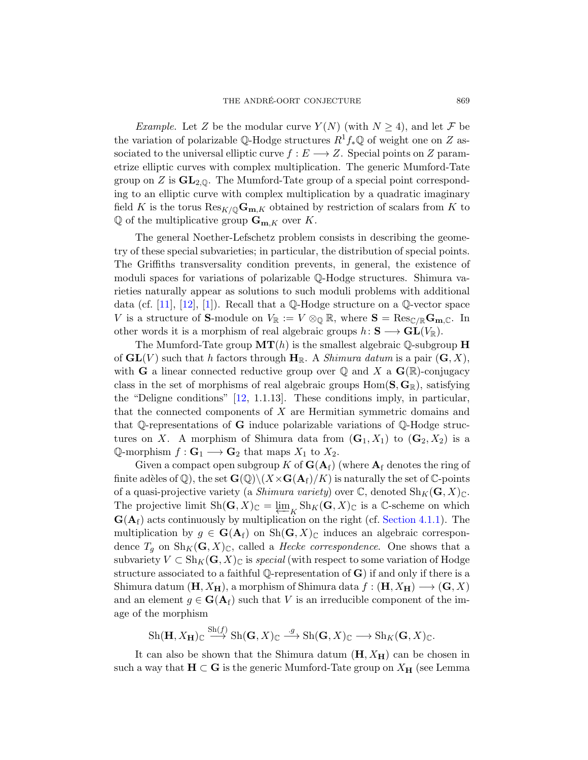*Example.* Let $Z$ be the modular curve $Y(N)$ (with $N \geq 4$), and let $\mathcal{F}$ be the variation of polarizable $\mathbb{Q}$-Hodge structures $R^1 f_* \mathbb{Q}$ of weight one on $Z$ associated to the universal elliptic curve $f : E \longrightarrow Z$. Special points on $Z$ parametrize elliptic curves with complex multiplication. The generic Mumford-Tate group on $Z$ is $\mathbf{GL}_{2,\mathbb{Q}}$. The Mumford-Tate group of a special point corresponding to an elliptic curve with complex multiplication by a quadratic imaginary field $K$ is the torus $\mathrm{Res}_{K/\mathbb{Q}} \mathbf{G}_{\mathbf{m},K}$ obtained by restriction of scalars from $K$ to $\mathbb{Q}$ of the multiplicative group $\mathbf{G}_{\mathbf{m},K}$ over $K$.

The general Noether-Lefschetz problem consists in describing the geometry of these special subvarieties; in particular, the distribution of special points. The Griffiths transversality condition prevents, in general, the existence of moduli spaces for variations of polarizable $\mathbb{Q}$-Hodge structures. Shimura varieties naturally appear as solutions to such moduli problems with additional data (cf. [11], [12], [1]). Recall that a $\mathbb{Q}$-Hodge structure on a $\mathbb{Q}$-vector space $V$ is a structure of $\mathbf{S}$-module on $V_{\mathbb{R}} := V \otimes_{\mathbb{Q}} \mathbb{R}$, where $\mathbf{S} = \mathrm{Res}_{\mathbb{C}/\mathbb{R}} \mathbf{G}_{\mathbf{m},\mathbb{C}}$. In other words it is a morphism of real algebraic groups $h \colon \mathbf{S} \longrightarrow \mathbf{GL}(V_{\mathbb{R}})$.

The Mumford-Tate group $\mathbf{MT}(h)$ is the smallest algebraic $\mathbb{Q}$-subgroup $\mathbf{H}$ of $\mathbf{GL}(V)$ such that $h$ factors through $\mathbf{H}_{\mathbb{R}}$. A *Shimura datum* is a pair $(\mathbf{G}, X)$, with $\mathbf{G}$ a linear connected reductive group over $\mathbb{Q}$ and $X$ a $\mathbf{G}(\mathbb{R})$-conjugacy class in the set of morphisms of real algebraic groups $\mathrm{Hom}(\mathbf{S}, \mathbf{G}_{\mathbb{R}})$, satisfying the "Deligne conditions" [12, 1.1.13]. These conditions imply, in particular, that the connected components of $X$ are Hermitian symmetric domains and that $\mathbb{Q}$-representations of $\mathbf{G}$ induce polarizable variations of $\mathbb{Q}$-Hodge structures on $X$. A morphism of Shimura data from $(\mathbf{G}_1, X_1)$ to $(\mathbf{G}_2, X_2)$ is a $\mathbb{Q}$-morphism $f : \mathbf{G}_1 \longrightarrow \mathbf{G}_2$ that maps $X_1$ to $X_2$.

Given a compact open subgroup $K$ of $\mathbf{G}(\mathbf{A}_{\mathrm{f}})$ (where $\mathbf{A}_{\mathrm{f}}$ denotes the ring of finite adèles of $\mathbb{Q}$), the set $\mathbf{G}(\mathbb{Q}) \backslash (X \times \mathbf{G}(\mathbf{A}_{\mathrm{f}})/K)$ is naturally the set of $\mathbb{C}$-points of a quasi-projective variety (a *Shimura variety*) over $\mathbb{C}$, denoted $\mathrm{Sh}_K(\mathbf{G}, X)_{\mathbb{C}}$. The projective limit $\mathrm{Sh}(\mathbf{G}, X)_{\mathbb{C}} = \varprojlim_K \mathrm{Sh}_K(\mathbf{G}, X)_{\mathbb{C}}$ is a $\mathbb{C}$-scheme on which $\mathbf{G}(\mathbf{A}_{\mathrm{f}})$ acts continuously by multiplication on the right (cf. Section 4.1.1). The multiplication by $g \in \mathbf{G}(\mathbf{A}_{\mathrm{f}})$ on $\mathrm{Sh}(\mathbf{G}, X)_{\mathbb{C}}$ induces an algebraic correspondence $T_g$ on $\mathrm{Sh}_K(\mathbf{G}, X)_{\mathbb{C}}$, called a *Hecke correspondence*. One shows that a subvariety $V \subset \mathrm{Sh}_K(\mathbf{G}, X)_{\mathbb{C}}$ is *special* (with respect to some variation of Hodge structure associated to a faithful $\mathbb{Q}$-representation of $\mathbf{G}$) if and only if there is a Shimura datum $(\mathbf{H}, X_{\mathbf{H}})$, a morphism of Shimura data $f : (\mathbf{H}, X_{\mathbf{H}}) \longrightarrow (\mathbf{G}, X)$ and an element $g \in \mathbf{G}(\mathbf{A}_{\mathrm{f}})$ such that $V$ is an irreducible component of the image of the morphism

$$\mathrm{Sh}(\mathbf{H}, X_{\mathbf{H}})_{\mathbb{C}} \xrightarrow{\mathrm{Sh}(f)} \mathrm{Sh}(\mathbf{G}, X)_{\mathbb{C}} \xrightarrow{\cdot g} \mathrm{Sh}(\mathbf{G}, X)_{\mathbb{C}} \longrightarrow \mathrm{Sh}_K(\mathbf{G}, X)_{\mathbb{C}}.$$

It can also be shown that the Shimura datum $(\mathbf{H}, X_{\mathbf{H}})$ can be chosen in such a way that $\mathbf{H} \subset \mathbf{G}$ is the generic Mumford-Tate group on $X_{\mathbf{H}}$ (see Lemma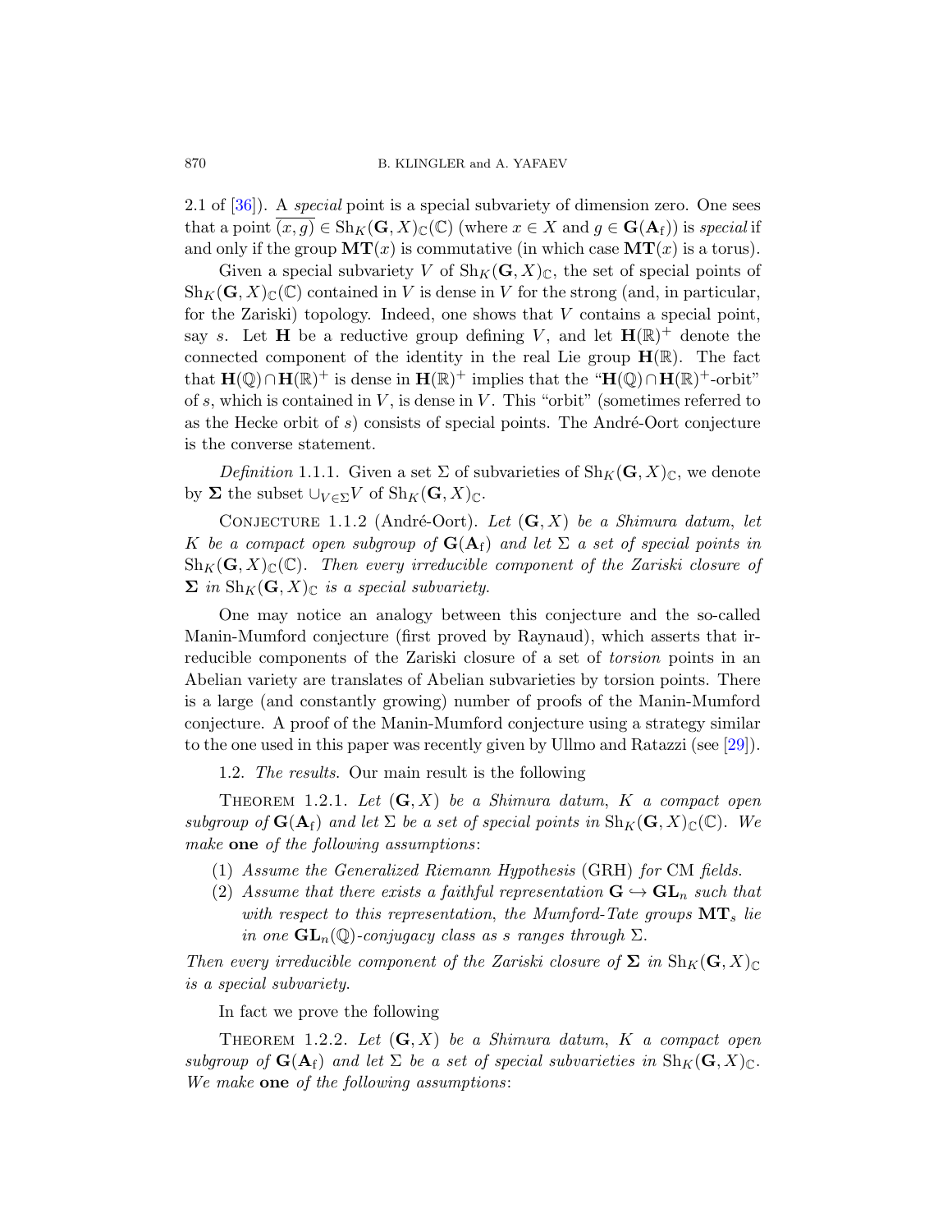2.1 of [36]). A *special* point is a special subvariety of dimension zero. One sees that a point $\overline{(x,g)} \in \mathrm{Sh}_K(\mathbf{G},X)_{\mathbb{C}}(\mathbb{C})$ (where $x \in X$ and $g \in \mathbf{G}(\mathbf{A}_{\mathrm{f}})$) is *special* if and only if the group $\mathbf{MT}(x)$ is commutative (in which case $\mathbf{MT}(x)$ is a torus).

Given a special subvariety $V$ of $\mathrm{Sh}_K(\mathbf{G},X)_{\mathbb{C}}$, the set of special points of $\mathrm{Sh}_K(\mathbf{G},X)_{\mathbb{C}}(\mathbb{C})$ contained in $V$ is dense in $V$ for the strong (and, in particular, for the Zariski) topology. Indeed, one shows that $V$ contains a special point, say $s$. Let $\mathbf{H}$ be a reductive group defining $V$, and let $\mathbf{H}(\mathbb{R})^+$ denote the connected component of the identity in the real Lie group $\mathbf{H}(\mathbb{R})$. The fact that $\mathbf{H}(\mathbb{Q}) \cap \mathbf{H}(\mathbb{R})^+$ is dense in $\mathbf{H}(\mathbb{R})^+$ implies that the "$\mathbf{H}(\mathbb{Q}) \cap \mathbf{H}(\mathbb{R})^+$-orbit" of $s$, which is contained in $V$, is dense in $V$. This "orbit" (sometimes referred to as the Hecke orbit of $s$) consists of special points. The André-Oort conjecture is the converse statement.

*Definition* 1.1.1. Given a set $\Sigma$ of subvarieties of $\mathrm{Sh}_K(\mathbf{G},X)_{\mathbb{C}}$, we denote by $\mathbf{\Sigma}$ the subset $\cup_{V \in \Sigma} V$ of $\mathrm{Sh}_K(\mathbf{G},X)_{\mathbb{C}}$.

CONJECTURE 1.1.2 (André-Oort). *Let $(\mathbf{G},X)$ be a Shimura datum, let $K$ be a compact open subgroup of $\mathbf{G}(\mathbf{A}_{\mathrm{f}})$ and let $\Sigma$ a set of special points in $\mathrm{Sh}_K(\mathbf{G},X)_{\mathbb{C}}(\mathbb{C})$. Then every irreducible component of the Zariski closure of $\mathbf{\Sigma}$ in $\mathrm{Sh}_K(\mathbf{G},X)_{\mathbb{C}}$ is a special subvariety.*

One may notice an analogy between this conjecture and the so-called Manin-Mumford conjecture (first proved by Raynaud), which asserts that irreducible components of the Zariski closure of a set of *torsion* points in an Abelian variety are translates of Abelian subvarieties by torsion points. There is a large (and constantly growing) number of proofs of the Manin-Mumford conjecture. A proof of the Manin-Mumford conjecture using a strategy similar to the one used in this paper was recently given by Ullmo and Ratazzi (see [29]).

1.2. *The results.* Our main result is the following

THEOREM 1.2.1. *Let $(\mathbf{G},X)$ be a Shimura datum, $K$ a compact open subgroup of $\mathbf{G}(\mathbf{A}_{\mathrm{f}})$ and let $\Sigma$ be a set of special points in $\mathrm{Sh}_K(\mathbf{G},X)_{\mathbb{C}}(\mathbb{C})$. We make* **one** *of the following assumptions*:

(1) *Assume the Generalized Riemann Hypothesis* (GRH) *for* CM *fields.*
(2) *Assume that there exists a faithful representation $\mathbf{G} \hookrightarrow \mathbf{GL}_n$ such that with respect to this representation, the Mumford-Tate groups $\mathbf{MT}_s$ lie in one $\mathbf{GL}_n(\mathbb{Q})$-conjugacy class as $s$ ranges through $\Sigma$.*

*Then every irreducible component of the Zariski closure of $\mathbf{\Sigma}$ in $\mathrm{Sh}_K(\mathbf{G},X)_{\mathbb{C}}$ is a special subvariety.*

In fact we prove the following

THEOREM 1.2.2. *Let $(\mathbf{G},X)$ be a Shimura datum, $K$ a compact open subgroup of $\mathbf{G}(\mathbf{A}_{\mathrm{f}})$ and let $\Sigma$ be a set of special subvarieties in $\mathrm{Sh}_K(\mathbf{G},X)_{\mathbb{C}}$. We make* **one** *of the following assumptions*: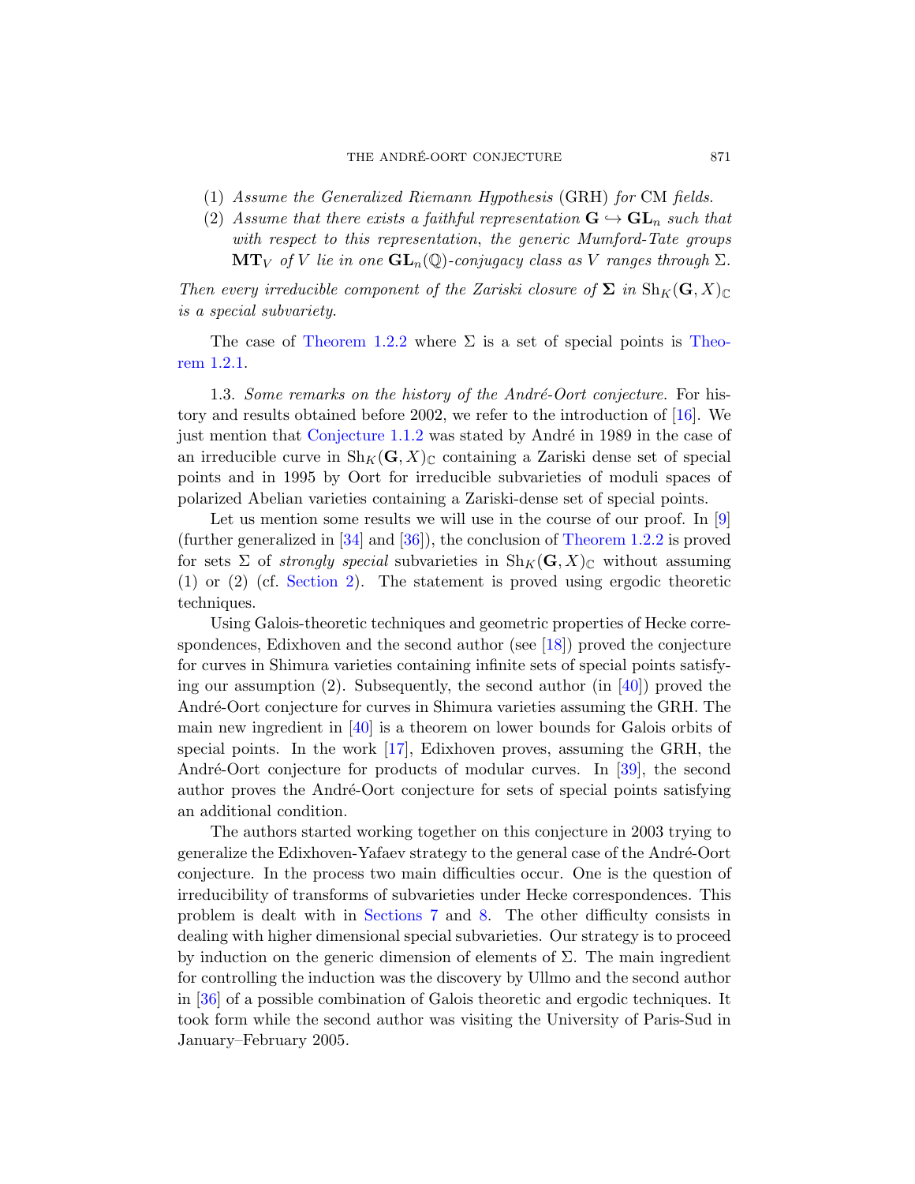(1) *Assume the Generalized Riemann Hypothesis* (GRH) *for* CM *fields.*

(2) *Assume that there exists a faithful representation* $\mathbf{G} \hookrightarrow \mathbf{GL}_n$ *such that with respect to this representation, the generic Mumford-Tate groups* $\mathbf{MT}_V$ *of* $V$ *lie in one* $\mathbf{GL}_n(\mathbb{Q})$*-conjugacy class as* $V$ *ranges through* $\Sigma$.

*Then every irreducible component of the Zariski closure of* $\mathbf{\Sigma}$ *in* $\mathrm{Sh}_K(\mathbf{G}, X)_{\mathbb{C}}$ *is a special subvariety.*

The case of Theorem 1.2.2 where $\Sigma$ is a set of special points is Theorem 1.2.1.

1.3. *Some remarks on the history of the André-Oort conjecture.* For history and results obtained before 2002, we refer to the introduction of [16]. We just mention that Conjecture 1.1.2 was stated by André in 1989 in the case of an irreducible curve in $\mathrm{Sh}_K(\mathbf{G}, X)_{\mathbb{C}}$ containing a Zariski dense set of special points and in 1995 by Oort for irreducible subvarieties of moduli spaces of polarized Abelian varieties containing a Zariski-dense set of special points.

Let us mention some results we will use in the course of our proof. In [9] (further generalized in [34] and [36]), the conclusion of Theorem 1.2.2 is proved for sets $\Sigma$ of *strongly special* subvarieties in $\mathrm{Sh}_K(\mathbf{G}, X)_{\mathbb{C}}$ without assuming (1) or (2) (cf. Section 2). The statement is proved using ergodic theoretic techniques.

Using Galois-theoretic techniques and geometric properties of Hecke correspondences, Edixhoven and the second author (see [18]) proved the conjecture for curves in Shimura varieties containing infinite sets of special points satisfying our assumption (2). Subsequently, the second author (in [40]) proved the André-Oort conjecture for curves in Shimura varieties assuming the GRH. The main new ingredient in [40] is a theorem on lower bounds for Galois orbits of special points. In the work [17], Edixhoven proves, assuming the GRH, the André-Oort conjecture for products of modular curves. In [39], the second author proves the André-Oort conjecture for sets of special points satisfying an additional condition.

The authors started working together on this conjecture in 2003 trying to generalize the Edixhoven-Yafaev strategy to the general case of the André-Oort conjecture. In the process two main difficulties occur. One is the question of irreducibility of transforms of subvarieties under Hecke correspondences. This problem is dealt with in Sections 7 and 8. The other difficulty consists in dealing with higher dimensional special subvarieties. Our strategy is to proceed by induction on the generic dimension of elements of $\Sigma$. The main ingredient for controlling the induction was the discovery by Ullmo and the second author in [36] of a possible combination of Galois theoretic and ergodic techniques. It took form while the second author was visiting the University of Paris-Sud in January–February 2005.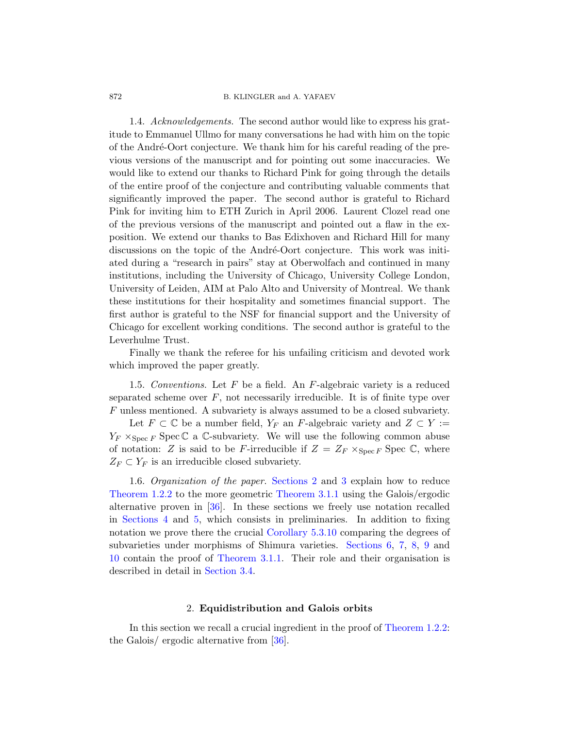1.4. *Acknowledgements*. The second author would like to express his gratitude to Emmanuel Ullmo for many conversations he had with him on the topic of the André-Oort conjecture. We thank him for his careful reading of the previous versions of the manuscript and for pointing out some inaccuracies. We would like to extend our thanks to Richard Pink for going through the details of the entire proof of the conjecture and contributing valuable comments that significantly improved the paper. The second author is grateful to Richard Pink for inviting him to ETH Zurich in April 2006. Laurent Clozel read one of the previous versions of the manuscript and pointed out a flaw in the exposition. We extend our thanks to Bas Edixhoven and Richard Hill for many discussions on the topic of the André-Oort conjecture. This work was initiated during a "research in pairs" stay at Oberwolfach and continued in many institutions, including the University of Chicago, University College London, University of Leiden, AIM at Palo Alto and University of Montreal. We thank these institutions for their hospitality and sometimes financial support. The first author is grateful to the NSF for financial support and the University of Chicago for excellent working conditions. The second author is grateful to the Leverhulme Trust.

Finally we thank the referee for his unfailing criticism and devoted work which improved the paper greatly.

1.5. *Conventions*. Let $F$ be a field. An $F$-algebraic variety is a reduced separated scheme over $F$, not necessarily irreducible. It is of finite type over $F$ unless mentioned. A subvariety is always assumed to be a closed subvariety.

Let $F \subset \mathbb{C}$ be a number field, $Y_F$ an $F$-algebraic variety and $Z \subset Y := Y_F \times_{\operatorname{Spec} F} \operatorname{Spec} \mathbb{C}$ a $\mathbb{C}$-subvariety. We will use the following common abuse of notation: $Z$ is said to be $F$-irreducible if $Z = Z_F \times_{\operatorname{Spec} F} \operatorname{Spec} \mathbb{C}$, where $Z_F \subset Y_F$ is an irreducible closed subvariety.

1.6. *Organization of the paper*. Sections 2 and 3 explain how to reduce Theorem 1.2.2 to the more geometric Theorem 3.1.1 using the Galois/ergodic alternative proven in [36]. In these sections we freely use notation recalled in Sections 4 and 5, which consists in preliminaries. In addition to fixing notation we prove there the crucial Corollary 5.3.10 comparing the degrees of subvarieties under morphisms of Shimura varieties. Sections 6, 7, 8, 9 and 10 contain the proof of Theorem 3.1.1. Their role and their organisation is described in detail in Section 3.4.

## 2. Equidistribution and Galois orbits

In this section we recall a crucial ingredient in the proof of Theorem 1.2.2: the Galois/ ergodic alternative from [36].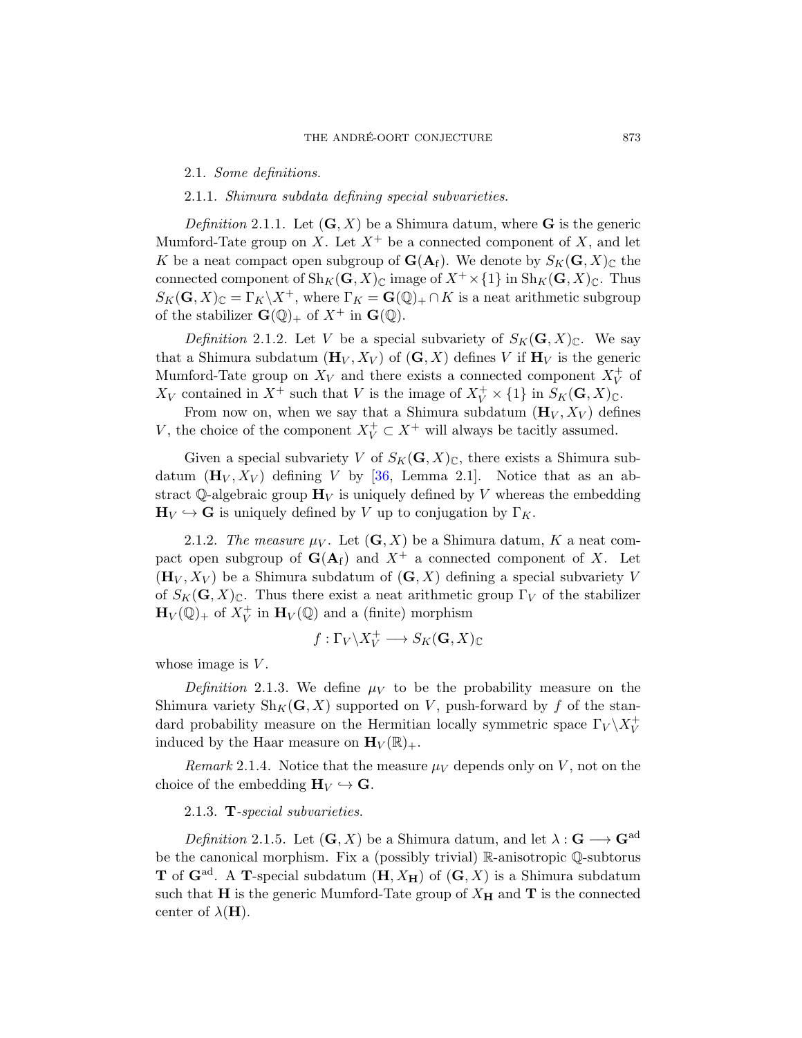2.1. *Some definitions.*

2.1.1. *Shimura subdata defining special subvarieties.*

*Definition* 2.1.1. Let $(\mathbf{G}, X)$ be a Shimura datum, where $\mathbf{G}$ is the generic Mumford-Tate group on $X$. Let $X^+$ be a connected component of $X$, and let $K$ be a neat compact open subgroup of $\mathbf{G}(\mathbf{A}_{\mathrm{f}})$. We denote by $S_K(\mathbf{G}, X)_{\mathbb{C}}$ the connected component of $\mathrm{Sh}_K(\mathbf{G}, X)_{\mathbb{C}}$ image of $X^+ \times \{1\}$ in $\mathrm{Sh}_K(\mathbf{G}, X)_{\mathbb{C}}$. Thus $S_K(\mathbf{G}, X)_{\mathbb{C}} = \Gamma_K \backslash X^+$, where $\Gamma_K = \mathbf{G}(\mathbb{Q})_+ \cap K$ is a neat arithmetic subgroup of the stabilizer $\mathbf{G}(\mathbb{Q})_+$ of $X^+$ in $\mathbf{G}(\mathbb{Q})$.

*Definition* 2.1.2. Let $V$ be a special subvariety of $S_K(\mathbf{G}, X)_{\mathbb{C}}$. We say that a Shimura subdatum $(\mathbf{H}_V, X_V)$ of $(\mathbf{G}, X)$ defines $V$ if $\mathbf{H}_V$ is the generic Mumford-Tate group on $X_V$ and there exists a connected component $X_V^+$ of $X_V$ contained in $X^+$ such that $V$ is the image of $X_V^+ \times \{1\}$ in $S_K(\mathbf{G}, X)_{\mathbb{C}}$.

From now on, when we say that a Shimura subdatum $(\mathbf{H}_V, X_V)$ defines $V$, the choice of the component $X_V^+ \subset X^+$ will always be tacitly assumed.

Given a special subvariety $V$ of $S_K(\mathbf{G}, X)_{\mathbb{C}}$, there exists a Shimura subdatum $(\mathbf{H}_V, X_V)$ defining $V$ by [36, Lemma 2.1]. Notice that as an abstract $\mathbb{Q}$-algebraic group $\mathbf{H}_V$ is uniquely defined by $V$ whereas the embedding $\mathbf{H}_V \hookrightarrow \mathbf{G}$ is uniquely defined by $V$ up to conjugation by $\Gamma_K$.

2.1.2. *The measure $\mu_V$.* Let $(\mathbf{G}, X)$ be a Shimura datum, $K$ a neat compact open subgroup of $\mathbf{G}(\mathbf{A}_{\mathrm{f}})$ and $X^+$ a connected component of $X$. Let $(\mathbf{H}_V, X_V)$ be a Shimura subdatum of $(\mathbf{G}, X)$ defining a special subvariety $V$ of $S_K(\mathbf{G}, X)_{\mathbb{C}}$. Thus there exist a neat arithmetic group $\Gamma_V$ of the stabilizer $\mathbf{H}_V(\mathbb{Q})_+$ of $X_V^+$ in $\mathbf{H}_V(\mathbb{Q})$ and a (finite) morphism

$$f : \Gamma_V \backslash X_V^+ \longrightarrow S_K(\mathbf{G}, X)_{\mathbb{C}}$$

whose image is $V$.

*Definition* 2.1.3. We define $\mu_V$ to be the probability measure on the Shimura variety $\mathrm{Sh}_K(\mathbf{G}, X)$ supported on $V$, push-forward by $f$ of the standard probability measure on the Hermitian locally symmetric space $\Gamma_V \backslash X_V^+$ induced by the Haar measure on $\mathbf{H}_V(\mathbb{R})_+$.

*Remark* 2.1.4. Notice that the measure $\mu_V$ depends only on $V$, not on the choice of the embedding $\mathbf{H}_V \hookrightarrow \mathbf{G}$.

2.1.3. **T**-*special subvarieties.*

*Definition* 2.1.5. Let $(\mathbf{G}, X)$ be a Shimura datum, and let $\lambda : \mathbf{G} \longrightarrow \mathbf{G}^{\mathrm{ad}}$ be the canonical morphism. Fix a (possibly trivial) $\mathbb{R}$-anisotropic $\mathbb{Q}$-subtorus $\mathbf{T}$ of $\mathbf{G}^{\mathrm{ad}}$. A $\mathbf{T}$-special subdatum $(\mathbf{H}, X_{\mathbf{H}})$ of $(\mathbf{G}, X)$ is a Shimura subdatum such that $\mathbf{H}$ is the generic Mumford-Tate group of $X_{\mathbf{H}}$ and $\mathbf{T}$ is the connected center of $\lambda(\mathbf{H})$.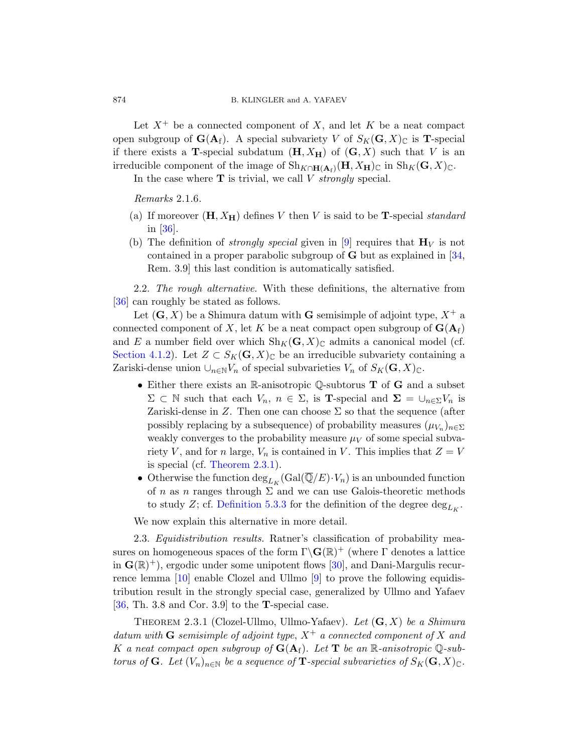Let $X^+$ be a connected component of $X$, and let $K$ be a neat compact open subgroup of $\mathbf{G}(\mathbf{A}_f)$. A special subvariety $V$ of $S_K(\mathbf{G}, X)_{\mathbb{C}}$ is $\mathbf{T}$-special if there exists a $\mathbf{T}$-special subdatum $(\mathbf{H}, X_{\mathbf{H}})$ of $(\mathbf{G}, X)$ such that $V$ is an irreducible component of the image of $\mathrm{Sh}_{K \cap \mathbf{H}(\mathbf{A}_f)}(\mathbf{H}, X_{\mathbf{H}})_{\mathbb{C}}$ in $\mathrm{Sh}_K(\mathbf{G}, X)_{\mathbb{C}}$.

In the case where $\mathbf{T}$ is trivial, we call $V$ *strongly* special.

*Remarks* 2.1.6.

(a) If moreover $(\mathbf{H}, X_{\mathbf{H}})$ defines $V$ then $V$ is said to be $\mathbf{T}$-special *standard* in [36].

(b) The definition of *strongly special* given in [9] requires that $\mathbf{H}_V$ is not contained in a proper parabolic subgroup of $\mathbf{G}$ but as explained in [34, Rem. 3.9] this last condition is automatically satisfied.

2.2. *The rough alternative*. With these definitions, the alternative from [36] can roughly be stated as follows.

Let $(\mathbf{G}, X)$ be a Shimura datum with $\mathbf{G}$ semisimple of adjoint type, $X^+$ a connected component of $X$, let $K$ be a neat compact open subgroup of $\mathbf{G}(\mathbf{A}_f)$ and $E$ a number field over which $\mathrm{Sh}_K(\mathbf{G}, X)_{\mathbb{C}}$ admits a canonical model (cf. Section 4.1.2). Let $Z \subset S_K(\mathbf{G}, X)_{\mathbb{C}}$ be an irreducible subvariety containing a Zariski-dense union $\cup_{n \in \mathbb{N}} V_n$ of special subvarieties $V_n$ of $S_K(\mathbf{G}, X)_{\mathbb{C}}$.

- Either there exists an $\mathbb{R}$-anisotropic $\mathbb{Q}$-subtorus $\mathbf{T}$ of $\mathbf{G}$ and a subset $\Sigma \subset \mathbb{N}$ such that each $V_n$, $n \in \Sigma$, is $\mathbf{T}$-special and $\mathbf{\Sigma} = \cup_{n \in \Sigma} V_n$ is Zariski-dense in $Z$. Then one can choose $\Sigma$ so that the sequence (after possibly replacing by a subsequence) of probability measures $(\mu_{V_n})_{n \in \Sigma}$ weakly converges to the probability measure $\mu_V$ of some special subvariety $V$, and for $n$ large, $V_n$ is contained in $V$. This implies that $Z = V$ is special (cf. Theorem 2.3.1).
- Otherwise the function $\deg_{L_K}(\mathrm{Gal}(\overline{\mathbb{Q}}/E) \cdot V_n)$ is an unbounded function of $n$ as $n$ ranges through $\Sigma$ and we can use Galois-theoretic methods to study $Z$; cf. Definition 5.3.3 for the definition of the degree $\deg_{L_K}$.

We now explain this alternative in more detail.

2.3. *Equidistribution results*. Ratner's classification of probability measures on homogeneous spaces of the form $\Gamma \backslash \mathbf{G}(\mathbb{R})^+$ (where $\Gamma$ denotes a lattice in $\mathbf{G}(\mathbb{R})^+$), ergodic under some unipotent flows [30], and Dani-Margulis recurrence lemma [10] enable Clozel and Ullmo [9] to prove the following equidistribution result in the strongly special case, generalized by Ullmo and Yafaev [36, Th. 3.8 and Cor. 3.9] to the $\mathbf{T}$-special case.

Theorem 2.3.1 (Clozel-Ullmo, Ullmo-Yafaev). *Let $(\mathbf{G}, X)$ be a Shimura datum with $\mathbf{G}$ semisimple of adjoint type, $X^+$ a connected component of $X$ and $K$ a neat compact open subgroup of $\mathbf{G}(\mathbf{A}_f)$. Let $\mathbf{T}$ be an $\mathbb{R}$-anisotropic $\mathbb{Q}$-subtorus of $\mathbf{G}$. Let $(V_n)_{n \in \mathbb{N}}$ be a sequence of $\mathbf{T}$-special subvarieties of $S_K(\mathbf{G}, X)_{\mathbb{C}}$.*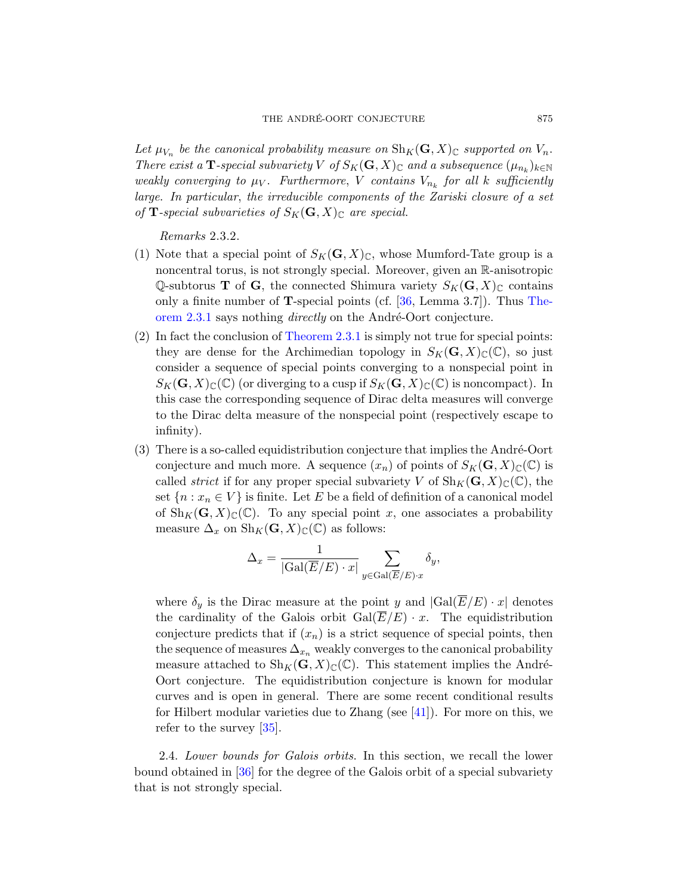*Let $\mu_{V_n}$ be the canonical probability measure on $\mathrm{Sh}_K(\mathbf{G}, X)_{\mathbb{C}}$ supported on $V_n$. There exist a* **T***-special subvariety $V$ of $S_K(\mathbf{G}, X)_{\mathbb{C}}$ and a subsequence $(\mu_{n_k})_{k\in\mathbb{N}}$ weakly converging to $\mu_V$. Furthermore, $V$ contains $V_{n_k}$ for all $k$ sufficiently large. In particular, the irreducible components of the Zariski closure of a set of* **T***-special subvarieties of $S_K(\mathbf{G}, X)_{\mathbb{C}}$ are special.*

*Remarks* 2.3.2.

(1) Note that a special point of $S_K(\mathbf{G}, X)_{\mathbb{C}}$, whose Mumford-Tate group is a noncentral torus, is not strongly special. Moreover, given an $\mathbb{R}$-anisotropic $\mathbb{Q}$-subtorus $\mathbf{T}$ of $\mathbf{G}$, the connected Shimura variety $S_K(\mathbf{G}, X)_{\mathbb{C}}$ contains only a finite number of **T**-special points (cf. [36, Lemma 3.7]). Thus Theorem 2.3.1 says nothing *directly* on the André-Oort conjecture.

(2) In fact the conclusion of Theorem 2.3.1 is simply not true for special points: they are dense for the Archimedian topology in $S_K(\mathbf{G}, X)_{\mathbb{C}}(\mathbb{C})$, so just consider a sequence of special points converging to a nonspecial point in $S_K(\mathbf{G}, X)_{\mathbb{C}}(\mathbb{C})$ (or diverging to a cusp if $S_K(\mathbf{G}, X)_{\mathbb{C}}(\mathbb{C})$ is noncompact). In this case the corresponding sequence of Dirac delta measures will converge to the Dirac delta measure of the nonspecial point (respectively escape to infinity).

(3) There is a so-called equidistribution conjecture that implies the André-Oort conjecture and much more. A sequence $(x_n)$ of points of $S_K(\mathbf{G}, X)_{\mathbb{C}}(\mathbb{C})$ is called *strict* if for any proper special subvariety $V$ of $\mathrm{Sh}_K(\mathbf{G}, X)_{\mathbb{C}}(\mathbb{C})$, the set $\{n : x_n \in V\}$ is finite. Let $E$ be a field of definition of a canonical model of $\mathrm{Sh}_K(\mathbf{G}, X)_{\mathbb{C}}(\mathbb{C})$. To any special point $x$, one associates a probability measure $\Delta_x$ on $\mathrm{Sh}_K(\mathbf{G}, X)_{\mathbb{C}}(\mathbb{C})$ as follows:

$$\Delta_x = \frac{1}{|\mathrm{Gal}(\overline{E}/E)\cdot x|} \sum_{y\in \mathrm{Gal}(\overline{E}/E)\cdot x} \delta_y,$$

where $\delta_y$ is the Dirac measure at the point $y$ and $|\mathrm{Gal}(\overline{E}/E)\cdot x|$ denotes the cardinality of the Galois orbit $\mathrm{Gal}(\overline{E}/E)\cdot x$. The equidistribution conjecture predicts that if $(x_n)$ is a strict sequence of special points, then the sequence of measures $\Delta_{x_n}$ weakly converges to the canonical probability measure attached to $\mathrm{Sh}_K(\mathbf{G}, X)_{\mathbb{C}}(\mathbb{C})$. This statement implies the André-Oort conjecture. The equidistribution conjecture is known for modular curves and is open in general. There are some recent conditional results for Hilbert modular varieties due to Zhang (see [41]). For more on this, we refer to the survey [35].

2.4. *Lower bounds for Galois orbits.* In this section, we recall the lower bound obtained in [36] for the degree of the Galois orbit of a special subvariety that is not strongly special.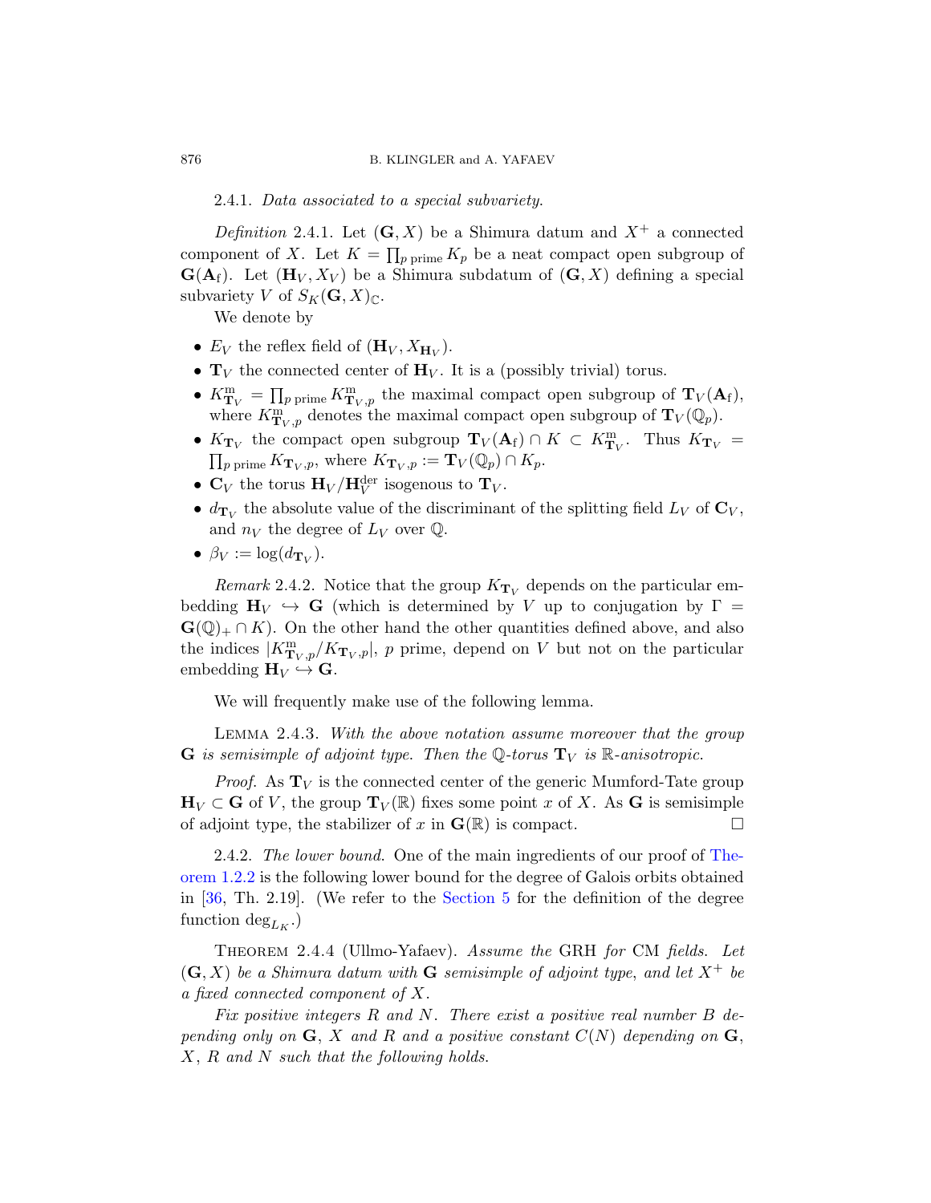2.4.1. *Data associated to a special subvariety.*

*Definition* 2.4.1. Let $(\mathbf{G}, X)$ be a Shimura datum and $X^+$ a connected component of $X$. Let $K = \prod_{p \text{ prime}} K_p$ be a neat compact open subgroup of $\mathbf{G}(\mathbf{A}_{\mathrm{f}})$. Let $(\mathbf{H}_V, X_V)$ be a Shimura subdatum of $(\mathbf{G}, X)$ defining a special subvariety $V$ of $S_K(\mathbf{G}, X)_{\mathbb{C}}$.

We denote by

- $E_V$ the reflex field of $(\mathbf{H}_V, X_{\mathbf{H}_V})$.
- $\mathbf{T}_V$ the connected center of $\mathbf{H}_V$. It is a (possibly trivial) torus.
- $K^{\mathrm{m}}_{\mathbf{T}_V} = \prod_{p \text{ prime}} K^{\mathrm{m}}_{\mathbf{T}_V,p}$ the maximal compact open subgroup of $\mathbf{T}_V(\mathbf{A}_{\mathrm{f}})$, where $K^{\mathrm{m}}_{\mathbf{T}_V,p}$ denotes the maximal compact open subgroup of $\mathbf{T}_V(\mathbb{Q}_p)$.
- $K_{\mathbf{T}_V}$ the compact open subgroup $\mathbf{T}_V(\mathbf{A}_{\mathrm{f}}) \cap K \subset K^{\mathrm{m}}_{\mathbf{T}_V}$. Thus $K_{\mathbf{T}_V} = \prod_{p \text{ prime}} K_{\mathbf{T}_V,p}$, where $K_{\mathbf{T}_V,p} := \mathbf{T}_V(\mathbb{Q}_p) \cap K_p$.
- $\mathbf{C}_V$ the torus $\mathbf{H}_V/\mathbf{H}_V^{\mathrm{der}}$ isogenous to $\mathbf{T}_V$.
- $d_{\mathbf{T}_V}$ the absolute value of the discriminant of the splitting field $L_V$ of $\mathbf{C}_V$, and $n_V$ the degree of $L_V$ over $\mathbb{Q}$.
- $\beta_V := \log(d_{\mathbf{T}_V})$.

*Remark* 2.4.2. Notice that the group $K_{\mathbf{T}_V}$ depends on the particular embedding $\mathbf{H}_V \hookrightarrow \mathbf{G}$ (which is determined by $V$ up to conjugation by $\Gamma = \mathbf{G}(\mathbb{Q})_+ \cap K$). On the other hand the other quantities defined above, and also the indices $|K^{\mathrm{m}}_{\mathbf{T}_V,p}/K_{\mathbf{T}_V,p}|$, $p$ prime, depend on $V$ but not on the particular embedding $\mathbf{H}_V \hookrightarrow \mathbf{G}$.

We will frequently make use of the following lemma.

Lemma 2.4.3. *With the above notation assume moreover that the group* $\mathbf{G}$ *is semisimple of adjoint type. Then the* $\mathbb{Q}$*-torus* $\mathbf{T}_V$ *is* $\mathbb{R}$*-anisotropic.*

*Proof.* As $\mathbf{T}_V$ is the connected center of the generic Mumford-Tate group $\mathbf{H}_V \subset \mathbf{G}$ of $V$, the group $\mathbf{T}_V(\mathbb{R})$ fixes some point $x$ of $X$. As $\mathbf{G}$ is semisimple of adjoint type, the stabilizer of $x$ in $\mathbf{G}(\mathbb{R})$ is compact. □

2.4.2. *The lower bound.* One of the main ingredients of our proof of Theorem 1.2.2 is the following lower bound for the degree of Galois orbits obtained in [36, Th. 2.19]. (We refer to the Section 5 for the definition of the degree function $\deg_{L_K}$.)

Theorem 2.4.4 (Ullmo-Yafaev). *Assume the* GRH *for* CM *fields. Let* $(\mathbf{G}, X)$ *be a Shimura datum with* $\mathbf{G}$ *semisimple of adjoint type, and let* $X^+$ *be a fixed connected component of* $X$*.*

*Fix positive integers* $R$ *and* $N$*. There exist a positive real number* $B$ *depending only on* $\mathbf{G}$*,* $X$ *and* $R$ *and a positive constant* $C(N)$ *depending on* $\mathbf{G}$*,* $X$*,* $R$ *and* $N$ *such that the following holds.*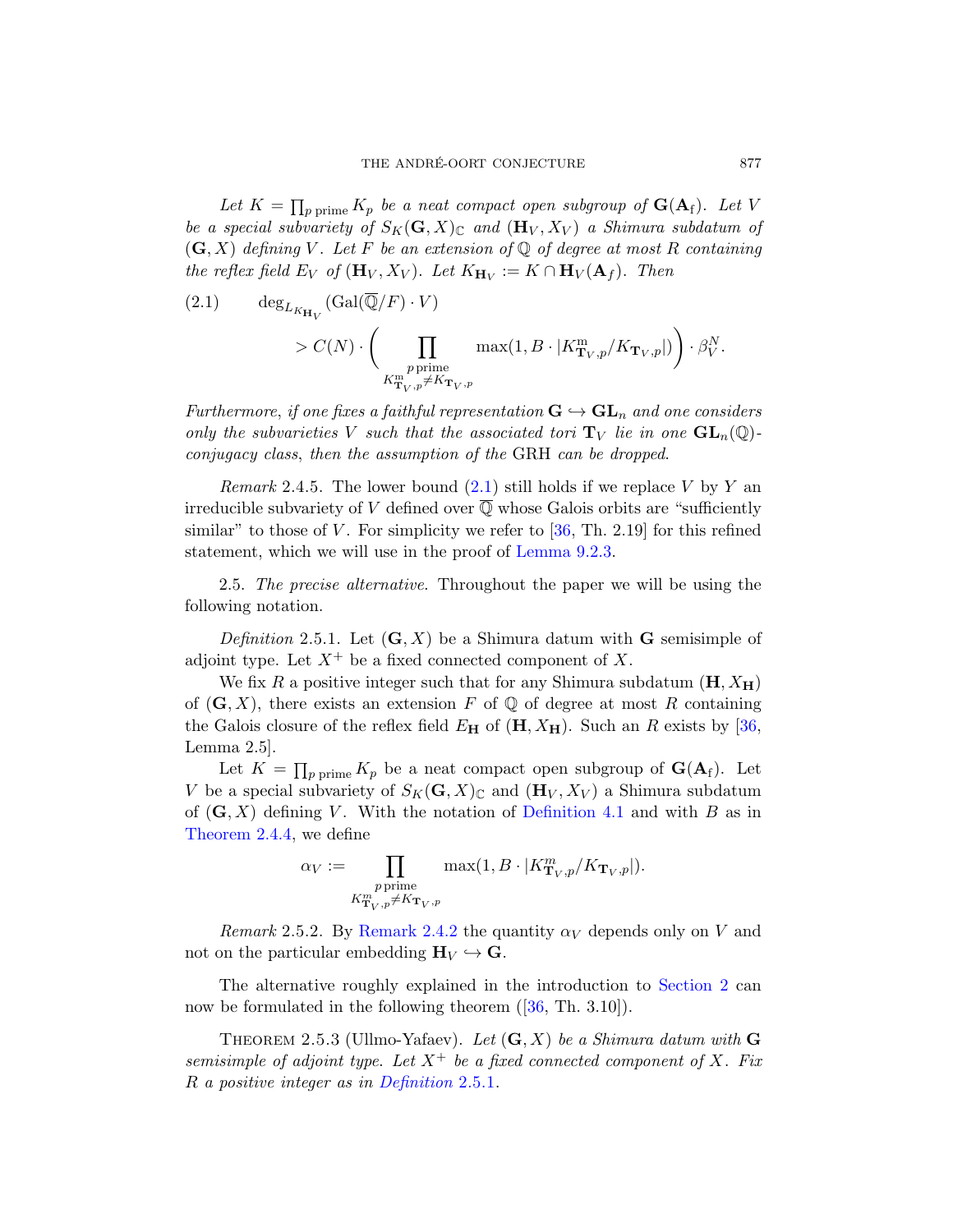*Let $K = \prod_{p \text{ prime}} K_p$ be a neat compact open subgroup of $\mathbf{G}(\mathbf{A}_{\mathrm{f}})$. Let $V$ be a special subvariety of $S_K(\mathbf{G}, X)_{\mathbb{C}}$ and $(\mathbf{H}_V, X_V)$ a Shimura subdatum of $(\mathbf{G}, X)$ defining $V$. Let $F$ be an extension of $\mathbb{Q}$ of degree at most $R$ containing the reflex field $E_V$ of $(\mathbf{H}_V, X_V)$. Let $K_{\mathbf{H}_V} := K \cap \mathbf{H}_V(\mathbf{A}_f)$. Then*

$$
(2.1) \qquad \deg_{L_{K_{\mathbf{H}_V}}}(\mathrm{Gal}(\overline{\mathbb{Q}}/F) \cdot V) > C(N) \cdot \left( \prod_{\substack{p \text{ prime} \\ K^{\mathrm{m}}_{\mathbf{T}_V,p} \neq K_{\mathbf{T}_V,p}}} \max(1, B \cdot |K^{\mathrm{m}}_{\mathbf{T}_V,p}/K_{\mathbf{T}_V,p}|) \right) \cdot \beta_V^N.
$$

*Furthermore, if one fixes a faithful representation $\mathbf{G} \hookrightarrow \mathbf{GL}_n$ and one considers only the subvarieties $V$ such that the associated tori $\mathbf{T}_V$ lie in one $\mathbf{GL}_n(\mathbb{Q})$-conjugacy class, then the assumption of the* GRH *can be dropped.*

*Remark* 2.4.5. The lower bound (2.1) still holds if we replace $V$ by $Y$ an irreducible subvariety of $V$ defined over $\overline{\mathbb{Q}}$ whose Galois orbits are "sufficiently similar" to those of $V$. For simplicity we refer to [36, Th. 2.19] for this refined statement, which we will use in the proof of Lemma 9.2.3.

2.5. *The precise alternative.* Throughout the paper we will be using the following notation.

*Definition* 2.5.1. Let $(\mathbf{G}, X)$ be a Shimura datum with $\mathbf{G}$ semisimple of adjoint type. Let $X^+$ be a fixed connected component of $X$.

We fix $R$ a positive integer such that for any Shimura subdatum $(\mathbf{H}, X_{\mathbf{H}})$ of $(\mathbf{G}, X)$, there exists an extension $F$ of $\mathbb{Q}$ of degree at most $R$ containing the Galois closure of the reflex field $E_{\mathbf{H}}$ of $(\mathbf{H}, X_{\mathbf{H}})$. Such an $R$ exists by [36, Lemma 2.5].

Let $K = \prod_{p \text{ prime}} K_p$ be a neat compact open subgroup of $\mathbf{G}(\mathbf{A}_{\mathrm{f}})$. Let $V$ be a special subvariety of $S_K(\mathbf{G}, X)_{\mathbb{C}}$ and $(\mathbf{H}_V, X_V)$ a Shimura subdatum of $(\mathbf{G}, X)$ defining $V$. With the notation of Definition 4.1 and with $B$ as in Theorem 2.4.4, we define

$$
\alpha_V := \prod_{\substack{p \text{ prime} \\ K^{m}_{\mathbf{T}_V,p} \neq K_{\mathbf{T}_V,p}}} \max(1, B \cdot |K^{m}_{\mathbf{T}_V,p}/K_{\mathbf{T}_V,p}|).
$$

*Remark* 2.5.2. By Remark 2.4.2 the quantity $\alpha_V$ depends only on $V$ and not on the particular embedding $\mathbf{H}_V \hookrightarrow \mathbf{G}$.

The alternative roughly explained in the introduction to Section 2 can now be formulated in the following theorem ([36, Th. 3.10]).

Theorem 2.5.3 (Ullmo-Yafaev). *Let $(\mathbf{G}, X)$ be a Shimura datum with $\mathbf{G}$ semisimple of adjoint type. Let $X^+$ be a fixed connected component of $X$. Fix $R$ a positive integer as in Definition 2.5.1.*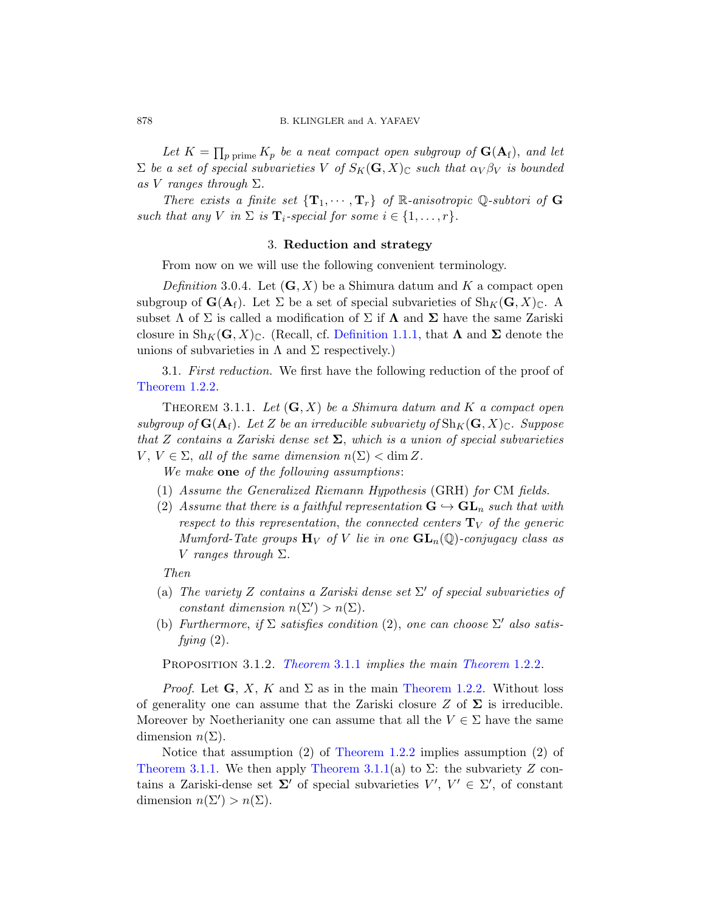*Let $K = \prod_{p \text{ prime}} K_p$ be a neat compact open subgroup of $\mathbf{G}(\mathbf{A}_\mathrm{f})$, and let $\Sigma$ be a set of special subvarieties $V$ of $S_K(\mathbf{G}, X)_\mathbb{C}$ such that $\alpha_V \beta_V$ is bounded as $V$ ranges through $\Sigma$.*

*There exists a finite set $\{\mathbf{T}_1, \cdots, \mathbf{T}_r\}$ of $\mathbb{R}$-anisotropic $\mathbb{Q}$-subtori of $\mathbf{G}$ such that any $V$ in $\Sigma$ is $\mathbf{T}_i$-special for some $i \in \{1, \ldots, r\}$.*

## 3. Reduction and strategy

From now on we will use the following convenient terminology.

*Definition* 3.0.4. Let $(\mathbf{G}, X)$ be a Shimura datum and $K$ a compact open subgroup of $\mathbf{G}(\mathbf{A}_\mathrm{f})$. Let $\Sigma$ be a set of special subvarieties of $\mathrm{Sh}_K(\mathbf{G}, X)_\mathbb{C}$. A subset $\Lambda$ of $\Sigma$ is called a modification of $\Sigma$ if $\mathbf{\Lambda}$ and $\mathbf{\Sigma}$ have the same Zariski closure in $\mathrm{Sh}_K(\mathbf{G}, X)_\mathbb{C}$. (Recall, cf. Definition 1.1.1, that $\mathbf{\Lambda}$ and $\mathbf{\Sigma}$ denote the unions of subvarieties in $\Lambda$ and $\Sigma$ respectively.)

3.1. *First reduction.* We first have the following reduction of the proof of Theorem 1.2.2.

Theorem 3.1.1. *Let $(\mathbf{G}, X)$ be a Shimura datum and $K$ a compact open subgroup of $\mathbf{G}(\mathbf{A}_\mathrm{f})$. Let $Z$ be an irreducible subvariety of $\mathrm{Sh}_K(\mathbf{G}, X)_\mathbb{C}$. Suppose that $Z$ contains a Zariski dense set $\mathbf{\Sigma}$, which is a union of special subvarieties $V$, $V \in \Sigma$, all of the same dimension $n(\Sigma) < \dim Z$.*

*We make* **one** *of the following assumptions*:

1. *Assume the Generalized Riemann Hypothesis* (GRH) *for* CM *fields.*
2. *Assume that there is a faithful representation $\mathbf{G} \hookrightarrow \mathbf{GL}_n$ such that with respect to this representation, the connected centers $\mathbf{T}_V$ of the generic Mumford-Tate groups $\mathbf{H}_V$ of $V$ lie in one $\mathbf{GL}_n(\mathbb{Q})$-conjugacy class as $V$ ranges through $\Sigma$.*

*Then*

- (a) *The variety $Z$ contains a Zariski dense set $\Sigma'$ of special subvarieties of constant dimension $n(\Sigma') > n(\Sigma)$.*
- (b) *Furthermore, if $\Sigma$ satisfies condition* (2), *one can choose $\Sigma'$ also satisfying* (2).

Proposition 3.1.2. *Theorem 3.1.1 implies the main Theorem 1.2.2.*

*Proof.* Let $\mathbf{G}$, $X$, $K$ and $\Sigma$ as in the main Theorem 1.2.2. Without loss of generality one can assume that the Zariski closure $Z$ of $\mathbf{\Sigma}$ is irreducible. Moreover by Noetherianity one can assume that all the $V \in \Sigma$ have the same dimension $n(\Sigma)$.

Notice that assumption (2) of Theorem 1.2.2 implies assumption (2) of Theorem 3.1.1. We then apply Theorem 3.1.1(a) to $\Sigma$: the subvariety $Z$ contains a Zariski-dense set $\mathbf{\Sigma}'$ of special subvarieties $V'$, $V' \in \Sigma'$, of constant dimension $n(\Sigma') > n(\Sigma)$.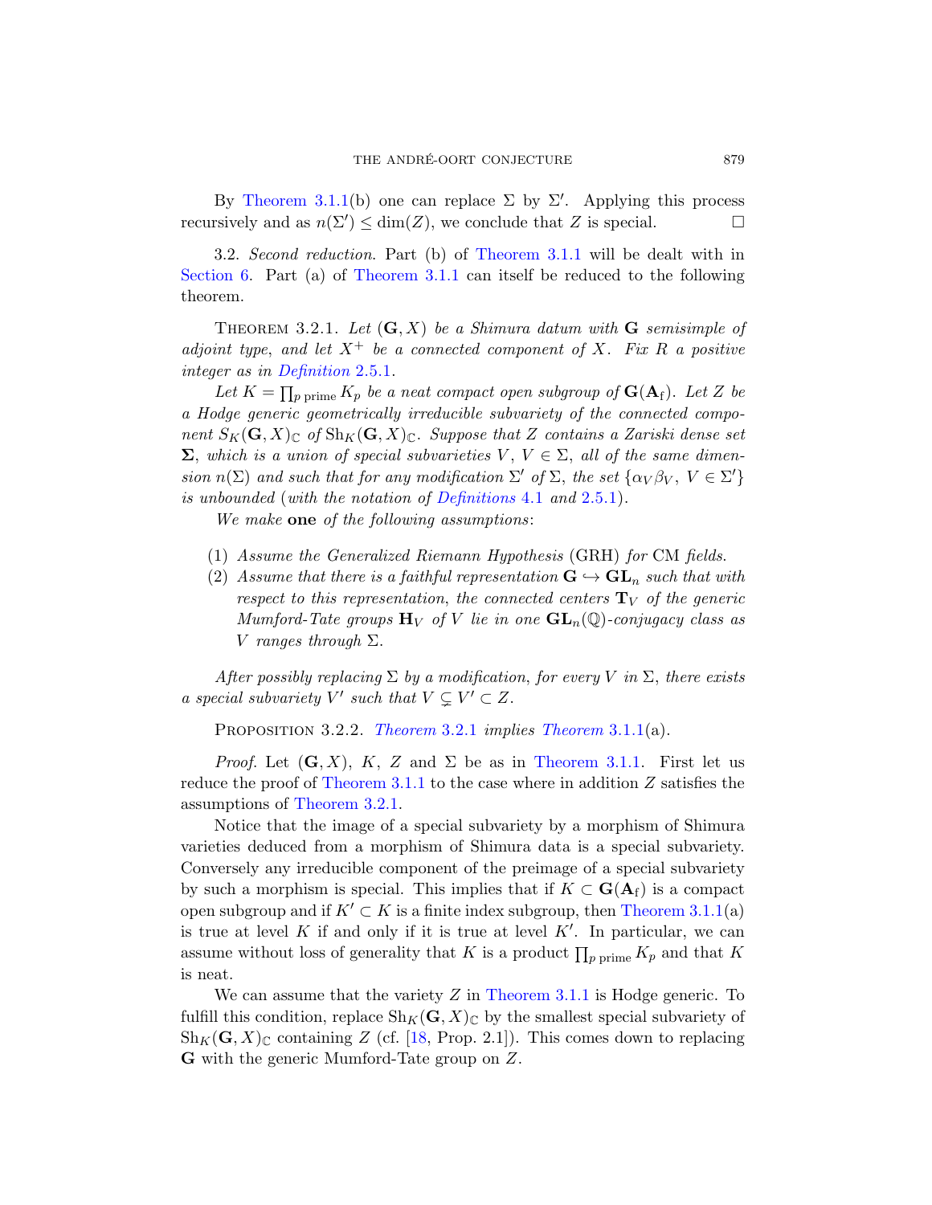By Theorem 3.1.1(b) one can replace $\Sigma$ by $\Sigma'$. Applying this process recursively and as $n(\Sigma') \leq \dim(Z)$, we conclude that $Z$ is special. □

3.2. *Second reduction*. Part (b) of Theorem 3.1.1 will be dealt with in Section 6. Part (a) of Theorem 3.1.1 can itself be reduced to the following theorem.

Theorem 3.2.1. *Let $(\mathbf{G}, X)$ be a Shimura datum with $\mathbf{G}$ semisimple of adjoint type, and let $X^+$ be a connected component of $X$. Fix $R$ a positive integer as in Definition 2.5.1.*

*Let $K = \prod_{p \text{ prime}} K_p$ be a neat compact open subgroup of $\mathbf{G}(\mathbf{A}_\mathrm{f})$. Let $Z$ be a Hodge generic geometrically irreducible subvariety of the connected component $S_K(\mathbf{G}, X)_\mathbb{C}$ of $\mathrm{Sh}_K(\mathbf{G}, X)_\mathbb{C}$. Suppose that $Z$ contains a Zariski dense set $\boldsymbol{\Sigma}$, which is a union of special subvarieties $V$, $V \in \Sigma$, all of the same dimension $n(\Sigma)$ and such that for any modification $\Sigma'$ of $\Sigma$, the set $\{\alpha_V \beta_V,\ V \in \Sigma'\}$ is unbounded (with the notation of Definitions 4.1 and 2.5.1).*

*We make* **one** *of the following assumptions*:

1. *Assume the Generalized Riemann Hypothesis* (GRH) *for* CM *fields.*
2. *Assume that there is a faithful representation $\mathbf{G} \hookrightarrow \mathbf{GL}_n$ such that with respect to this representation, the connected centers $\mathbf{T}_V$ of the generic Mumford-Tate groups $\mathbf{H}_V$ of $V$ lie in one $\mathbf{GL}_n(\mathbb{Q})$-conjugacy class as $V$ ranges through $\Sigma$.*

*After possibly replacing $\Sigma$ by a modification, for every $V$ in $\Sigma$, there exists a special subvariety $V'$ such that $V \subsetneq V' \subset Z$.*

Proposition 3.2.2. *Theorem 3.2.1 implies Theorem 3.1.1(a).*

*Proof.* Let $(\mathbf{G}, X)$, $K$, $Z$ and $\Sigma$ be as in Theorem 3.1.1. First let us reduce the proof of Theorem 3.1.1 to the case where in addition $Z$ satisfies the assumptions of Theorem 3.2.1.

Notice that the image of a special subvariety by a morphism of Shimura varieties deduced from a morphism of Shimura data is a special subvariety. Conversely any irreducible component of the preimage of a special subvariety by such a morphism is special. This implies that if $K \subset \mathbf{G}(\mathbf{A}_\mathrm{f})$ is a compact open subgroup and if $K' \subset K$ is a finite index subgroup, then Theorem 3.1.1(a) is true at level $K$ if and only if it is true at level $K'$. In particular, we can assume without loss of generality that $K$ is a product $\prod_{p \text{ prime}} K_p$ and that $K$ is neat.

We can assume that the variety $Z$ in Theorem 3.1.1 is Hodge generic. To fulfill this condition, replace $\mathrm{Sh}_K(\mathbf{G}, X)_\mathbb{C}$ by the smallest special subvariety of $\mathrm{Sh}_K(\mathbf{G}, X)_\mathbb{C}$ containing $Z$ (cf. [18, Prop. 2.1]). This comes down to replacing $\mathbf{G}$ with the generic Mumford-Tate group on $Z$.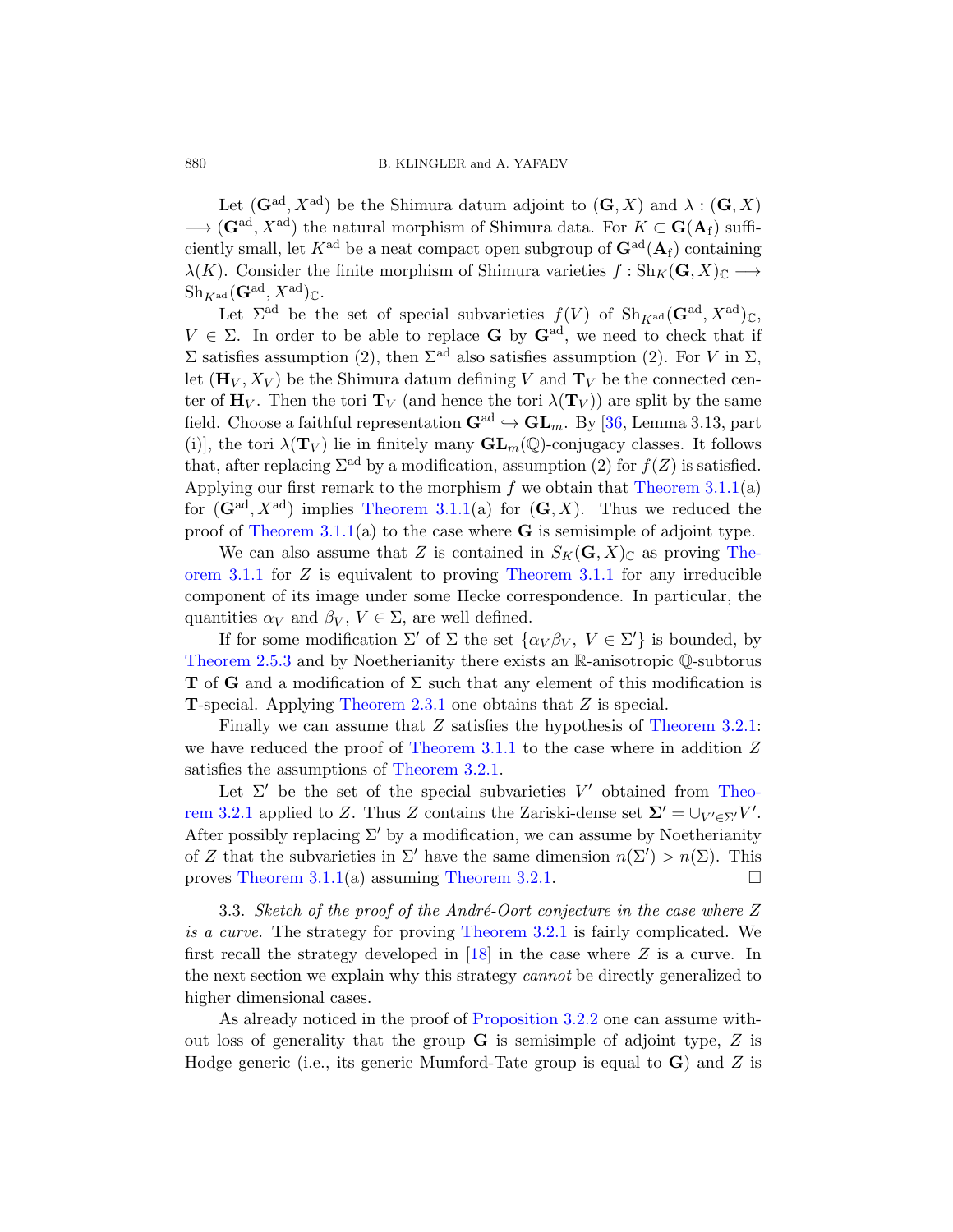Let $(\mathbf{G}^{\mathrm{ad}}, X^{\mathrm{ad}})$ be the Shimura datum adjoint to $(\mathbf{G}, X)$ and $\lambda : (\mathbf{G}, X) \longrightarrow (\mathbf{G}^{\mathrm{ad}}, X^{\mathrm{ad}})$ the natural morphism of Shimura data. For $K \subset \mathbf{G}(\mathbf{A}_{\mathrm{f}})$ sufficiently small, let $K^{\mathrm{ad}}$ be a neat compact open subgroup of $\mathbf{G}^{\mathrm{ad}}(\mathbf{A}_{\mathrm{f}})$ containing $\lambda(K)$. Consider the finite morphism of Shimura varieties $f : \mathrm{Sh}_K(\mathbf{G}, X)_{\mathbb{C}} \longrightarrow \mathrm{Sh}_{K^{\mathrm{ad}}}(\mathbf{G}^{\mathrm{ad}}, X^{\mathrm{ad}})_{\mathbb{C}}$.

Let $\Sigma^{\mathrm{ad}}$ be the set of special subvarieties $f(V)$ of $\mathrm{Sh}_{K^{\mathrm{ad}}}(\mathbf{G}^{\mathrm{ad}}, X^{\mathrm{ad}})_{\mathbb{C}}$, $V \in \Sigma$. In order to be able to replace $\mathbf{G}$ by $\mathbf{G}^{\mathrm{ad}}$, we need to check that if $\Sigma$ satisfies assumption (2), then $\Sigma^{\mathrm{ad}}$ also satisfies assumption (2). For $V$ in $\Sigma$, let $(\mathbf{H}_V, X_V)$ be the Shimura datum defining $V$ and $\mathbf{T}_V$ be the connected center of $\mathbf{H}_V$. Then the tori $\mathbf{T}_V$ (and hence the tori $\lambda(\mathbf{T}_V)$) are split by the same field. Choose a faithful representation $\mathbf{G}^{\mathrm{ad}} \hookrightarrow \mathbf{GL}_m$. By [36, Lemma 3.13, part (i)], the tori $\lambda(\mathbf{T}_V)$ lie in finitely many $\mathbf{GL}_m(\mathbb{Q})$-conjugacy classes. It follows that, after replacing $\Sigma^{\mathrm{ad}}$ by a modification, assumption (2) for $f(Z)$ is satisfied. Applying our first remark to the morphism $f$ we obtain that Theorem 3.1.1(a) for $(\mathbf{G}^{\mathrm{ad}}, X^{\mathrm{ad}})$ implies Theorem 3.1.1(a) for $(\mathbf{G}, X)$. Thus we reduced the proof of Theorem 3.1.1(a) to the case where $\mathbf{G}$ is semisimple of adjoint type.

We can also assume that $Z$ is contained in $S_K(\mathbf{G}, X)_{\mathbb{C}}$ as proving Theorem 3.1.1 for $Z$ is equivalent to proving Theorem 3.1.1 for any irreducible component of its image under some Hecke correspondence. In particular, the quantities $\alpha_V$ and $\beta_V$, $V \in \Sigma$, are well defined.

If for some modification $\Sigma'$ of $\Sigma$ the set $\{\alpha_V \beta_V,\ V \in \Sigma'\}$ is bounded, by Theorem 2.5.3 and by Noetherianity there exists an $\mathbb{R}$-anisotropic $\mathbb{Q}$-subtorus $\mathbf{T}$ of $\mathbf{G}$ and a modification of $\Sigma$ such that any element of this modification is $\mathbf{T}$-special. Applying Theorem 2.3.1 one obtains that $Z$ is special.

Finally we can assume that $Z$ satisfies the hypothesis of Theorem 3.2.1: we have reduced the proof of Theorem 3.1.1 to the case where in addition $Z$ satisfies the assumptions of Theorem 3.2.1.

Let $\Sigma'$ be the set of the special subvarieties $V'$ obtained from Theorem 3.2.1 applied to $Z$. Thus $Z$ contains the Zariski-dense set $\mathbf{\Sigma}' = \cup_{V' \in \Sigma'} V'$. After possibly replacing $\Sigma'$ by a modification, we can assume by Noetherianity of $Z$ that the subvarieties in $\Sigma'$ have the same dimension $n(\Sigma') > n(\Sigma)$. This proves Theorem 3.1.1(a) assuming Theorem 3.2.1. □

3.3. *Sketch of the proof of the André-Oort conjecture in the case where $Z$ is a curve.* The strategy for proving Theorem 3.2.1 is fairly complicated. We first recall the strategy developed in [18] in the case where $Z$ is a curve. In the next section we explain why this strategy *cannot* be directly generalized to higher dimensional cases.

As already noticed in the proof of Proposition 3.2.2 one can assume without loss of generality that the group $\mathbf{G}$ is semisimple of adjoint type, $Z$ is Hodge generic (i.e., its generic Mumford-Tate group is equal to $\mathbf{G}$) and $Z$ is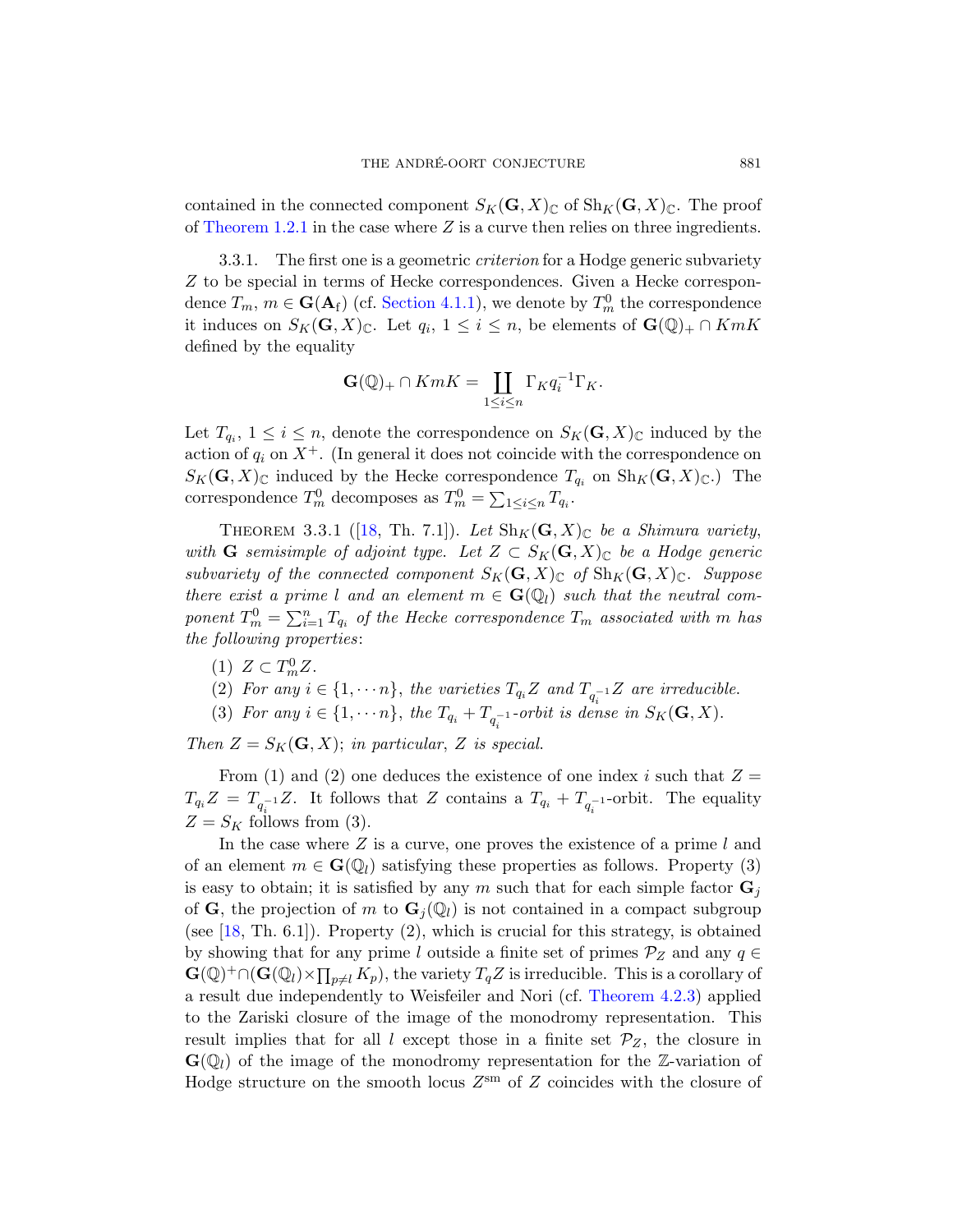contained in the connected component $S_K(\mathbf{G}, X)_{\mathbb{C}}$ of $\mathrm{Sh}_K(\mathbf{G}, X)_{\mathbb{C}}$. The proof of Theorem 1.2.1 in the case where $Z$ is a curve then relies on three ingredients.

3.3.1. The first one is a geometric *criterion* for a Hodge generic subvariety $Z$ to be special in terms of Hecke correspondences. Given a Hecke correspondence $T_m$, $m \in \mathbf{G}(\mathbf{A}_{\mathrm{f}})$ (cf. Section 4.1.1), we denote by $T_m^0$ the correspondence it induces on $S_K(\mathbf{G}, X)_{\mathbb{C}}$. Let $q_i$, $1 \leq i \leq n$, be elements of $\mathbf{G}(\mathbb{Q})_+ \cap KmK$ defined by the equality

$$\mathbf{G}(\mathbb{Q})_+ \cap KmK = \coprod_{1 \leq i \leq n} \Gamma_K q_i^{-1} \Gamma_K.$$

Let $T_{q_i}$, $1 \leq i \leq n$, denote the correspondence on $S_K(\mathbf{G}, X)_{\mathbb{C}}$ induced by the action of $q_i$ on $X^+$. (In general it does not coincide with the correspondence on $S_K(\mathbf{G}, X)_{\mathbb{C}}$ induced by the Hecke correspondence $T_{q_i}$ on $\mathrm{Sh}_K(\mathbf{G}, X)_{\mathbb{C}}$.) The correspondence $T_m^0$ decomposes as $T_m^0 = \sum_{1 \leq i \leq n} T_{q_i}$.

Theorem 3.3.1 ([18, Th. 7.1]). *Let $\mathrm{Sh}_K(\mathbf{G}, X)_{\mathbb{C}}$ be a Shimura variety, with $\mathbf{G}$ semisimple of adjoint type. Let $Z \subset S_K(\mathbf{G}, X)_{\mathbb{C}}$ be a Hodge generic subvariety of the connected component $S_K(\mathbf{G}, X)_{\mathbb{C}}$ of $\mathrm{Sh}_K(\mathbf{G}, X)_{\mathbb{C}}$. Suppose there exist a prime $l$ and an element $m \in \mathbf{G}(\mathbb{Q}_l)$ such that the neutral component $T_m^0 = \sum_{i=1}^n T_{q_i}$ of the Hecke correspondence $T_m$ associated with $m$ has the following properties*:

1. $Z \subset T_m^0 Z$.
2. *For any $i \in \{1, \cdots n\}$, the varieties $T_{q_i} Z$ and $T_{q_i^{-1}} Z$ are irreducible.*
3. *For any $i \in \{1, \cdots n\}$, the $T_{q_i} + T_{q_i^{-1}}$-orbit is dense in $S_K(\mathbf{G}, X)$.*

*Then $Z = S_K(\mathbf{G}, X)$; in particular, $Z$ is special.*

From (1) and (2) one deduces the existence of one index $i$ such that $Z = T_{q_i} Z = T_{q_i^{-1}} Z$. It follows that $Z$ contains a $T_{q_i} + T_{q_i^{-1}}$-orbit. The equality $Z = S_K$ follows from (3).

In the case where $Z$ is a curve, one proves the existence of a prime $l$ and of an element $m \in \mathbf{G}(\mathbb{Q}_l)$ satisfying these properties as follows. Property (3) is easy to obtain; it is satisfied by any $m$ such that for each simple factor $\mathbf{G}_j$ of $\mathbf{G}$, the projection of $m$ to $\mathbf{G}_j(\mathbb{Q}_l)$ is not contained in a compact subgroup (see [18, Th. 6.1]). Property (2), which is crucial for this strategy, is obtained by showing that for any prime $l$ outside a finite set of primes $\mathcal{P}_Z$ and any $q \in \mathbf{G}(\mathbb{Q})^+ \cap (\mathbf{G}(\mathbb{Q}_l) \times \prod_{p \neq l} K_p)$, the variety $T_q Z$ is irreducible. This is a corollary of a result due independently to Weisfeiler and Nori (cf. Theorem 4.2.3) applied to the Zariski closure of the image of the monodromy representation. This result implies that for all $l$ except those in a finite set $\mathcal{P}_Z$, the closure in $\mathbf{G}(\mathbb{Q}_l)$ of the image of the monodromy representation for the $\mathbb{Z}$-variation of Hodge structure on the smooth locus $Z^{\mathrm{sm}}$ of $Z$ coincides with the closure of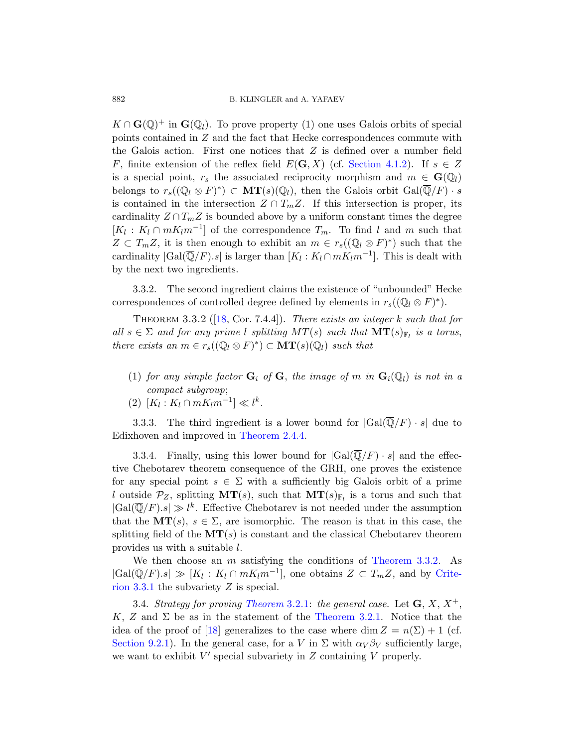$K \cap \mathbf{G}(\mathbb{Q})^+$ in $\mathbf{G}(\mathbb{Q}_l)$. To prove property (1) one uses Galois orbits of special points contained in $Z$ and the fact that Hecke correspondences commute with the Galois action. First one notices that $Z$ is defined over a number field $F$, finite extension of the reflex field $E(\mathbf{G}, X)$ (cf. Section 4.1.2). If $s \in Z$ is a special point, $r_s$ the associated reciprocity morphism and $m \in \mathbf{G}(\mathbb{Q}_l)$ belongs to $r_s((\mathbb{Q}_l \otimes F)^*) \subset \mathbf{MT}(s)(\mathbb{Q}_l)$, then the Galois orbit $\mathrm{Gal}(\overline{\mathbb{Q}}/F) \cdot s$ is contained in the intersection $Z \cap T_m Z$. If this intersection is proper, its cardinality $Z \cap T_m Z$ is bounded above by a uniform constant times the degree $[K_l : K_l \cap m K_l m^{-1}]$ of the correspondence $T_m$. To find $l$ and $m$ such that $Z \subset T_m Z$, it is then enough to exhibit an $m \in r_s((\mathbb{Q}_l \otimes F)^*)$ such that the cardinality $|\mathrm{Gal}(\overline{\mathbb{Q}}/F).s|$ is larger than $[K_l : K_l \cap m K_l m^{-1}]$. This is dealt with by the next two ingredients.

3.3.2. The second ingredient claims the existence of "unbounded" Hecke correspondences of controlled degree defined by elements in $r_s((\mathbb{Q}_l \otimes F)^*)$.

THEOREM 3.3.2 ([18, Cor. 7.4.4]). *There exists an integer $k$ such that for all $s \in \Sigma$ and for any prime $l$ splitting $MT(s)$ such that $\mathbf{MT}(s)_{\mathbb{F}_l}$ is a torus, there exists an $m \in r_s((\mathbb{Q}_l \otimes F)^*) \subset \mathbf{MT}(s)(\mathbb{Q}_l)$ such that*

1. *for any simple factor $\mathbf{G}_i$ of $\mathbf{G}$, the image of $m$ in $\mathbf{G}_i(\mathbb{Q}_l)$ is not in a compact subgroup;*
2. $[K_l : K_l \cap m K_l m^{-1}] \ll l^k$.

3.3.3. The third ingredient is a lower bound for $|\mathrm{Gal}(\overline{\mathbb{Q}}/F) \cdot s|$ due to Edixhoven and improved in Theorem 2.4.4.

3.3.4. Finally, using this lower bound for $|\mathrm{Gal}(\overline{\mathbb{Q}}/F) \cdot s|$ and the effective Chebotarev theorem consequence of the GRH, one proves the existence for any special point $s \in \Sigma$ with a sufficiently big Galois orbit of a prime $l$ outside $\mathcal{P}_Z$, splitting $\mathbf{MT}(s)$, such that $\mathbf{MT}(s)_{\mathbb{F}_l}$ is a torus and such that $|\mathrm{Gal}(\overline{\mathbb{Q}}/F).s| \gg l^k$. Effective Chebotarev is not needed under the assumption that the $\mathbf{MT}(s)$, $s \in \Sigma$, are isomorphic. The reason is that in this case, the splitting field of the $\mathbf{MT}(s)$ is constant and the classical Chebotarev theorem provides us with a suitable $l$.

We then choose an $m$ satisfying the conditions of Theorem 3.3.2. As $|\mathrm{Gal}(\overline{\mathbb{Q}}/F).s| \gg [K_l : K_l \cap m K_l m^{-1}]$, one obtains $Z \subset T_m Z$, and by Criterion 3.3.1 the subvariety $Z$ is special.

3.4. *Strategy for proving Theorem 3.2.1: the general case.* Let $\mathbf{G}$, $X$, $X^+$, $K$, $Z$ and $\Sigma$ be as in the statement of the Theorem 3.2.1. Notice that the idea of the proof of [18] generalizes to the case where $\dim Z = n(\Sigma) + 1$ (cf. Section 9.2.1). In the general case, for a $V$ in $\Sigma$ with $\alpha_V \beta_V$ sufficiently large, we want to exhibit $V'$ special subvariety in $Z$ containing $V$ properly.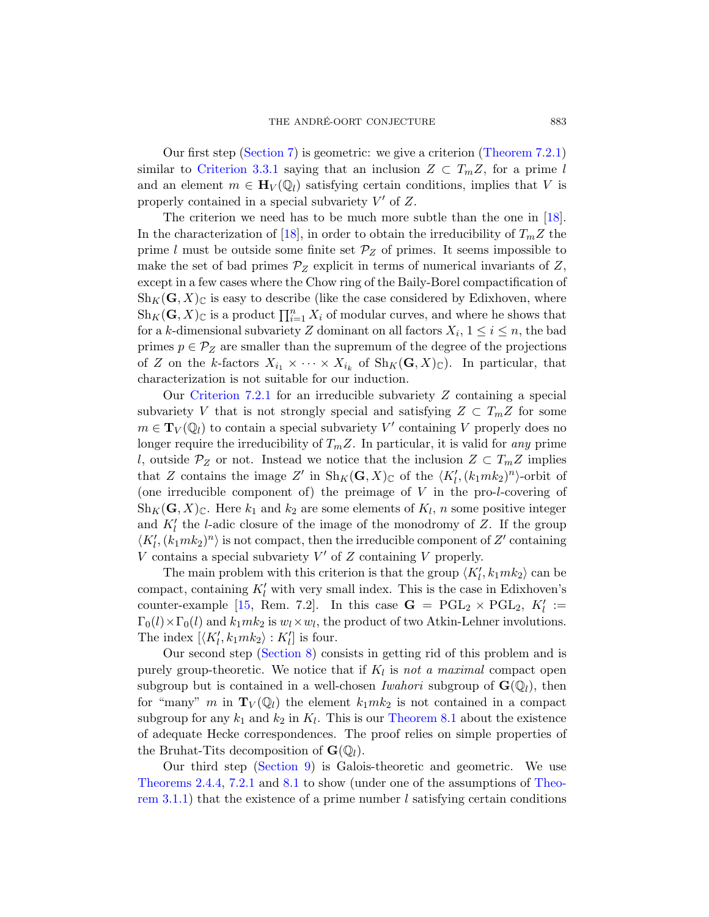Our first step (Section 7) is geometric: we give a criterion (Theorem 7.2.1) similar to Criterion 3.3.1 saying that an inclusion $Z \subset T_m Z$, for a prime $l$ and an element $m \in \mathbf{H}_V(\mathbb{Q}_l)$ satisfying certain conditions, implies that $V$ is properly contained in a special subvariety $V'$ of $Z$.

The criterion we need has to be much more subtle than the one in [18]. In the characterization of [18], in order to obtain the irreducibility of $T_m Z$ the prime $l$ must be outside some finite set $\mathcal{P}_Z$ of primes. It seems impossible to make the set of bad primes $\mathcal{P}_Z$ explicit in terms of numerical invariants of $Z$, except in a few cases where the Chow ring of the Baily-Borel compactification of $\mathrm{Sh}_K(\mathbf{G}, X)_\mathbb{C}$ is easy to describe (like the case considered by Edixhoven, where $\mathrm{Sh}_K(\mathbf{G}, X)_\mathbb{C}$ is a product $\prod_{i=1}^n X_i$ of modular curves, and where he shows that for a $k$-dimensional subvariety $Z$ dominant on all factors $X_i$, $1 \leq i \leq n$, the bad primes $p \in \mathcal{P}_Z$ are smaller than the supremum of the degree of the projections of $Z$ on the $k$-factors $X_{i_1} \times \cdots \times X_{i_k}$ of $\mathrm{Sh}_K(\mathbf{G}, X)_\mathbb{C}$). In particular, that characterization is not suitable for our induction.

Our Criterion 7.2.1 for an irreducible subvariety $Z$ containing a special subvariety $V$ that is not strongly special and satisfying $Z \subset T_m Z$ for some $m \in \mathbf{T}_V(\mathbb{Q}_l)$ to contain a special subvariety $V'$ containing $V$ properly does no longer require the irreducibility of $T_m Z$. In particular, it is valid for *any* prime $l$, outside $\mathcal{P}_Z$ or not. Instead we notice that the inclusion $Z \subset T_m Z$ implies that $Z$ contains the image $Z'$ in $\mathrm{Sh}_K(\mathbf{G}, X)_\mathbb{C}$ of the $\langle K'_l, (k_1 m k_2)^n \rangle$-orbit of (one irreducible component of) the preimage of $V$ in the pro-$l$-covering of $\mathrm{Sh}_K(\mathbf{G}, X)_\mathbb{C}$. Here $k_1$ and $k_2$ are some elements of $K_l$, $n$ some positive integer and $K'_l$ the $l$-adic closure of the image of the monodromy of $Z$. If the group $\langle K'_l, (k_1 m k_2)^n \rangle$ is not compact, then the irreducible component of $Z'$ containing $V$ contains a special subvariety $V'$ of $Z$ containing $V$ properly.

The main problem with this criterion is that the group $\langle K'_l, k_1 m k_2 \rangle$ can be compact, containing $K'_l$ with very small index. This is the case in Edixhoven's counter-example [15, Rem. 7.2]. In this case $\mathbf{G} = \mathrm{PGL}_2 \times \mathrm{PGL}_2$, $K'_l := \Gamma_0(l) \times \Gamma_0(l)$ and $k_1 m k_2$ is $w_l \times w_l$, the product of two Atkin-Lehner involutions. The index $[\langle K'_l, k_1 m k_2 \rangle : K'_l]$ is four.

Our second step (Section 8) consists in getting rid of this problem and is purely group-theoretic. We notice that if $K_l$ is *not a maximal* compact open subgroup but is contained in a well-chosen *Iwahori* subgroup of $\mathbf{G}(\mathbb{Q}_l)$, then for "many" $m$ in $\mathbf{T}_V(\mathbb{Q}_l)$ the element $k_1 m k_2$ is not contained in a compact subgroup for any $k_1$ and $k_2$ in $K_l$. This is our Theorem 8.1 about the existence of adequate Hecke correspondences. The proof relies on simple properties of the Bruhat-Tits decomposition of $\mathbf{G}(\mathbb{Q}_l)$.

Our third step (Section 9) is Galois-theoretic and geometric. We use Theorems 2.4.4, 7.2.1 and 8.1 to show (under one of the assumptions of Theorem 3.1.1) that the existence of a prime number $l$ satisfying certain conditions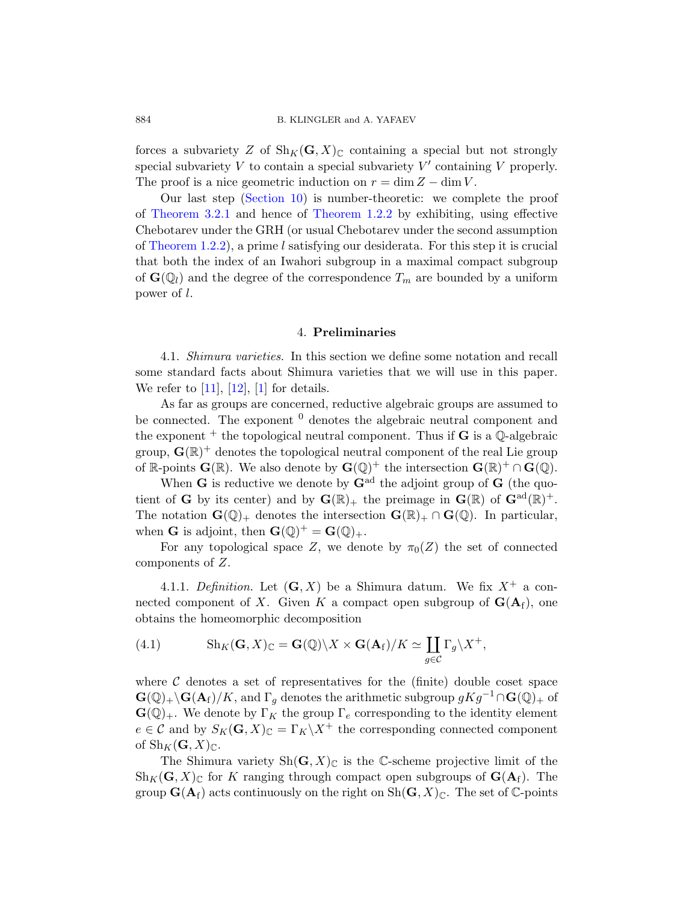forces a subvariety $Z$ of $\mathrm{Sh}_K(\mathbf{G}, X)_{\mathbb{C}}$ containing a special but not strongly special subvariety $V$ to contain a special subvariety $V'$ containing $V$ properly. The proof is a nice geometric induction on $r = \dim Z - \dim V$.

Our last step (Section 10) is number-theoretic: we complete the proof of Theorem 3.2.1 and hence of Theorem 1.2.2 by exhibiting, using effective Chebotarev under the GRH (or usual Chebotarev under the second assumption of Theorem 1.2.2), a prime $l$ satisfying our desiderata. For this step it is crucial that both the index of an Iwahori subgroup in a maximal compact subgroup of $\mathbf{G}(\mathbb{Q}_l)$ and the degree of the correspondence $T_m$ are bounded by a uniform power of $l$.

## 4. **Preliminaries**

4.1. *Shimura varieties.* In this section we define some notation and recall some standard facts about Shimura varieties that we will use in this paper. We refer to [11], [12], [1] for details.

As far as groups are concerned, reductive algebraic groups are assumed to be connected. The exponent $^0$ denotes the algebraic neutral component and the exponent $^+$ the topological neutral component. Thus if $\mathbf{G}$ is a $\mathbb{Q}$-algebraic group, $\mathbf{G}(\mathbb{R})^+$ denotes the topological neutral component of the real Lie group of $\mathbb{R}$-points $\mathbf{G}(\mathbb{R})$. We also denote by $\mathbf{G}(\mathbb{Q})^+$ the intersection $\mathbf{G}(\mathbb{R})^+ \cap \mathbf{G}(\mathbb{Q})$.

When $\mathbf{G}$ is reductive we denote by $\mathbf{G}^{\mathrm{ad}}$ the adjoint group of $\mathbf{G}$ (the quotient of $\mathbf{G}$ by its center) and by $\mathbf{G}(\mathbb{R})_+$ the preimage in $\mathbf{G}(\mathbb{R})$ of $\mathbf{G}^{\mathrm{ad}}(\mathbb{R})^+$. The notation $\mathbf{G}(\mathbb{Q})_+$ denotes the intersection $\mathbf{G}(\mathbb{R})_+ \cap \mathbf{G}(\mathbb{Q})$. In particular, when $\mathbf{G}$ is adjoint, then $\mathbf{G}(\mathbb{Q})^+ = \mathbf{G}(\mathbb{Q})_+$.

For any topological space $Z$, we denote by $\pi_0(Z)$ the set of connected components of $Z$.

4.1.1. *Definition.* Let $(\mathbf{G}, X)$ be a Shimura datum. We fix $X^+$ a connected component of $X$. Given $K$ a compact open subgroup of $\mathbf{G}(\mathbf{A}_{\mathrm{f}})$, one obtains the homeomorphic decomposition

$$\mathrm{Sh}_K(\mathbf{G}, X)_{\mathbb{C}} = \mathbf{G}(\mathbb{Q})\backslash X \times \mathbf{G}(\mathbf{A}_{\mathrm{f}})/K \simeq \coprod_{g \in \mathcal{C}} \Gamma_g \backslash X^+, \tag{4.1}$$

where $\mathcal{C}$ denotes a set of representatives for the (finite) double coset space $\mathbf{G}(\mathbb{Q})_+\backslash \mathbf{G}(\mathbf{A}_{\mathrm{f}})/K$, and $\Gamma_g$ denotes the arithmetic subgroup $gKg^{-1} \cap \mathbf{G}(\mathbb{Q})_+$ of $\mathbf{G}(\mathbb{Q})_+$. We denote by $\Gamma_K$ the group $\Gamma_e$ corresponding to the identity element $e \in \mathcal{C}$ and by $S_K(\mathbf{G}, X)_{\mathbb{C}} = \Gamma_K \backslash X^+$ the corresponding connected component of $\mathrm{Sh}_K(\mathbf{G}, X)_{\mathbb{C}}$.

The Shimura variety $\mathrm{Sh}(\mathbf{G}, X)_{\mathbb{C}}$ is the $\mathbb{C}$-scheme projective limit of the $\mathrm{Sh}_K(\mathbf{G}, X)_{\mathbb{C}}$ for $K$ ranging through compact open subgroups of $\mathbf{G}(\mathbf{A}_{\mathrm{f}})$. The group $\mathbf{G}(\mathbf{A}_{\mathrm{f}})$ acts continuously on the right on $\mathrm{Sh}(\mathbf{G}, X)_{\mathbb{C}}$. The set of $\mathbb{C}$-points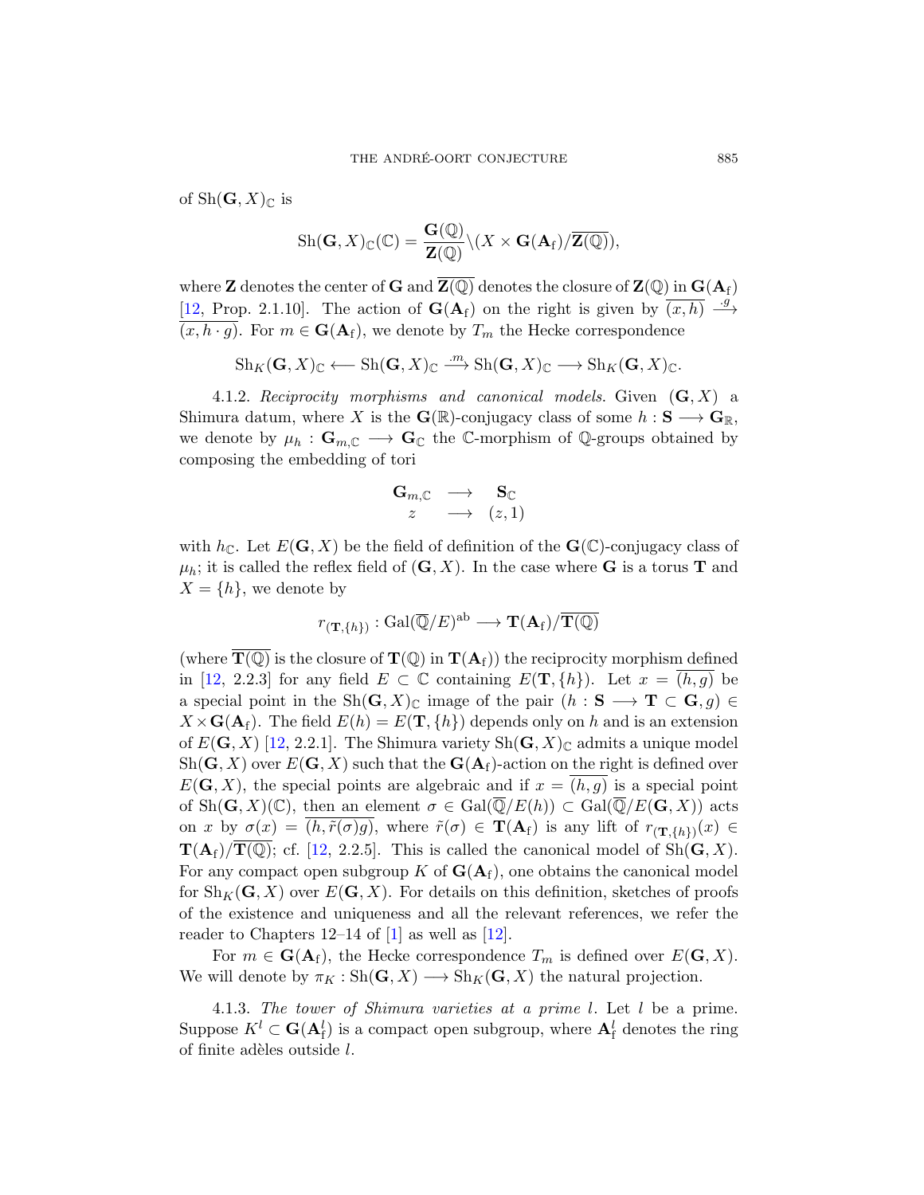of $\mathrm{Sh}(\mathbf{G}, X)_{\mathbb{C}}$ is

$$\mathrm{Sh}(\mathbf{G}, X)_{\mathbb{C}}(\mathbb{C}) = \frac{\mathbf{G}(\mathbb{Q})}{\mathbf{Z}(\mathbb{Q})} \backslash (X \times \mathbf{G}(\mathbf{A}_{\mathrm{f}})/\overline{\mathbf{Z}(\mathbb{Q})}),$$

where $\mathbf{Z}$ denotes the center of $\mathbf{G}$ and $\overline{\mathbf{Z}(\mathbb{Q})}$ denotes the closure of $\mathbf{Z}(\mathbb{Q})$ in $\mathbf{G}(\mathbf{A}_{\mathrm{f}})$ [12, Prop. 2.1.10]. The action of $\mathbf{G}(\mathbf{A}_{\mathrm{f}})$ on the right is given by $\overline{(x,h)} \xrightarrow{.g} \overline{(x, h \cdot g)}$. For $m \in \mathbf{G}(\mathbf{A}_{\mathrm{f}})$, we denote by $T_m$ the Hecke correspondence

$$\mathrm{Sh}_K(\mathbf{G}, X)_{\mathbb{C}} \longleftarrow \mathrm{Sh}(\mathbf{G}, X)_{\mathbb{C}} \xrightarrow{.m} \mathrm{Sh}(\mathbf{G}, X)_{\mathbb{C}} \longrightarrow \mathrm{Sh}_K(\mathbf{G}, X)_{\mathbb{C}}.$$

4.1.2. *Reciprocity morphisms and canonical models.* Given $(\mathbf{G}, X)$ a Shimura datum, where $X$ is the $\mathbf{G}(\mathbb{R})$-conjugacy class of some $h : \mathbf{S} \longrightarrow \mathbf{G}_{\mathbb{R}}$, we denote by $\mu_h : \mathbf{G}_{m,\mathbb{C}} \longrightarrow \mathbf{G}_{\mathbb{C}}$ the $\mathbb{C}$-morphism of $\mathbb{Q}$-groups obtained by composing the embedding of tori

$$\begin{array}{ccc} \mathbf{G}_{m,\mathbb{C}} & \longrightarrow & \mathbf{S}_{\mathbb{C}} \\ z & \longrightarrow & (z, 1) \end{array}$$

with $h_{\mathbb{C}}$. Let $E(\mathbf{G}, X)$ be the field of definition of the $\mathbf{G}(\mathbb{C})$-conjugacy class of $\mu_h$; it is called the reflex field of $(\mathbf{G}, X)$. In the case where $\mathbf{G}$ is a torus $\mathbf{T}$ and $X = \{h\}$, we denote by

$$r_{(\mathbf{T}, \{h\})} : \mathrm{Gal}(\overline{\mathbb{Q}}/E)^{\mathrm{ab}} \longrightarrow \mathbf{T}(\mathbf{A}_{\mathrm{f}})/\overline{\mathbf{T}(\mathbb{Q})}$$

(where $\overline{\mathbf{T}(\mathbb{Q})}$ is the closure of $\mathbf{T}(\mathbb{Q})$ in $\mathbf{T}(\mathbf{A}_{\mathrm{f}})$) the reciprocity morphism defined in [12, 2.2.3] for any field $E \subset \mathbb{C}$ containing $E(\mathbf{T}, \{h\})$. Let $x = \overline{(h, g)}$ be a special point in the $\mathrm{Sh}(\mathbf{G}, X)_{\mathbb{C}}$ image of the pair $(h : \mathbf{S} \longrightarrow \mathbf{T} \subset \mathbf{G}, g) \in X \times \mathbf{G}(\mathbf{A}_{\mathrm{f}})$. The field $E(h) = E(\mathbf{T}, \{h\})$ depends only on $h$ and is an extension of $E(\mathbf{G}, X)$ [12, 2.2.1]. The Shimura variety $\mathrm{Sh}(\mathbf{G}, X)_{\mathbb{C}}$ admits a unique model $\mathrm{Sh}(\mathbf{G}, X)$ over $E(\mathbf{G}, X)$ such that the $\mathbf{G}(\mathbf{A}_{\mathrm{f}})$-action on the right is defined over $E(\mathbf{G}, X)$, the special points are algebraic and if $x = \overline{(h, g)}$ is a special point of $\mathrm{Sh}(\mathbf{G}, X)(\mathbb{C})$, then an element $\sigma \in \mathrm{Gal}(\overline{\mathbb{Q}}/E(h)) \subset \mathrm{Gal}(\overline{\mathbb{Q}}/E(\mathbf{G}, X))$ acts on $x$ by $\sigma(x) = \overline{(h, \tilde{r}(\sigma) g)}$, where $\tilde{r}(\sigma) \in \mathbf{T}(\mathbf{A}_{\mathrm{f}})$ is any lift of $r_{(\mathbf{T}, \{h\})}(x) \in \mathbf{T}(\mathbf{A}_{\mathrm{f}})/\overline{\mathbf{T}(\mathbb{Q})}$; cf. [12, 2.2.5]. This is called the canonical model of $\mathrm{Sh}(\mathbf{G}, X)$. For any compact open subgroup $K$ of $\mathbf{G}(\mathbf{A}_{\mathrm{f}})$, one obtains the canonical model for $\mathrm{Sh}_K(\mathbf{G}, X)$ over $E(\mathbf{G}, X)$. For details on this definition, sketches of proofs of the existence and uniqueness and all the relevant references, we refer the reader to Chapters 12–14 of [1] as well as [12].

For $m \in \mathbf{G}(\mathbf{A}_{\mathrm{f}})$, the Hecke correspondence $T_m$ is defined over $E(\mathbf{G}, X)$. We will denote by $\pi_K : \mathrm{Sh}(\mathbf{G}, X) \longrightarrow \mathrm{Sh}_K(\mathbf{G}, X)$ the natural projection.

4.1.3. *The tower of Shimura varieties at a prime $l$.* Let $l$ be a prime. Suppose $K^l \subset \mathbf{G}(\mathbf{A}_{\mathrm{f}}^l)$ is a compact open subgroup, where $\mathbf{A}_{\mathrm{f}}^l$ denotes the ring of finite adèles outside $l$.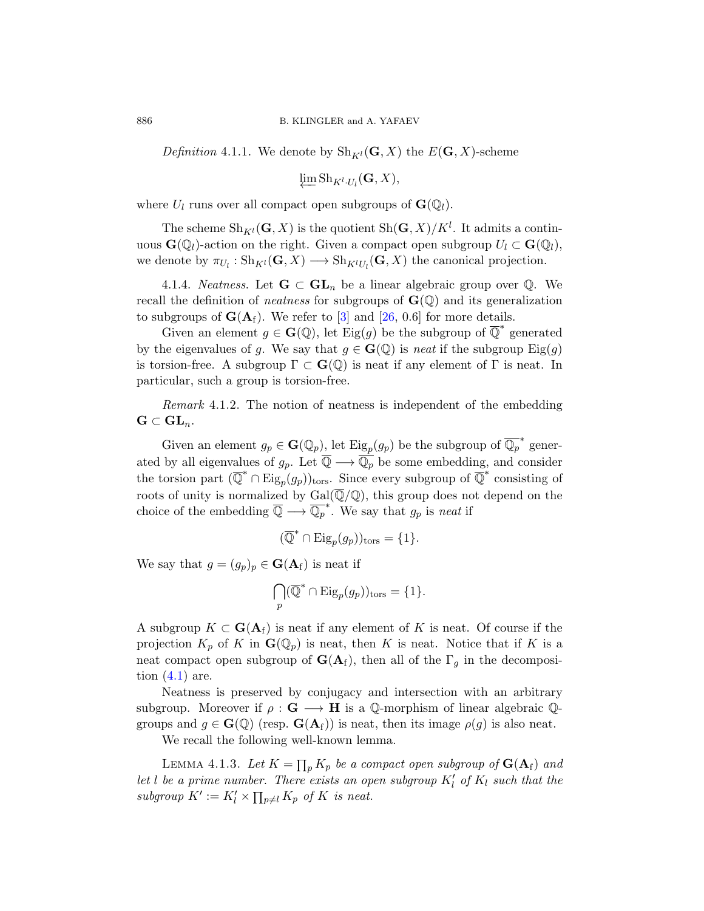*Definition* 4.1.1. We denote by $\mathrm{Sh}_{K^l}(\mathbf{G}, X)$ the $E(\mathbf{G}, X)$-scheme

$$\varprojlim \mathrm{Sh}_{K^l \cdot U_l}(\mathbf{G}, X),$$

where $U_l$ runs over all compact open subgroups of $\mathbf{G}(\mathbb{Q}_l)$.

The scheme $\mathrm{Sh}_{K^l}(\mathbf{G}, X)$ is the quotient $\mathrm{Sh}(\mathbf{G}, X)/K^l$. It admits a continuous $\mathbf{G}(\mathbb{Q}_l)$-action on the right. Given a compact open subgroup $U_l \subset \mathbf{G}(\mathbb{Q}_l)$, we denote by $\pi_{U_l} : \mathrm{Sh}_{K^l}(\mathbf{G}, X) \longrightarrow \mathrm{Sh}_{K^l U_l}(\mathbf{G}, X)$ the canonical projection.

4.1.4. *Neatness.* Let $\mathbf{G} \subset \mathbf{GL}_n$ be a linear algebraic group over $\mathbb{Q}$. We recall the definition of *neatness* for subgroups of $\mathbf{G}(\mathbb{Q})$ and its generalization to subgroups of $\mathbf{G}(\mathbf{A}_\mathrm{f})$. We refer to [3] and [26, 0.6] for more details.

Given an element $g \in \mathbf{G}(\mathbb{Q})$, let $\mathrm{Eig}(g)$ be the subgroup of $\overline{\mathbb{Q}}^*$ generated by the eigenvalues of $g$. We say that $g \in \mathbf{G}(\mathbb{Q})$ is *neat* if the subgroup $\mathrm{Eig}(g)$ is torsion-free. A subgroup $\Gamma \subset \mathbf{G}(\mathbb{Q})$ is neat if any element of $\Gamma$ is neat. In particular, such a group is torsion-free.

*Remark* 4.1.2. The notion of neatness is independent of the embedding $\mathbf{G} \subset \mathbf{GL}_n$.

Given an element $g_p \in \mathbf{G}(\mathbb{Q}_p)$, let $\mathrm{Eig}_p(g_p)$ be the subgroup of $\overline{\mathbb{Q}_p}^*$ generated by all eigenvalues of $g_p$. Let $\overline{\mathbb{Q}} \longrightarrow \overline{\mathbb{Q}_p}$ be some embedding, and consider the torsion part $(\overline{\mathbb{Q}}^* \cap \mathrm{Eig}_p(g_p))_{\mathrm{tors}}$. Since every subgroup of $\overline{\mathbb{Q}}^*$ consisting of roots of unity is normalized by $\mathrm{Gal}(\overline{\mathbb{Q}}/\mathbb{Q})$, this group does not depend on the choice of the embedding $\overline{\mathbb{Q}} \longrightarrow \overline{\mathbb{Q}_p}^*$. We say that $g_p$ is *neat* if

$$(\overline{\mathbb{Q}}^* \cap \mathrm{Eig}_p(g_p))_{\mathrm{tors}} = \{1\}.$$

We say that $g = (g_p)_p \in \mathbf{G}(\mathbf{A}_\mathrm{f})$ is neat if

$$\bigcap_p (\overline{\mathbb{Q}}^* \cap \mathrm{Eig}_p(g_p))_{\mathrm{tors}} = \{1\}.$$

A subgroup $K \subset \mathbf{G}(\mathbf{A}_\mathrm{f})$ is neat if any element of $K$ is neat. Of course if the projection $K_p$ of $K$ in $\mathbf{G}(\mathbb{Q}_p)$ is neat, then $K$ is neat. Notice that if $K$ is a neat compact open subgroup of $\mathbf{G}(\mathbf{A}_\mathrm{f})$, then all of the $\Gamma_g$ in the decomposition (4.1) are.

Neatness is preserved by conjugacy and intersection with an arbitrary subgroup. Moreover if $\rho : \mathbf{G} \longrightarrow \mathbf{H}$ is a $\mathbb{Q}$-morphism of linear algebraic $\mathbb{Q}$-groups and $g \in \mathbf{G}(\mathbb{Q})$ (resp. $\mathbf{G}(\mathbf{A}_\mathrm{f})$) is neat, then its image $\rho(g)$ is also neat.

We recall the following well-known lemma.

Lemma 4.1.3. *Let $K = \prod_p K_p$ be a compact open subgroup of $\mathbf{G}(\mathbf{A}_\mathrm{f})$ and let $l$ be a prime number. There exists an open subgroup $K'_l$ of $K_l$ such that the subgroup $K' := K'_l \times \prod_{p \neq l} K_p$ of $K$ is neat.*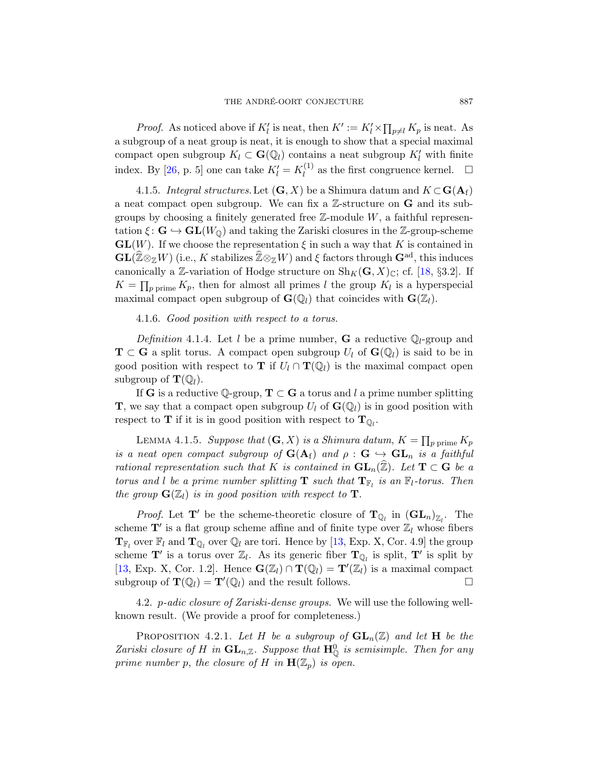*Proof.* As noticed above if $K'_l$ is neat, then $K' := K'_l \times \prod_{p \neq l} K_p$ is neat. As a subgroup of a neat group is neat, it is enough to show that a special maximal compact open subgroup $K_l \subset \mathbf{G}(\mathbb{Q}_l)$ contains a neat subgroup $K'_l$ with finite index. By [26, p. 5] one can take $K'_l = K_l^{(1)}$ as the first congruence kernel. □

4.1.5. *Integral structures.* Let $(\mathbf{G}, X)$ be a Shimura datum and $K \subset \mathbf{G}(\mathbb{A}_\mathrm{f})$ a neat compact open subgroup. We can fix a $\mathbb{Z}$-structure on $\mathbf{G}$ and its subgroups by choosing a finitely generated free $\mathbb{Z}$-module $W$, a faithful representation $\xi \colon \mathbf{G} \hookrightarrow \mathbf{GL}(W_\mathbb{Q})$ and taking the Zariski closures in the $\mathbb{Z}$-group-scheme $\mathbf{GL}(W)$. If we choose the representation $\xi$ in such a way that $K$ is contained in $\mathbf{GL}(\widehat{\mathbb{Z}} \otimes_\mathbb{Z} W)$ (i.e., $K$ stabilizes $\widehat{\mathbb{Z}} \otimes_\mathbb{Z} W$) and $\xi$ factors through $\mathbf{G}^\mathrm{ad}$, this induces canonically a $\mathbb{Z}$-variation of Hodge structure on $\mathrm{Sh}_K(\mathbf{G}, X)_\mathbb{C}$; cf. [18, §3.2]. If $K = \prod_{p \text{ prime}} K_p$, then for almost all primes $l$ the group $K_l$ is a hyperspecial maximal compact open subgroup of $\mathbf{G}(\mathbb{Q}_l)$ that coincides with $\mathbf{G}(\mathbb{Z}_l)$.

4.1.6. *Good position with respect to a torus.*

*Definition* 4.1.4. Let $l$ be a prime number, $\mathbf{G}$ a reductive $\mathbb{Q}_l$-group and $\mathbf{T} \subset \mathbf{G}$ a split torus. A compact open subgroup $U_l$ of $\mathbf{G}(\mathbb{Q}_l)$ is said to be in good position with respect to $\mathbf{T}$ if $U_l \cap \mathbf{T}(\mathbb{Q}_l)$ is the maximal compact open subgroup of $\mathbf{T}(\mathbb{Q}_l)$.

If $\mathbf{G}$ is a reductive $\mathbb{Q}$-group, $\mathbf{T} \subset \mathbf{G}$ a torus and $l$ a prime number splitting $\mathbf{T}$, we say that a compact open subgroup $U_l$ of $\mathbf{G}(\mathbb{Q}_l)$ is in good position with respect to $\mathbf{T}$ if it is in good position with respect to $\mathbf{T}_{\mathbb{Q}_l}$.

Lemma 4.1.5. *Suppose that $(\mathbf{G}, X)$ is a Shimura datum, $K = \prod_{p \text{ prime}} K_p$ is a neat open compact subgroup of $\mathbf{G}(\mathbb{A}_\mathrm{f})$ and $\rho : \mathbf{G} \hookrightarrow \mathbf{GL}_n$ is a faithful rational representation such that $K$ is contained in $\mathbf{GL}_n(\widehat{\mathbb{Z}})$. Let $\mathbf{T} \subset \mathbf{G}$ be a torus and $l$ be a prime number splitting $\mathbf{T}$ such that $\mathbf{T}_{\mathbb{F}_l}$ is an $\mathbb{F}_l$-torus. Then the group $\mathbf{G}(\mathbb{Z}_l)$ is in good position with respect to $\mathbf{T}$.*

*Proof.* Let $\mathbf{T}'$ be the scheme-theoretic closure of $\mathbf{T}_{\mathbb{Q}_l}$ in $(\mathbf{GL}_n)_{\mathbb{Z}_l}$. The scheme $\mathbf{T}'$ is a flat group scheme affine and of finite type over $\mathbb{Z}_l$ whose fibers $\mathbf{T}_{\mathbb{F}_l}$ over $\mathbb{F}_l$ and $\mathbf{T}_{\mathbb{Q}_l}$ over $\mathbb{Q}_l$ are tori. Hence by [13, Exp. X, Cor. 4.9] the group scheme $\mathbf{T}'$ is a torus over $\mathbb{Z}_l$. As its generic fiber $\mathbf{T}_{\mathbb{Q}_l}$ is split, $\mathbf{T}'$ is split by [13, Exp. X, Cor. 1.2]. Hence $\mathbf{G}(\mathbb{Z}_l) \cap \mathbf{T}(\mathbb{Q}_l) = \mathbf{T}'(\mathbb{Z}_l)$ is a maximal compact subgroup of $\mathbf{T}(\mathbb{Q}_l) = \mathbf{T}'(\mathbb{Q}_l)$ and the result follows. □

4.2. *p-adic closure of Zariski-dense groups.* We will use the following well-known result. (We provide a proof for completeness.)

Proposition 4.2.1. *Let $H$ be a subgroup of $\mathbf{GL}_n(\mathbb{Z})$ and let $\mathbf{H}$ be the Zariski closure of $H$ in $\mathbf{GL}_{n,\mathbb{Z}}$. Suppose that $\mathbf{H}^0_\mathbb{Q}$ is semisimple. Then for any prime number $p$, the closure of $H$ in $\mathbf{H}(\mathbb{Z}_p)$ is open.*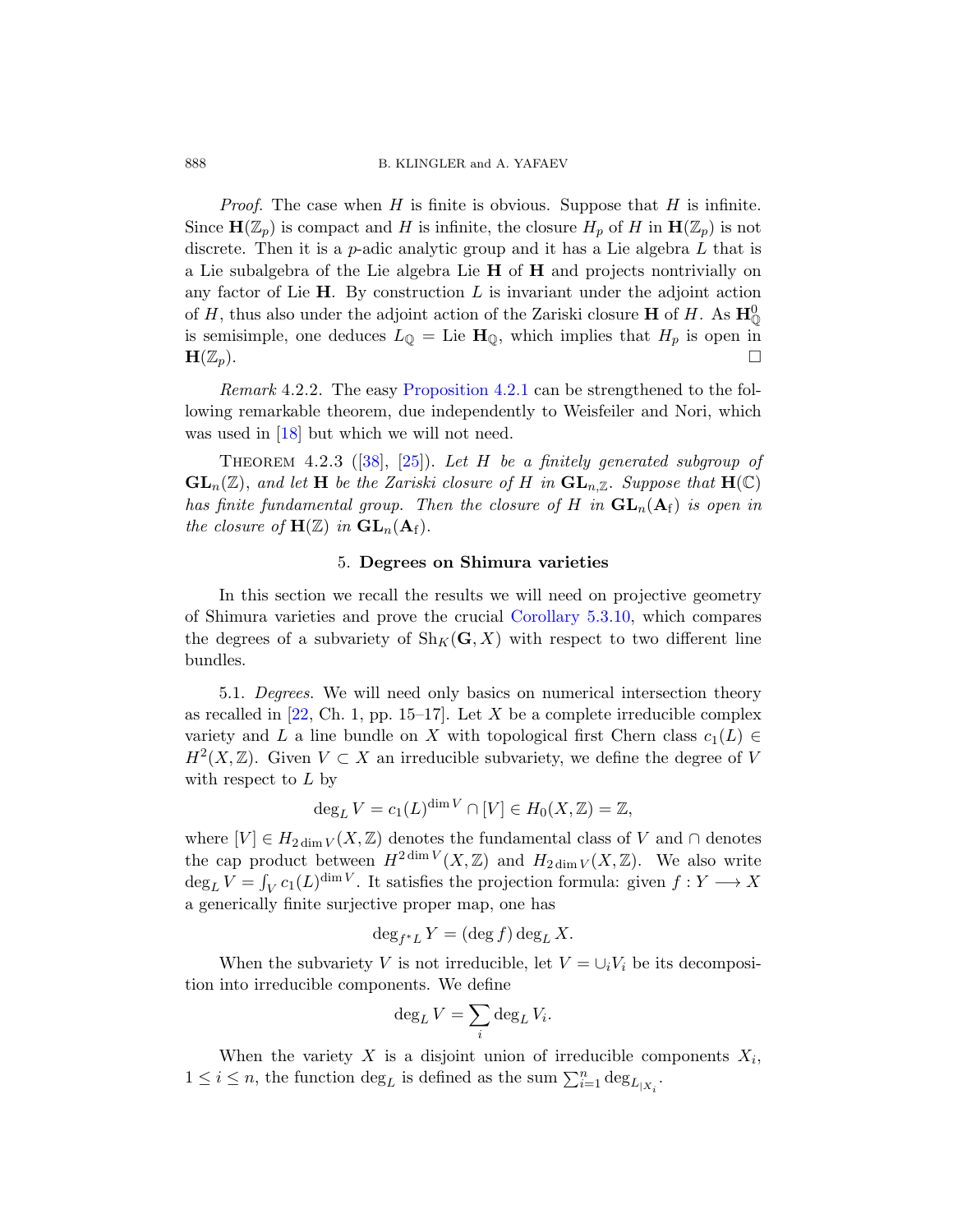*Proof.* The case when $H$ is finite is obvious. Suppose that $H$ is infinite. Since $\mathbf{H}(\mathbb{Z}_p)$ is compact and $H$ is infinite, the closure $H_p$ of $H$ in $\mathbf{H}(\mathbb{Z}_p)$ is not discrete. Then it is a $p$-adic analytic group and it has a Lie algebra $L$ that is a Lie subalgebra of the Lie algebra Lie $\mathbf{H}$ of $\mathbf{H}$ and projects nontrivially on any factor of Lie $\mathbf{H}$. By construction $L$ is invariant under the adjoint action of $H$, thus also under the adjoint action of the Zariski closure $\mathbf{H}$ of $H$. As $\mathbf{H}^0_{\mathbb{Q}}$ is semisimple, one deduces $L_{\mathbb{Q}} = \text{Lie } \mathbf{H}_{\mathbb{Q}}$, which implies that $H_p$ is open in $\mathbf{H}(\mathbb{Z}_p)$. □

*Remark* 4.2.2. The easy Proposition 4.2.1 can be strengthened to the following remarkable theorem, due independently to Weisfeiler and Nori, which was used in [18] but which we will not need.

THEOREM 4.2.3 ([38], [25]). *Let $H$ be a finitely generated subgroup of $\mathbf{GL}_n(\mathbb{Z})$, and let $\mathbf{H}$ be the Zariski closure of $H$ in $\mathbf{GL}_{n,\mathbb{Z}}$. Suppose that $\mathbf{H}(\mathbb{C})$ has finite fundamental group. Then the closure of $H$ in $\mathbf{GL}_n(\mathbf{A}_{\mathrm{f}})$ is open in the closure of $\mathbf{H}(\mathbb{Z})$ in $\mathbf{GL}_n(\mathbf{A}_{\mathrm{f}})$.*

## 5. Degrees on Shimura varieties

In this section we recall the results we will need on projective geometry of Shimura varieties and prove the crucial Corollary 5.3.10, which compares the degrees of a subvariety of $\mathrm{Sh}_K(\mathbf{G}, X)$ with respect to two different line bundles.

5.1. *Degrees.* We will need only basics on numerical intersection theory as recalled in [22, Ch. 1, pp. 15–17]. Let $X$ be a complete irreducible complex variety and $L$ a line bundle on $X$ with topological first Chern class $c_1(L) \in H^2(X, \mathbb{Z})$. Given $V \subset X$ an irreducible subvariety, we define the degree of $V$ with respect to $L$ by

$$\deg_L V = c_1(L)^{\dim V} \cap [V] \in H_0(X, \mathbb{Z}) = \mathbb{Z},$$

where $[V] \in H_{2\dim V}(X, \mathbb{Z})$ denotes the fundamental class of $V$ and $\cap$ denotes the cap product between $H^{2\dim V}(X, \mathbb{Z})$ and $H_{2\dim V}(X, \mathbb{Z})$. We also write $\deg_L V = \int_V c_1(L)^{\dim V}$. It satisfies the projection formula: given $f : Y \longrightarrow X$ a generically finite surjective proper map, one has

$$\deg_{f^*L} Y = (\deg f) \deg_L X.$$

When the subvariety $V$ is not irreducible, let $V = \cup_i V_i$ be its decomposition into irreducible components. We define

$$\deg_L V = \sum_i \deg_L V_i.$$

When the variety $X$ is a disjoint union of irreducible components $X_i$, $1 \leq i \leq n$, the function $\deg_L$ is defined as the sum $\sum_{i=1}^n \deg_{L_{|X_i}}$.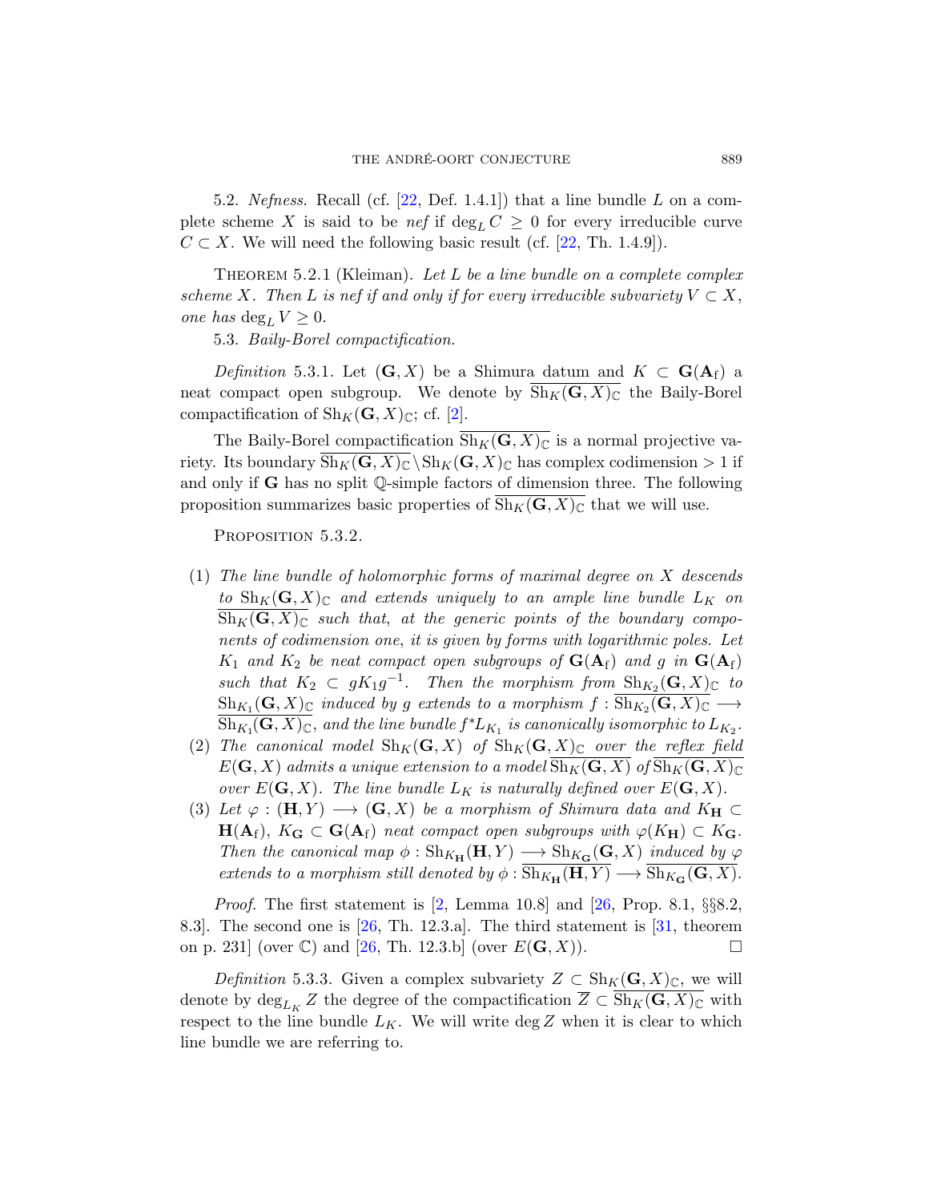5.2. *Nefness.* Recall (cf. [22, Def. 1.4.1]) that a line bundle $L$ on a complete scheme $X$ is said to be *nef* if $\deg_L C \geq 0$ for every irreducible curve $C \subset X$. We will need the following basic result (cf. [22, Th. 1.4.9]).

Theorem 5.2.1 (Kleiman). *Let $L$ be a line bundle on a complete complex scheme $X$. Then $L$ is nef if and only if for every irreducible subvariety $V \subset X$, one has $\deg_L V \geq 0$.*

5.3. *Baily-Borel compactification.*

*Definition* 5.3.1. Let $(\mathbf{G}, X)$ be a Shimura datum and $K \subset \mathbf{G}(\mathbf{A}_{\mathrm{f}})$ a neat compact open subgroup. We denote by $\overline{\mathrm{Sh}_K(\mathbf{G}, X)_{\mathbb{C}}}$ the Baily-Borel compactification of $\mathrm{Sh}_K(\mathbf{G}, X)_{\mathbb{C}}$; cf. [2].

The Baily-Borel compactification $\overline{\mathrm{Sh}_K(\mathbf{G}, X)_{\mathbb{C}}}$ is a normal projective variety. Its boundary $\overline{\mathrm{Sh}_K(\mathbf{G}, X)_{\mathbb{C}}} \backslash \mathrm{Sh}_K(\mathbf{G}, X)_{\mathbb{C}}$ has complex codimension $> 1$ if and only if $\mathbf{G}$ has no split $\mathbb{Q}$-simple factors of dimension three. The following proposition summarizes basic properties of $\overline{\mathrm{Sh}_K(\mathbf{G}, X)_{\mathbb{C}}}$ that we will use.

Proposition 5.3.2.

(1) *The line bundle of holomorphic forms of maximal degree on $X$ descends to $\mathrm{Sh}_K(\mathbf{G}, X)_{\mathbb{C}}$ and extends uniquely to an ample line bundle $L_K$ on $\overline{\mathrm{Sh}_K(\mathbf{G}, X)_{\mathbb{C}}}$ such that, at the generic points of the boundary components of codimension one, it is given by forms with logarithmic poles. Let $K_1$ and $K_2$ be neat compact open subgroups of $\mathbf{G}(\mathbf{A}_{\mathrm{f}})$ and $g$ in $\mathbf{G}(\mathbf{A}_{\mathrm{f}})$ such that $K_2 \subset gK_1g^{-1}$. Then the morphism from $\mathrm{Sh}_{K_2}(\mathbf{G}, X)_{\mathbb{C}}$ to $\mathrm{Sh}_{K_1}(\mathbf{G}, X)_{\mathbb{C}}$ induced by $g$ extends to a morphism $f : \overline{\mathrm{Sh}_{K_2}(\mathbf{G}, X)_{\mathbb{C}}} \longrightarrow \overline{\mathrm{Sh}_{K_1}(\mathbf{G}, X)_{\mathbb{C}}}$, and the line bundle $f^*L_{K_1}$ is canonically isomorphic to $L_{K_2}$.*

(2) *The canonical model $\mathrm{Sh}_K(\mathbf{G}, X)$ of $\mathrm{Sh}_K(\mathbf{G}, X)_{\mathbb{C}}$ over the reflex field $E(\mathbf{G}, X)$ admits a unique extension to a model $\overline{\mathrm{Sh}_K(\mathbf{G}, X)}$ of $\overline{\mathrm{Sh}_K(\mathbf{G}, X)_{\mathbb{C}}}$ over $E(\mathbf{G}, X)$. The line bundle $L_K$ is naturally defined over $E(\mathbf{G}, X)$.*

(3) *Let $\varphi : (\mathbf{H}, Y) \longrightarrow (\mathbf{G}, X)$ be a morphism of Shimura data and $K_{\mathbf{H}} \subset \mathbf{H}(\mathbf{A}_{\mathrm{f}})$, $K_{\mathbf{G}} \subset \mathbf{G}(\mathbf{A}_{\mathrm{f}})$ neat compact open subgroups with $\varphi(K_{\mathbf{H}}) \subset K_{\mathbf{G}}$. Then the canonical map $\phi : \mathrm{Sh}_{K_{\mathbf{H}}}(\mathbf{H}, Y) \longrightarrow \mathrm{Sh}_{K_{\mathbf{G}}}(\mathbf{G}, X)$ induced by $\varphi$ extends to a morphism still denoted by $\phi : \overline{\mathrm{Sh}_{K_{\mathbf{H}}}(\mathbf{H}, Y)} \longrightarrow \overline{\mathrm{Sh}_{K_{\mathbf{G}}}(\mathbf{G}, X)}$.*

*Proof.* The first statement is [2, Lemma 10.8] and [26, Prop. 8.1, §§8.2, 8.3]. The second one is [26, Th. 12.3.a]. The third statement is [31, theorem on p. 231] (over $\mathbb{C}$) and [26, Th. 12.3.b] (over $E(\mathbf{G}, X)$). □

*Definition* 5.3.3. Given a complex subvariety $Z \subset \mathrm{Sh}_K(\mathbf{G}, X)_{\mathbb{C}}$, we will denote by $\deg_{L_K} Z$ the degree of the compactification $\overline{Z} \subset \overline{\mathrm{Sh}_K(\mathbf{G}, X)_{\mathbb{C}}}$ with respect to the line bundle $L_K$. We will write $\deg Z$ when it is clear to which line bundle we are referring to.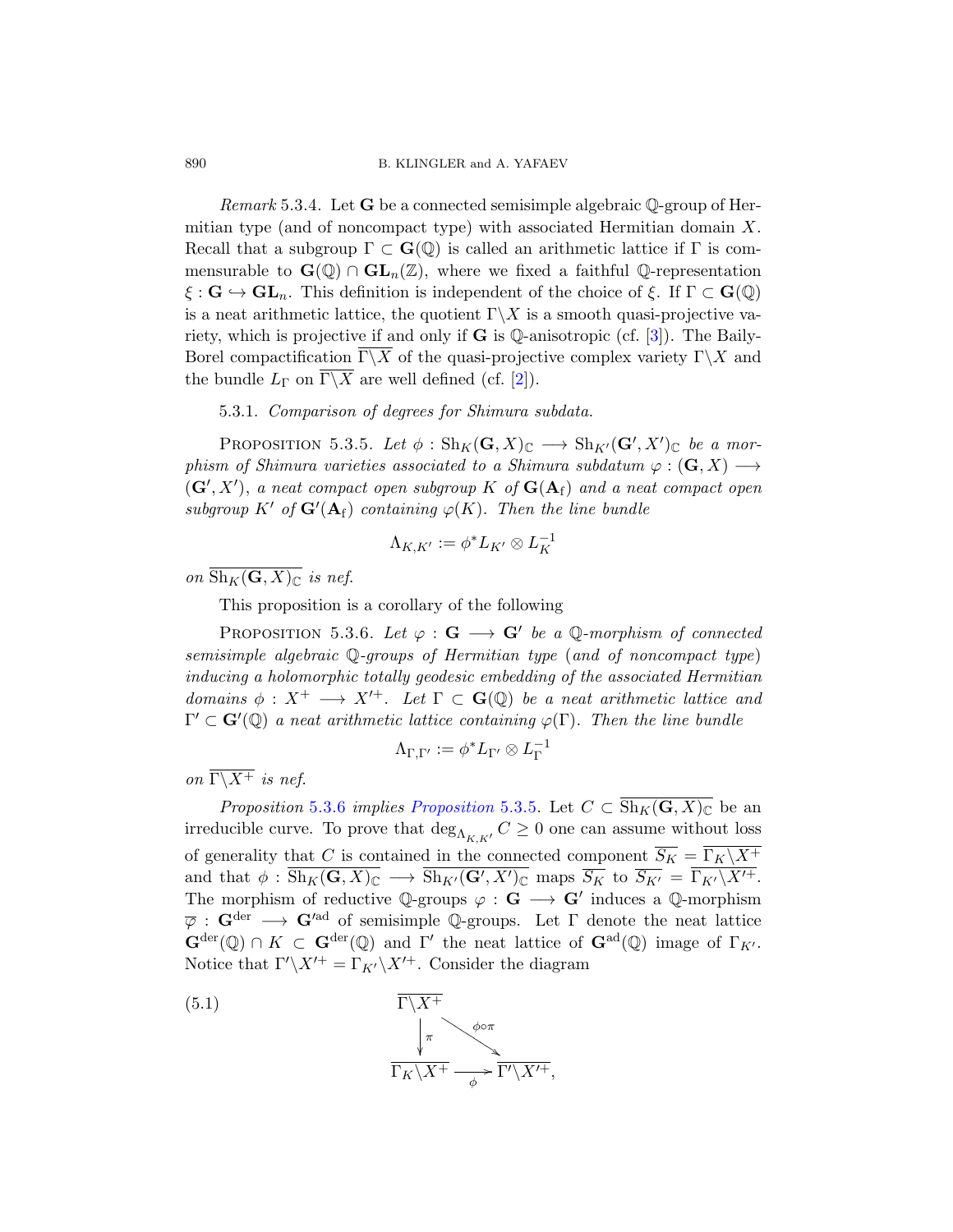*Remark* 5.3.4. Let $\mathbf{G}$ be a connected semisimple algebraic $\mathbb{Q}$-group of Hermitian type (and of noncompact type) with associated Hermitian domain $X$. Recall that a subgroup $\Gamma \subset \mathbf{G}(\mathbb{Q})$ is called an arithmetic lattice if $\Gamma$ is commensurable to $\mathbf{G}(\mathbb{Q}) \cap \mathbf{GL}_n(\mathbb{Z})$, where we fixed a faithful $\mathbb{Q}$-representation $\xi : \mathbf{G} \hookrightarrow \mathbf{GL}_n$. This definition is independent of the choice of $\xi$. If $\Gamma \subset \mathbf{G}(\mathbb{Q})$ is a neat arithmetic lattice, the quotient $\Gamma\backslash X$ is a smooth quasi-projective variety, which is projective if and only if $\mathbf{G}$ is $\mathbb{Q}$-anisotropic (cf. [3]). The Baily-Borel compactification $\overline{\Gamma\backslash X}$ of the quasi-projective complex variety $\Gamma\backslash X$ and the bundle $L_\Gamma$ on $\overline{\Gamma\backslash X}$ are well defined (cf. [2]).

5.3.1. *Comparison of degrees for Shimura subdata.*

Proposition 5.3.5. *Let $\phi : \mathrm{Sh}_K(\mathbf{G}, X)_\mathbb{C} \longrightarrow \mathrm{Sh}_{K'}(\mathbf{G}', X')_\mathbb{C}$ be a morphism of Shimura varieties associated to a Shimura subdatum $\varphi : (\mathbf{G}, X) \longrightarrow (\mathbf{G}', X')$, a neat compact open subgroup $K$ of $\mathbf{G}(\mathbf{A}_\mathrm{f})$ and a neat compact open subgroup $K'$ of $\mathbf{G}'(\mathbf{A}_\mathrm{f})$ containing $\varphi(K)$. Then the line bundle*

$$\Lambda_{K,K'} := \phi^* L_{K'} \otimes L_K^{-1}$$

*on $\overline{\mathrm{Sh}_K(\mathbf{G}, X)_\mathbb{C}}$ is nef.*

This proposition is a corollary of the following

Proposition 5.3.6. *Let $\varphi : \mathbf{G} \longrightarrow \mathbf{G}'$ be a $\mathbb{Q}$-morphism of connected semisimple algebraic $\mathbb{Q}$-groups of Hermitian type (and of noncompact type) inducing a holomorphic totally geodesic embedding of the associated Hermitian domains $\phi : X^+ \longrightarrow X'^+$. Let $\Gamma \subset \mathbf{G}(\mathbb{Q})$ be a neat arithmetic lattice and $\Gamma' \subset \mathbf{G}'(\mathbb{Q})$ a neat arithmetic lattice containing $\varphi(\Gamma)$. Then the line bundle*

$$\Lambda_{\Gamma,\Gamma'} := \phi^* L_{\Gamma'} \otimes L_\Gamma^{-1}$$

*on $\overline{\Gamma\backslash X^+}$ is nef.*

*Proposition* 5.3.6 *implies Proposition* 5.3.5. Let $C \subset \overline{\mathrm{Sh}_K(\mathbf{G}, X)_\mathbb{C}}$ be an irreducible curve. To prove that $\deg_{\Lambda_{K,K'}} C \geq 0$ one can assume without loss of generality that $C$ is contained in the connected component $\overline{S_K} = \overline{\Gamma_K\backslash X^+}$ and that $\phi : \overline{\mathrm{Sh}_K(\mathbf{G}, X)_\mathbb{C}} \longrightarrow \overline{\mathrm{Sh}_{K'}(\mathbf{G}', X')_\mathbb{C}}$ maps $\overline{S_K}$ to $\overline{S_{K'}} = \overline{\Gamma_{K'}\backslash X'^+}$. The morphism of reductive $\mathbb{Q}$-groups $\varphi : \mathbf{G} \longrightarrow \mathbf{G}'$ induces a $\mathbb{Q}$-morphism $\overline{\varphi} : \mathbf{G}^\mathrm{der} \longrightarrow \mathbf{G}'^\mathrm{ad}$ of semisimple $\mathbb{Q}$-groups. Let $\Gamma$ denote the neat lattice $\mathbf{G}^\mathrm{der}(\mathbb{Q}) \cap K \subset \mathbf{G}^\mathrm{der}(\mathbb{Q})$ and $\Gamma'$ the neat lattice of $\mathbf{G}^\mathrm{ad}(\mathbb{Q})$ image of $\Gamma_{K'}$. Notice that $\Gamma'\backslash X'^+ = \Gamma_{K'}\backslash X'^+$. Consider the diagram

$$\begin{array}{ccc} \overline{\Gamma\backslash X^+} & & \\ \downarrow{\scriptstyle \pi} & \searrow^{\phi\circ\pi} & \\ \overline{\Gamma_K\backslash X^+} & \xrightarrow[\phi]{} & \overline{\Gamma'\backslash X'^+}, \end{array} \tag{5.1}$$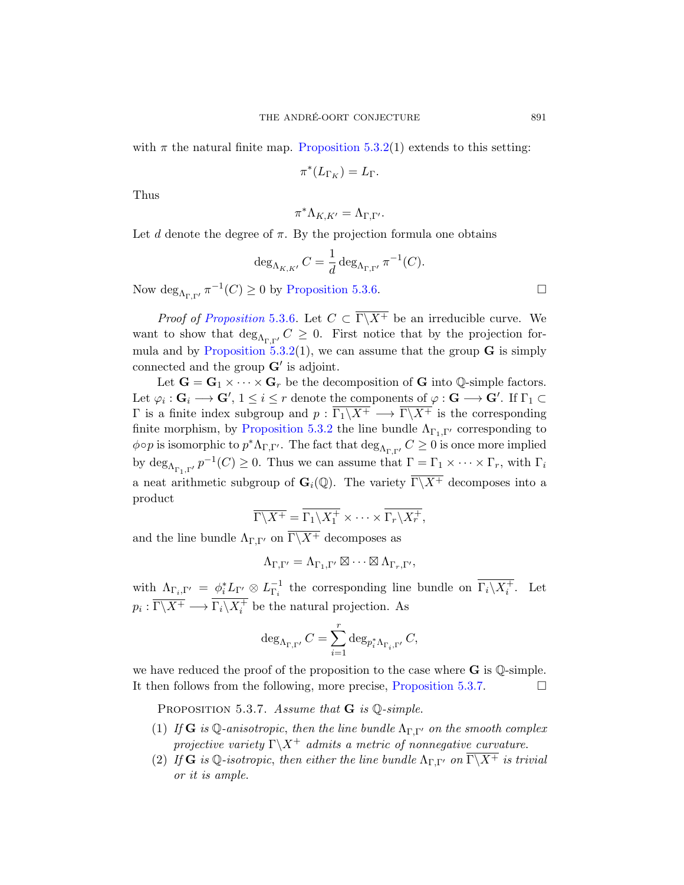with $\pi$ the natural finite map. Proposition 5.3.2(1) extends to this setting:

$$\pi^*(L_{\Gamma_K}) = L_\Gamma.$$

Thus

$$\pi^*\Lambda_{K,K'} = \Lambda_{\Gamma,\Gamma'}.$$

Let $d$ denote the degree of $\pi$. By the projection formula one obtains

$$\deg_{\Lambda_{K,K'}} C = \frac{1}{d} \deg_{\Lambda_{\Gamma,\Gamma'}} \pi^{-1}(C).$$

Now $\deg_{\Lambda_{\Gamma,\Gamma'}} \pi^{-1}(C) \geq 0$ by Proposition 5.3.6. □

*Proof of Proposition 5.3.6.* Let $C \subset \overline{\Gamma \backslash X^+}$ be an irreducible curve. We want to show that $\deg_{\Lambda_{\Gamma,\Gamma'}} C \geq 0$. First notice that by the projection formula and by Proposition 5.3.2(1), we can assume that the group $\mathbf{G}$ is simply connected and the group $\mathbf{G}'$ is adjoint.

Let $\mathbf{G} = \mathbf{G}_1 \times \cdots \times \mathbf{G}_r$ be the decomposition of $\mathbf{G}$ into $\mathbb{Q}$-simple factors. Let $\varphi_i : \mathbf{G}_i \longrightarrow \mathbf{G}'$, $1 \leq i \leq r$ denote the components of $\varphi : \mathbf{G} \longrightarrow \mathbf{G}'$. If $\Gamma_1 \subset \Gamma$ is a finite index subgroup and $p : \overline{\Gamma_1 \backslash X^+} \longrightarrow \overline{\Gamma \backslash X^+}$ is the corresponding finite morphism, by Proposition 5.3.2 the line bundle $\Lambda_{\Gamma_1,\Gamma'}$ corresponding to $\phi \circ p$ is isomorphic to $p^*\Lambda_{\Gamma,\Gamma'}$. The fact that $\deg_{\Lambda_{\Gamma,\Gamma'}} C \geq 0$ is once more implied by $\deg_{\Lambda_{\Gamma_1,\Gamma'}} p^{-1}(C) \geq 0$. Thus we can assume that $\Gamma = \Gamma_1 \times \cdots \times \Gamma_r$, with $\Gamma_i$ a neat arithmetic subgroup of $\mathbf{G}_i(\mathbb{Q})$. The variety $\overline{\Gamma \backslash X^+}$ decomposes into a product

$$\overline{\Gamma \backslash X^+} = \overline{\Gamma_1 \backslash X_1^+} \times \cdots \times \overline{\Gamma_r \backslash X_r^+},$$

and the line bundle $\Lambda_{\Gamma,\Gamma'}$ on $\overline{\Gamma \backslash X^+}$ decomposes as

$$\Lambda_{\Gamma,\Gamma'} = \Lambda_{\Gamma_1,\Gamma'} \boxtimes \cdots \boxtimes \Lambda_{\Gamma_r,\Gamma'},$$

with $\Lambda_{\Gamma_i,\Gamma'} = \phi_i^* L_{\Gamma'} \otimes L_{\Gamma_i}^{-1}$ the corresponding line bundle on $\overline{\Gamma_i \backslash X_i^+}$. Let $p_i : \overline{\Gamma \backslash X^+} \longrightarrow \overline{\Gamma_i \backslash X_i^+}$ be the natural projection. As

$$\deg_{\Lambda_{\Gamma,\Gamma'}} C = \sum_{i=1}^{r} \deg_{p_i^*\Lambda_{\Gamma_i,\Gamma'}} C,$$

we have reduced the proof of the proposition to the case where $\mathbf{G}$ is $\mathbb{Q}$-simple. It then follows from the following, more precise, Proposition 5.3.7. □

PROPOSITION 5.3.7. *Assume that $\mathbf{G}$ is $\mathbb{Q}$-simple.*

(1) *If $\mathbf{G}$ is $\mathbb{Q}$-anisotropic, then the line bundle $\Lambda_{\Gamma,\Gamma'}$ on the smooth complex projective variety $\Gamma \backslash X^+$ admits a metric of nonnegative curvature.*

(2) *If $\mathbf{G}$ is $\mathbb{Q}$-isotropic, then either the line bundle $\Lambda_{\Gamma,\Gamma'}$ on $\overline{\Gamma \backslash X^+}$ is trivial or it is ample.*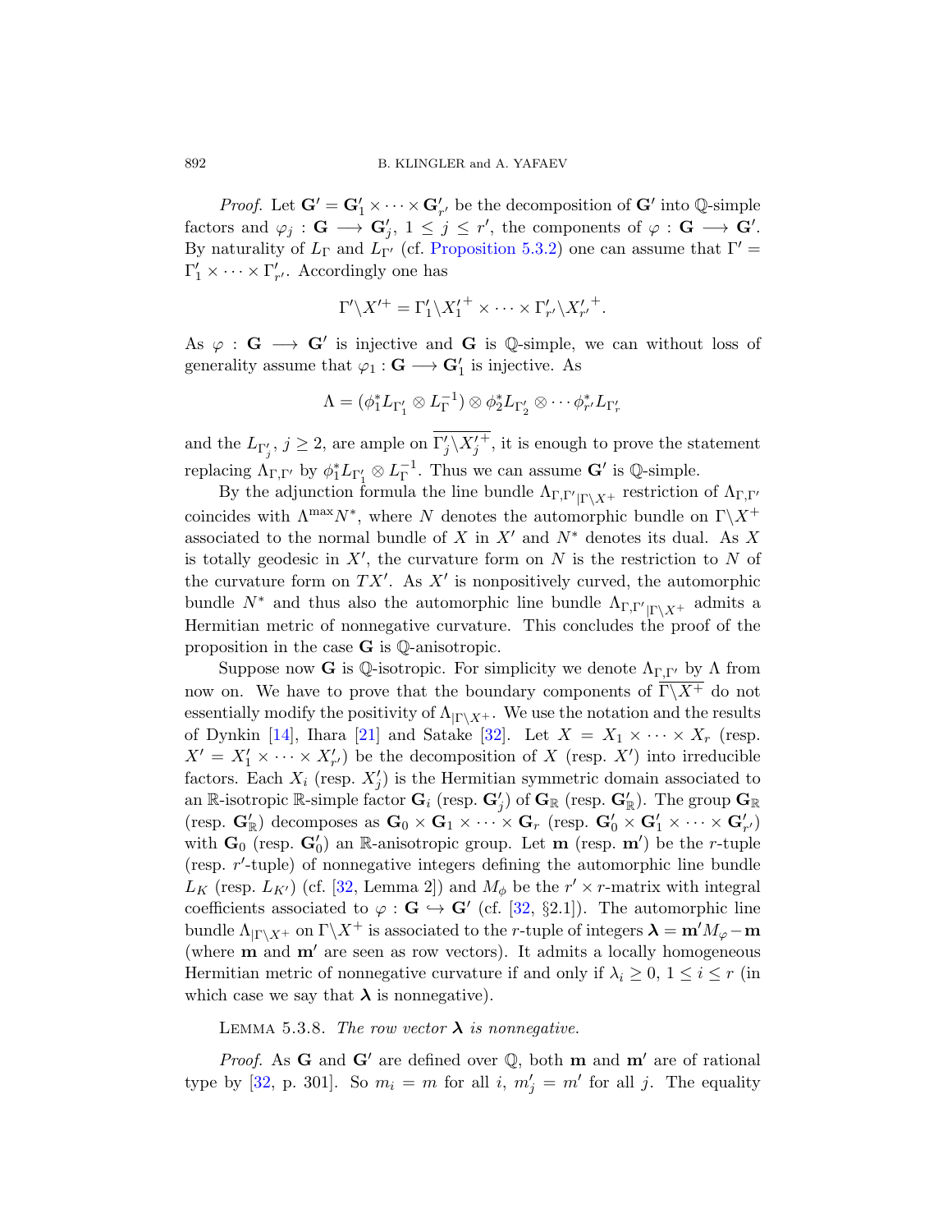*Proof.* Let $\mathbf{G}' = \mathbf{G}'_1 \times \cdots \times \mathbf{G}'_{r'}$ be the decomposition of $\mathbf{G}'$ into $\mathbb{Q}$-simple factors and $\varphi_j : \mathbf{G} \longrightarrow \mathbf{G}'_j$, $1 \leq j \leq r'$, the components of $\varphi : \mathbf{G} \longrightarrow \mathbf{G}'$. By naturality of $L_\Gamma$ and $L_{\Gamma'}$ (cf. Proposition 5.3.2) one can assume that $\Gamma' = \Gamma'_1 \times \cdots \times \Gamma'_{r'}$. Accordingly one has

$$\Gamma'\backslash X'^{+} = \Gamma'_1\backslash {X'_1}^{+} \times \cdots \times \Gamma'_{r'}\backslash {X'_{r'}}^{+}.$$

As $\varphi : \mathbf{G} \longrightarrow \mathbf{G}'$ is injective and $\mathbf{G}$ is $\mathbb{Q}$-simple, we can without loss of generality assume that $\varphi_1 : \mathbf{G} \longrightarrow \mathbf{G}'_1$ is injective. As

$$\Lambda = (\phi_1^* L_{\Gamma'_1} \otimes L_\Gamma^{-1}) \otimes \phi_2^* L_{\Gamma'_2} \otimes \cdots \phi_{r'}^* L_{\Gamma'_r}$$

and the $L_{\Gamma'_j}$, $j \geq 2$, are ample on $\overline{\Gamma'_j\backslash {X'_j}^{+}}$, it is enough to prove the statement replacing $\Lambda_{\Gamma,\Gamma'}$ by $\phi_1^* L_{\Gamma'_1} \otimes L_\Gamma^{-1}$. Thus we can assume $\mathbf{G}'$ is $\mathbb{Q}$-simple.

By the adjunction formula the line bundle $\Lambda_{\Gamma,\Gamma'}{}_{|\Gamma\backslash X^+}$ restriction of $\Lambda_{\Gamma,\Gamma'}$ coincides with $\Lambda^{\max} N^*$, where $N$ denotes the automorphic bundle on $\Gamma\backslash X^+$ associated to the normal bundle of $X$ in $X'$ and $N^*$ denotes its dual. As $X$ is totally geodesic in $X'$, the curvature form on $N$ is the restriction to $N$ of the curvature form on $TX'$. As $X'$ is nonpositively curved, the automorphic bundle $N^*$ and thus also the automorphic line bundle $\Lambda_{\Gamma,\Gamma'}{}_{|\Gamma\backslash X^+}$ admits a Hermitian metric of nonnegative curvature. This concludes the proof of the proposition in the case $\mathbf{G}$ is $\mathbb{Q}$-anisotropic.

Suppose now $\mathbf{G}$ is $\mathbb{Q}$-isotropic. For simplicity we denote $\Lambda_{\Gamma,\Gamma'}$ by $\Lambda$ from now on. We have to prove that the boundary components of $\overline{\Gamma\backslash X^+}$ do not essentially modify the positivity of $\Lambda_{|\Gamma\backslash X^+}$. We use the notation and the results of Dynkin [14], Ihara [21] and Satake [32]. Let $X = X_1 \times \cdots \times X_r$ (resp. $X' = X'_1 \times \cdots \times X'_{r'}$) be the decomposition of $X$ (resp. $X'$) into irreducible factors. Each $X_i$ (resp. $X'_j$) is the Hermitian symmetric domain associated to an $\mathbb{R}$-isotropic $\mathbb{R}$-simple factor $\mathbf{G}_i$ (resp. $\mathbf{G}'_j$) of $\mathbf{G}_\mathbb{R}$ (resp. $\mathbf{G}'_\mathbb{R}$). The group $\mathbf{G}_\mathbb{R}$ (resp. $\mathbf{G}'_\mathbb{R}$) decomposes as $\mathbf{G}_0 \times \mathbf{G}_1 \times \cdots \times \mathbf{G}_r$ (resp. $\mathbf{G}'_0 \times \mathbf{G}'_1 \times \cdots \times \mathbf{G}'_{r'}$) with $\mathbf{G}_0$ (resp. $\mathbf{G}'_0$) an $\mathbb{R}$-anisotropic group. Let $\mathbf{m}$ (resp. $\mathbf{m}'$) be the $r$-tuple (resp. $r'$-tuple) of nonnegative integers defining the automorphic line bundle $L_K$ (resp. $L_{K'}$) (cf. [32, Lemma 2]) and $M_\phi$ be the $r' \times r$-matrix with integral coefficients associated to $\varphi : \mathbf{G} \hookrightarrow \mathbf{G}'$ (cf. [32, §2.1]). The automorphic line bundle $\Lambda_{|\Gamma\backslash X^+}$ on $\Gamma\backslash X^+$ is associated to the $r$-tuple of integers $\boldsymbol{\lambda} = \mathbf{m}' M_\varphi - \mathbf{m}$ (where $\mathbf{m}$ and $\mathbf{m}'$ are seen as row vectors). It admits a locally homogeneous Hermitian metric of nonnegative curvature if and only if $\lambda_i \geq 0$, $1 \leq i \leq r$ (in which case we say that $\boldsymbol{\lambda}$ is nonnegative).

Lemma 5.3.8. *The row vector $\boldsymbol{\lambda}$ is nonnegative.*

*Proof.* As $\mathbf{G}$ and $\mathbf{G}'$ are defined over $\mathbb{Q}$, both $\mathbf{m}$ and $\mathbf{m}'$ are of rational type by [32, p. 301]. So $m_i = m$ for all $i$, $m'_j = m'$ for all $j$. The equality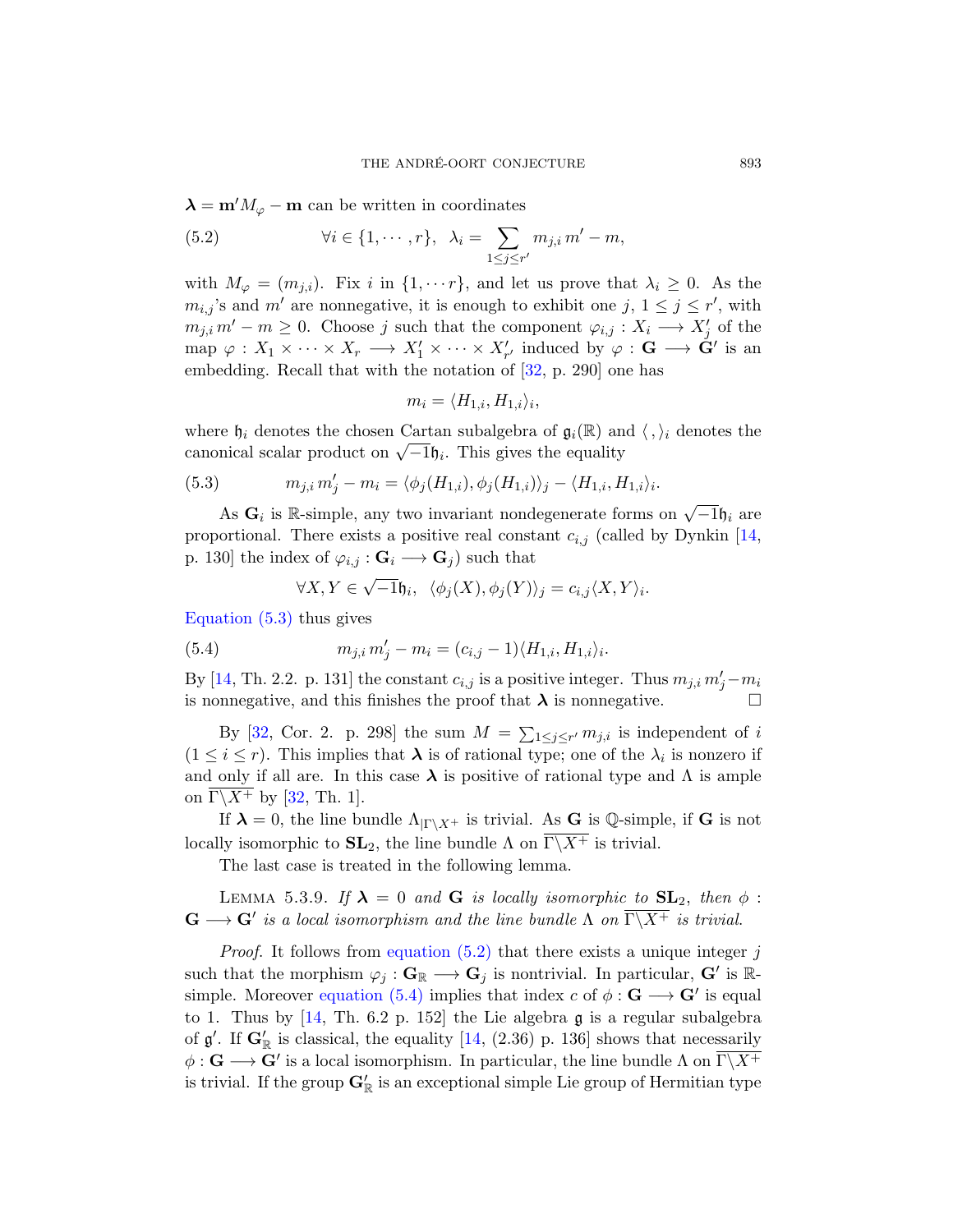$\boldsymbol{\lambda} = \mathbf{m}' M_\varphi - \mathbf{m}$ can be written in coordinates

$$\forall i \in \{1, \cdots, r\}, \quad \lambda_i = \sum_{1 \leq j \leq r'} m_{j,i}\, m' - m, \tag{5.2}$$

with $M_\varphi = (m_{j,i})$. Fix $i$ in $\{1, \cdots r\}$, and let us prove that $\lambda_i \geq 0$. As the $m_{i,j}$'s and $m'$ are nonnegative, it is enough to exhibit one $j$, $1 \leq j \leq r'$, with $m_{j,i}\, m' - m \geq 0$. Choose $j$ such that the component $\varphi_{i,j} : X_i \longrightarrow X'_j$ of the map $\varphi : X_1 \times \cdots \times X_r \longrightarrow X'_1 \times \cdots \times X'_{r'}$ induced by $\varphi : \mathbf{G} \longrightarrow \mathbf{G}'$ is an embedding. Recall that with the notation of [32, p. 290] one has

$$m_i = \langle H_{1,i}, H_{1,i} \rangle_i,$$

where $\mathfrak{h}_i$ denotes the chosen Cartan subalgebra of $\mathfrak{g}_i(\mathbb{R})$ and $\langle\, ,\rangle_i$ denotes the canonical scalar product on $\sqrt{-1}\mathfrak{h}_i$. This gives the equality

$$m_{j,i}\, m'_j - m_i = \langle \phi_j(H_{1,i}), \phi_j(H_{1,i}) \rangle_j - \langle H_{1,i}, H_{1,i} \rangle_i. \tag{5.3}$$

As $\mathbf{G}_i$ is $\mathbb{R}$-simple, any two invariant nondegenerate forms on $\sqrt{-1}\mathfrak{h}_i$ are proportional. There exists a positive real constant $c_{i,j}$ (called by Dynkin [14, p. 130] the index of $\varphi_{i,j} : \mathbf{G}_i \longrightarrow \mathbf{G}_j$) such that

$$\forall X, Y \in \sqrt{-1}\mathfrak{h}_i, \quad \langle \phi_j(X), \phi_j(Y) \rangle_j = c_{i,j} \langle X, Y \rangle_i.$$

Equation (5.3) thus gives

$$m_{j,i}\, m'_j - m_i = (c_{i,j} - 1) \langle H_{1,i}, H_{1,i} \rangle_i. \tag{5.4}$$

By [14, Th. 2.2. p. 131] the constant $c_{i,j}$ is a positive integer. Thus $m_{j,i}\, m'_j - m_i$ is nonnegative, and this finishes the proof that $\boldsymbol{\lambda}$ is nonnegative. $\square$

By [32, Cor. 2. p. 298] the sum $M = \sum_{1 \leq j \leq r'} m_{j,i}$ is independent of $i$ $(1 \leq i \leq r)$. This implies that $\boldsymbol{\lambda}$ is of rational type; one of the $\lambda_i$ is nonzero if and only if all are. In this case $\boldsymbol{\lambda}$ is positive of rational type and $\Lambda$ is ample on $\overline{\Gamma \backslash X^+}$ by [32, Th. 1].

If $\boldsymbol{\lambda} = 0$, the line bundle $\Lambda_{|\Gamma \backslash X^+}$ is trivial. As $\mathbf{G}$ is $\mathbb{Q}$-simple, if $\mathbf{G}$ is not locally isomorphic to $\mathbf{SL}_2$, the line bundle $\Lambda$ on $\overline{\Gamma \backslash X^+}$ is trivial.

The last case is treated in the following lemma.

Lemma 5.3.9. *If $\boldsymbol{\lambda} = 0$ and $\mathbf{G}$ is locally isomorphic to $\mathbf{SL}_2$, then $\phi : \mathbf{G} \longrightarrow \mathbf{G}'$ is a local isomorphism and the line bundle $\Lambda$ on $\overline{\Gamma \backslash X^+}$ is trivial.*

*Proof.* It follows from equation (5.2) that there exists a unique integer $j$ such that the morphism $\varphi_j : \mathbf{G}_\mathbb{R} \longrightarrow \mathbf{G}_j$ is nontrivial. In particular, $\mathbf{G}'$ is $\mathbb{R}$-simple. Moreover equation (5.4) implies that index $c$ of $\phi : \mathbf{G} \longrightarrow \mathbf{G}'$ is equal to 1. Thus by [14, Th. 6.2 p. 152] the Lie algebra $\mathfrak{g}$ is a regular subalgebra of $\mathfrak{g}'$. If $\mathbf{G}'_\mathbb{R}$ is classical, the equality [14, (2.36) p. 136] shows that necessarily $\phi : \mathbf{G} \longrightarrow \mathbf{G}'$ is a local isomorphism. In particular, the line bundle $\Lambda$ on $\overline{\Gamma \backslash X^+}$ is trivial. If the group $\mathbf{G}'_\mathbb{R}$ is an exceptional simple Lie group of Hermitian type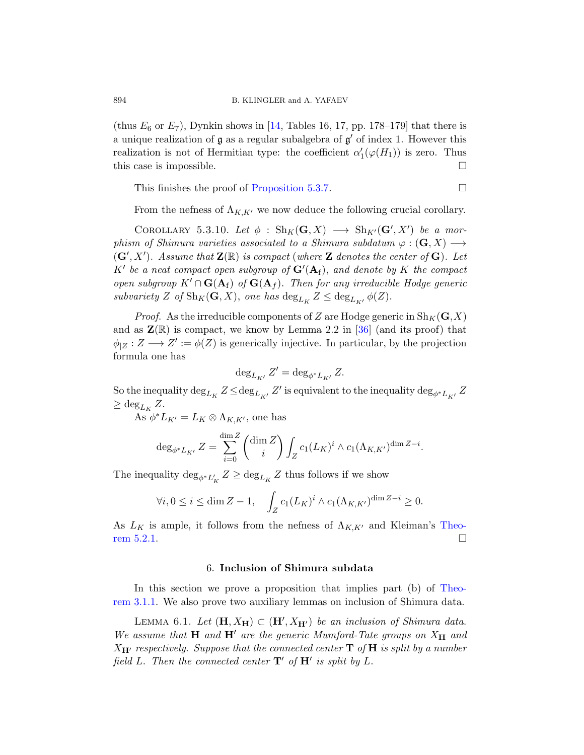(thus $E_6$ or $E_7$), Dynkin shows in [14, Tables 16, 17, pp. 178–179] that there is a unique realization of $\mathfrak{g}$ as a regular subalgebra of $\mathfrak{g}'$ of index 1. However this realization is not of Hermitian type: the coefficient $\alpha'_1(\varphi(H_1))$ is zero. Thus this case is impossible. □

This finishes the proof of Proposition 5.3.7. □

From the nefness of $\Lambda_{K,K'}$ we now deduce the following crucial corollary.

COROLLARY 5.3.10. *Let $\phi : \mathrm{Sh}_K(\mathbf{G}, X) \longrightarrow \mathrm{Sh}_{K'}(\mathbf{G}', X')$ be a morphism of Shimura varieties associated to a Shimura subdatum $\varphi : (\mathbf{G}, X) \longrightarrow (\mathbf{G}', X')$. Assume that $\mathbf{Z}(\mathbb{R})$ is compact (where $\mathbf{Z}$ denotes the center of $\mathbf{G}$). Let $K'$ be a neat compact open subgroup of $\mathbf{G}'(\mathbf{A}_\mathrm{f})$, and denote by $K$ the compact open subgroup $K' \cap \mathbf{G}(\mathbf{A}_\mathrm{f})$ of $\mathbf{G}(\mathbf{A}_f)$. Then for any irreducible Hodge generic subvariety $Z$ of $\mathrm{Sh}_K(\mathbf{G}, X)$, one has $\deg_{L_K} Z \leq \deg_{L_{K'}} \phi(Z)$.*

*Proof.* As the irreducible components of $Z$ are Hodge generic in $\mathrm{Sh}_K(\mathbf{G}, X)$ and as $\mathbf{Z}(\mathbb{R})$ is compact, we know by Lemma 2.2 in [36] (and its proof) that $\phi_{|Z} : Z \longrightarrow Z' := \phi(Z)$ is generically injective. In particular, by the projection formula one has

$$\deg_{L_{K'}} Z' = \deg_{\phi^* L_{K'}} Z.$$

So the inequality $\deg_{L_K} Z \leq \deg_{L_{K'}} Z'$ is equivalent to the inequality $\deg_{\phi^* L_{K'}} Z \geq \deg_{L_K} Z$.

As $\phi^* L_{K'} = L_K \otimes \Lambda_{K,K'}$, one has

$$\deg_{\phi^* L_{K'}} Z = \sum_{i=0}^{\dim Z} \binom{\dim Z}{i} \int_Z c_1(L_K)^i \wedge c_1(\Lambda_{K,K'})^{\dim Z - i}.$$

The inequality $\deg_{\phi^* L'_K} Z \geq \deg_{L_K} Z$ thus follows if we show

$$\forall i, 0 \leq i \leq \dim Z - 1, \quad \int_Z c_1(L_K)^i \wedge c_1(\Lambda_{K,K'})^{\dim Z - i} \geq 0.$$

As $L_K$ is ample, it follows from the nefness of $\Lambda_{K,K'}$ and Kleiman's Theorem 5.2.1. □

## 6. Inclusion of Shimura subdata

In this section we prove a proposition that implies part (b) of Theorem 3.1.1. We also prove two auxiliary lemmas on inclusion of Shimura data.

LEMMA 6.1. *Let $(\mathbf{H}, X_\mathbf{H}) \subset (\mathbf{H}', X_{\mathbf{H}'})$ be an inclusion of Shimura data. We assume that $\mathbf{H}$ and $\mathbf{H}'$ are the generic Mumford-Tate groups on $X_\mathbf{H}$ and $X_{\mathbf{H}'}$ respectively. Suppose that the connected center $\mathbf{T}$ of $\mathbf{H}$ is split by a number field $L$. Then the connected center $\mathbf{T}'$ of $\mathbf{H}'$ is split by $L$.*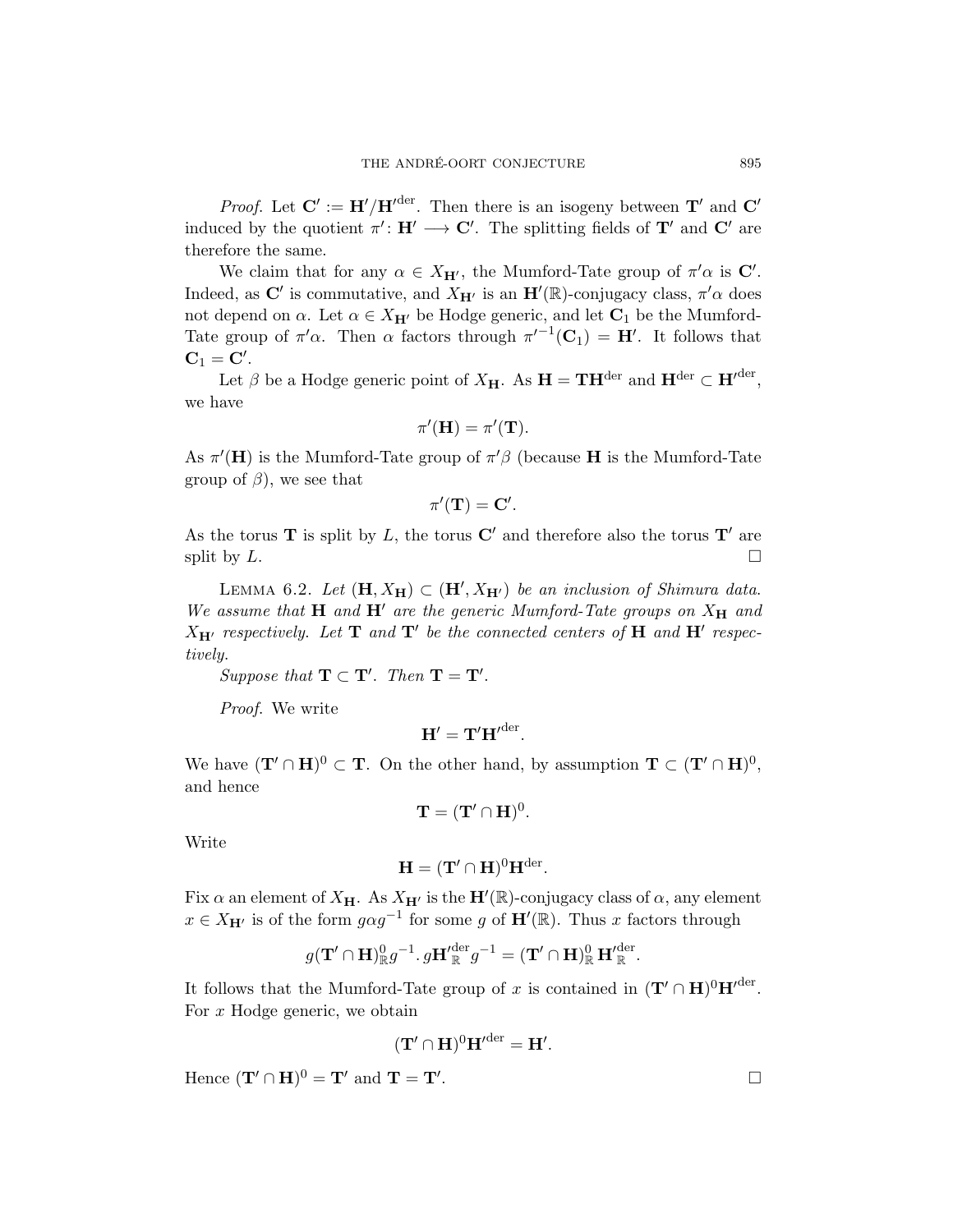*Proof.* Let $\mathbf{C}' := \mathbf{H}'/\mathbf{H}'^{\text{der}}$. Then there is an isogeny between $\mathbf{T}'$ and $\mathbf{C}'$ induced by the quotient $\pi' \colon \mathbf{H}' \longrightarrow \mathbf{C}'$. The splitting fields of $\mathbf{T}'$ and $\mathbf{C}'$ are therefore the same.

We claim that for any $\alpha \in X_{\mathbf{H}'}$, the Mumford-Tate group of $\pi'\alpha$ is $\mathbf{C}'$. Indeed, as $\mathbf{C}'$ is commutative, and $X_{\mathbf{H}'}$ is an $\mathbf{H}'(\mathbb{R})$-conjugacy class, $\pi'\alpha$ does not depend on $\alpha$. Let $\alpha \in X_{\mathbf{H}'}$ be Hodge generic, and let $\mathbf{C}_1$ be the Mumford-Tate group of $\pi'\alpha$. Then $\alpha$ factors through ${\pi'}^{-1}(\mathbf{C}_1) = \mathbf{H}'$. It follows that $\mathbf{C}_1 = \mathbf{C}'$.

Let $\beta$ be a Hodge generic point of $X_{\mathbf{H}}$. As $\mathbf{H} = \mathbf{T}\mathbf{H}^{\text{der}}$ and $\mathbf{H}^{\text{der}} \subset \mathbf{H}'^{\text{der}}$, we have

$$\pi'(\mathbf{H}) = \pi'(\mathbf{T}).$$

As $\pi'(\mathbf{H})$ is the Mumford-Tate group of $\pi'\beta$ (because $\mathbf{H}$ is the Mumford-Tate group of $\beta$), we see that

$$\pi'(\mathbf{T}) = \mathbf{C}'.$$

As the torus $\mathbf{T}$ is split by $L$, the torus $\mathbf{C}'$ and therefore also the torus $\mathbf{T}'$ are split by $L$. $\square$

LEMMA 6.2. *Let $(\mathbf{H}, X_{\mathbf{H}}) \subset (\mathbf{H}', X_{\mathbf{H}'})$ be an inclusion of Shimura data. We assume that $\mathbf{H}$ and $\mathbf{H}'$ are the generic Mumford-Tate groups on $X_{\mathbf{H}}$ and $X_{\mathbf{H}'}$ respectively. Let $\mathbf{T}$ and $\mathbf{T}'$ be the connected centers of $\mathbf{H}$ and $\mathbf{H}'$ respectively.*

*Suppose that $\mathbf{T} \subset \mathbf{T}'$. Then $\mathbf{T} = \mathbf{T}'$.*

*Proof.* We write

$$\mathbf{H}' = \mathbf{T}'\mathbf{H}'^{\text{der}}.$$

We have $(\mathbf{T}' \cap \mathbf{H})^0 \subset \mathbf{T}$. On the other hand, by assumption $\mathbf{T} \subset (\mathbf{T}' \cap \mathbf{H})^0$, and hence

$$\mathbf{T} = (\mathbf{T}' \cap \mathbf{H})^0.$$

Write

$$\mathbf{H} = (\mathbf{T}' \cap \mathbf{H})^0 \mathbf{H}^{\text{der}}.$$

Fix $\alpha$ an element of $X_{\mathbf{H}}$. As $X_{\mathbf{H}'}$ is the $\mathbf{H}'(\mathbb{R})$-conjugacy class of $\alpha$, any element $x \in X_{\mathbf{H}'}$ is of the form $g\alpha g^{-1}$ for some $g$ of $\mathbf{H}'(\mathbb{R})$. Thus $x$ factors through

$$g(\mathbf{T}' \cap \mathbf{H})^0_{\mathbb{R}} g^{-1} . \, g\mathbf{H}'^{\text{der}}_{\mathbb{R}} g^{-1} = (\mathbf{T}' \cap \mathbf{H})^0_{\mathbb{R}} \, \mathbf{H}'^{\text{der}}_{\mathbb{R}}.$$

It follows that the Mumford-Tate group of $x$ is contained in $(\mathbf{T}' \cap \mathbf{H})^0 \mathbf{H}'^{\text{der}}$. For $x$ Hodge generic, we obtain

$$(\mathbf{T}' \cap \mathbf{H})^0 \mathbf{H}'^{\text{der}} = \mathbf{H}'.$$

Hence $(\mathbf{T}' \cap \mathbf{H})^0 = \mathbf{T}'$ and $\mathbf{T} = \mathbf{T}'$. $\square$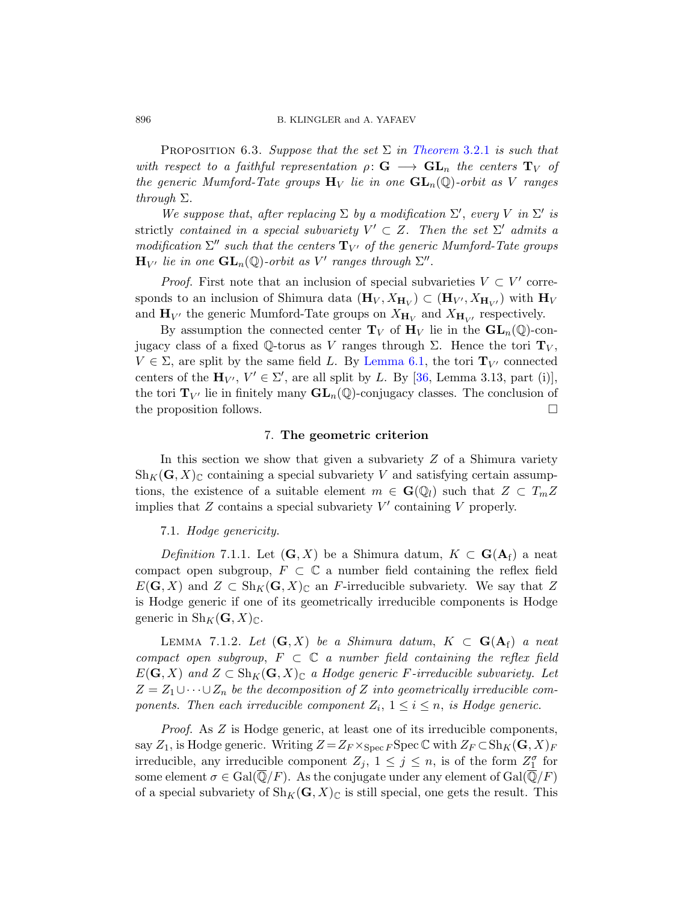Proposition 6.3. *Suppose that the set* $\Sigma$ *in* Theorem 3.2.1 *is such that with respect to a faithful representation* $\rho\colon \mathbf{G} \longrightarrow \mathbf{GL}_n$ *the centers* $\mathbf{T}_V$ *of the generic Mumford-Tate groups* $\mathbf{H}_V$ *lie in one* $\mathbf{GL}_n(\mathbb{Q})$*-orbit as* $V$ *ranges through* $\Sigma$.

*We suppose that, after replacing* $\Sigma$ *by a modification* $\Sigma'$, *every* $V$ *in* $\Sigma'$ *is* strictly *contained in a special subvariety* $V' \subset Z$. *Then the set* $\Sigma'$ *admits a modification* $\Sigma''$ *such that the centers* $\mathbf{T}_{V'}$ *of the generic Mumford-Tate groups* $\mathbf{H}_{V'}$ *lie in one* $\mathbf{GL}_n(\mathbb{Q})$*-orbit as* $V'$ *ranges through* $\Sigma''$.

*Proof.* First note that an inclusion of special subvarieties $V \subset V'$ corresponds to an inclusion of Shimura data $(\mathbf{H}_V, X_{\mathbf{H}_V}) \subset (\mathbf{H}_{V'}, X_{\mathbf{H}_{V'}})$ with $\mathbf{H}_V$ and $\mathbf{H}_{V'}$ the generic Mumford-Tate groups on $X_{\mathbf{H}_V}$ and $X_{\mathbf{H}_{V'}}$ respectively.

By assumption the connected center $\mathbf{T}_V$ of $\mathbf{H}_V$ lie in the $\mathbf{GL}_n(\mathbb{Q})$-conjugacy class of a fixed $\mathbb{Q}$-torus as $V$ ranges through $\Sigma$. Hence the tori $\mathbf{T}_V$, $V \in \Sigma$, are split by the same field $L$. By Lemma 6.1, the tori $\mathbf{T}_{V'}$ connected centers of the $\mathbf{H}_{V'}$, $V' \in \Sigma'$, are all split by $L$. By [36, Lemma 3.13, part (i)], the tori $\mathbf{T}_{V'}$ lie in finitely many $\mathbf{GL}_n(\mathbb{Q})$-conjugacy classes. The conclusion of the proposition follows. $\square$

## 7. The geometric criterion

In this section we show that given a subvariety $Z$ of a Shimura variety $\mathrm{Sh}_K(\mathbf{G}, X)_{\mathbb{C}}$ containing a special subvariety $V$ and satisfying certain assumptions, the existence of a suitable element $m \in \mathbf{G}(\mathbb{Q}_l)$ such that $Z \subset T_m Z$ implies that $Z$ contains a special subvariety $V'$ containing $V$ properly.

### 7.1. *Hodge genericity.*

*Definition* 7.1.1. Let $(\mathbf{G}, X)$ be a Shimura datum, $K \subset \mathbf{G}(\mathbf{A}_{\mathrm{f}})$ a neat compact open subgroup, $F \subset \mathbb{C}$ a number field containing the reflex field $E(\mathbf{G}, X)$ and $Z \subset \mathrm{Sh}_K(\mathbf{G}, X)_{\mathbb{C}}$ an $F$-irreducible subvariety. We say that $Z$ is Hodge generic if one of its geometrically irreducible components is Hodge generic in $\mathrm{Sh}_K(\mathbf{G}, X)_{\mathbb{C}}$.

Lemma 7.1.2. *Let* $(\mathbf{G}, X)$ *be a Shimura datum,* $K \subset \mathbf{G}(\mathbf{A}_{\mathrm{f}})$ *a neat compact open subgroup,* $F \subset \mathbb{C}$ *a number field containing the reflex field* $E(\mathbf{G}, X)$ *and* $Z \subset \mathrm{Sh}_K(\mathbf{G}, X)_{\mathbb{C}}$ *a Hodge generic* $F$*-irreducible subvariety. Let* $Z = Z_1 \cup \cdots \cup Z_n$ *be the decomposition of* $Z$ *into geometrically irreducible components. Then each irreducible component* $Z_i$, $1 \leq i \leq n$, *is Hodge generic.*

*Proof.* As $Z$ is Hodge generic, at least one of its irreducible components, say $Z_1$, is Hodge generic. Writing $Z = Z_F \times_{\mathrm{Spec}\, F} \mathrm{Spec}\, \mathbb{C}$ with $Z_F \subset \mathrm{Sh}_K(\mathbf{G}, X)_F$ irreducible, any irreducible component $Z_j$, $1 \leq j \leq n$, is of the form $Z_1^{\sigma}$ for some element $\sigma \in \mathrm{Gal}(\overline{\mathbb{Q}}/F)$. As the conjugate under any element of $\mathrm{Gal}(\overline{\mathbb{Q}}/F)$ of a special subvariety of $\mathrm{Sh}_K(\mathbf{G}, X)_{\mathbb{C}}$ is still special, one gets the result. This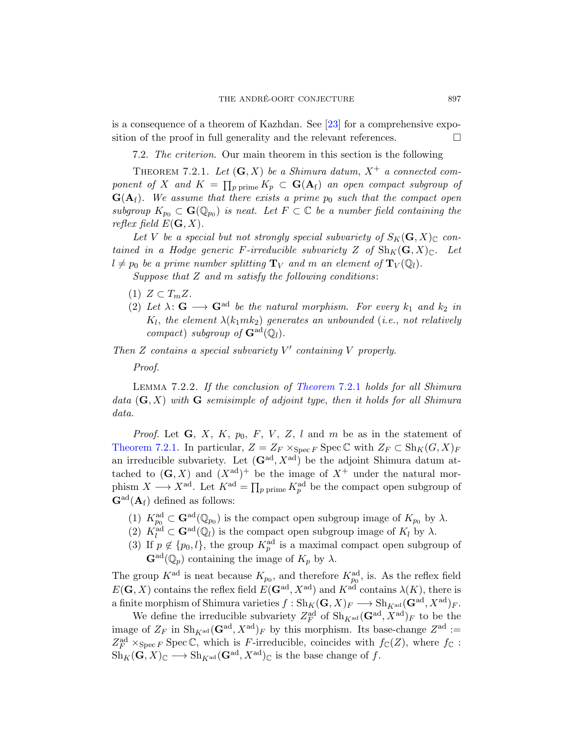is a consequence of a theorem of Kazhdan. See [23] for a comprehensive exposition of the proof in full generality and the relevant references. □

7.2. *The criterion.* Our main theorem in this section is the following

THEOREM 7.2.1. *Let $(\mathbf{G}, X)$ be a Shimura datum, $X^+$ a connected component of $X$ and $K = \prod_{p \text{ prime}} K_p \subset \mathbf{G}(\mathbf{A}_\mathrm{f})$ an open compact subgroup of $\mathbf{G}(\mathbf{A}_\mathrm{f})$. We assume that there exists a prime $p_0$ such that the compact open subgroup $K_{p_0} \subset \mathbf{G}(\mathbb{Q}_{p_0})$ is neat. Let $F \subset \mathbb{C}$ be a number field containing the reflex field $E(\mathbf{G}, X)$.*

*Let $V$ be a special but not strongly special subvariety of $S_K(\mathbf{G}, X)_\mathbb{C}$ contained in a Hodge generic $F$-irreducible subvariety $Z$ of $\mathrm{Sh}_K(\mathbf{G}, X)_\mathbb{C}$. Let $l \neq p_0$ be a prime number splitting $\mathbf{T}_V$ and $m$ an element of $\mathbf{T}_V(\mathbb{Q}_l)$.*

*Suppose that $Z$ and $m$ satisfy the following conditions*:

1. *$Z \subset T_m Z$.*
2. *Let $\lambda \colon \mathbf{G} \longrightarrow \mathbf{G}^{\mathrm{ad}}$ be the natural morphism. For every $k_1$ and $k_2$ in $K_l$, the element $\lambda(k_1 m k_2)$ generates an unbounded (i.e., not relatively compact) subgroup of $\mathbf{G}^{\mathrm{ad}}(\mathbb{Q}_l)$.*

*Then $Z$ contains a special subvariety $V'$ containing $V$ properly.*

*Proof.*

LEMMA 7.2.2. *If the conclusion of Theorem 7.2.1 holds for all Shimura data $(\mathbf{G}, X)$ with $\mathbf{G}$ semisimple of adjoint type, then it holds for all Shimura data.*

*Proof.* Let $\mathbf{G}$, $X$, $K$, $p_0$, $F$, $V$, $Z$, $l$ and $m$ be as in the statement of Theorem 7.2.1. In particular, $Z = Z_F \times_{\mathrm{Spec}\, F} \mathrm{Spec}\, \mathbb{C}$ with $Z_F \subset \mathrm{Sh}_K(G, X)_F$ an irreducible subvariety. Let $(\mathbf{G}^{\mathrm{ad}}, X^{\mathrm{ad}})$ be the adjoint Shimura datum attached to $(\mathbf{G}, X)$ and $(X^{\mathrm{ad}})^+$ be the image of $X^+$ under the natural morphism $X \longrightarrow X^{\mathrm{ad}}$. Let $K^{\mathrm{ad}} = \prod_{p \text{ prime}} K^{\mathrm{ad}}_p$ be the compact open subgroup of $\mathbf{G}^{\mathrm{ad}}(\mathbf{A}_\mathrm{f})$ defined as follows:

1. $K^{\mathrm{ad}}_{p_0} \subset \mathbf{G}^{\mathrm{ad}}(\mathbb{Q}_{p_0})$ is the compact open subgroup image of $K_{p_0}$ by $\lambda$.
2. $K^{\mathrm{ad}}_l \subset \mathbf{G}^{\mathrm{ad}}(\mathbb{Q}_l)$ is the compact open subgroup image of $K_l$ by $\lambda$.
3. If $p \notin \{p_0, l\}$, the group $K^{\mathrm{ad}}_p$ is a maximal compact open subgroup of $\mathbf{G}^{\mathrm{ad}}(\mathbb{Q}_p)$ containing the image of $K_p$ by $\lambda$.

The group $K^{\mathrm{ad}}$ is neat because $K_{p_0}$, and therefore $K^{\mathrm{ad}}_{p_0}$, is. As the reflex field $E(\mathbf{G}, X)$ contains the reflex field $E(\mathbf{G}^{\mathrm{ad}}, X^{\mathrm{ad}})$ and $K^{\mathrm{ad}}$ contains $\lambda(K)$, there is a finite morphism of Shimura varieties $f : \mathrm{Sh}_K(\mathbf{G}, X)_F \longrightarrow \mathrm{Sh}_{K^{\mathrm{ad}}}(\mathbf{G}^{\mathrm{ad}}, X^{\mathrm{ad}})_F$.

We define the irreducible subvariety $Z^{\mathrm{ad}}_F$ of $\mathrm{Sh}_{K^{\mathrm{ad}}}(\mathbf{G}^{\mathrm{ad}}, X^{\mathrm{ad}})_F$ to be the image of $Z_F$ in $\mathrm{Sh}_{K^{\mathrm{ad}}}(\mathbf{G}^{\mathrm{ad}}, X^{\mathrm{ad}})_F$ by this morphism. Its base-change $Z^{\mathrm{ad}} := Z^{\mathrm{ad}}_F \times_{\mathrm{Spec}\, F} \mathrm{Spec}\, \mathbb{C}$, which is $F$-irreducible, coincides with $f_\mathbb{C}(Z)$, where $f_\mathbb{C} : \mathrm{Sh}_K(\mathbf{G}, X)_\mathbb{C} \longrightarrow \mathrm{Sh}_{K^{\mathrm{ad}}}(\mathbf{G}^{\mathrm{ad}}, X^{\mathrm{ad}})_\mathbb{C}$ is the base change of $f$.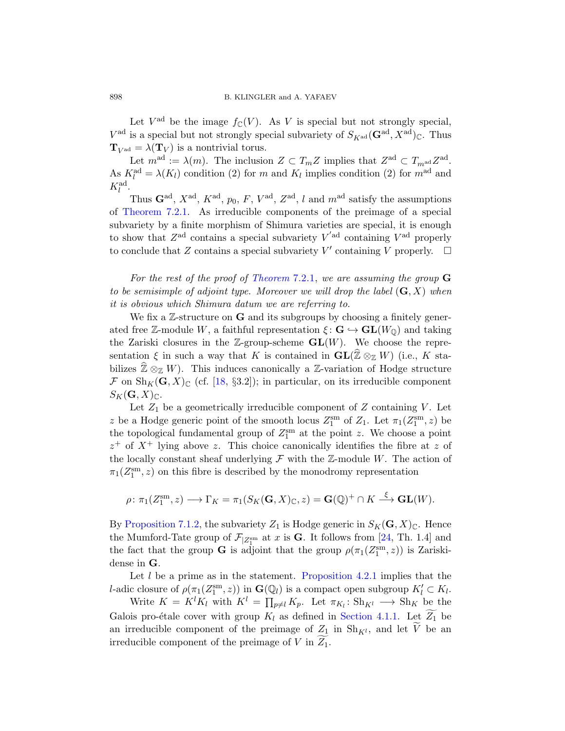Let $V^{\mathrm{ad}}$ be the image $f_{\mathbb{C}}(V)$. As $V$ is special but not strongly special, $V^{\mathrm{ad}}$ is a special but not strongly special subvariety of $S_{K^{\mathrm{ad}}}(\mathbf{G}^{\mathrm{ad}}, X^{\mathrm{ad}})_{\mathbb{C}}$. Thus $\mathbf{T}_{V^{\mathrm{ad}}} = \lambda(\mathbf{T}_V)$ is a nontrivial torus.

Let $m^{\mathrm{ad}} := \lambda(m)$. The inclusion $Z \subset T_m Z$ implies that $Z^{\mathrm{ad}} \subset T_{m^{\mathrm{ad}}} Z^{\mathrm{ad}}$. As $K_l^{\mathrm{ad}} = \lambda(K_l)$ condition (2) for $m$ and $K_l$ implies condition (2) for $m^{\mathrm{ad}}$ and $K_l^{\mathrm{ad}}$.

Thus $\mathbf{G}^{\mathrm{ad}}$, $X^{\mathrm{ad}}$, $K^{\mathrm{ad}}$, $p_0$, $F$, $V^{\mathrm{ad}}$, $Z^{\mathrm{ad}}$, $l$ and $m^{\mathrm{ad}}$ satisfy the assumptions of Theorem 7.2.1. As irreducible components of the preimage of a special subvariety by a finite morphism of Shimura varieties are special, it is enough to show that $Z^{\mathrm{ad}}$ contains a special subvariety $V'^{\mathrm{ad}}$ containing $V^{\mathrm{ad}}$ properly to conclude that $Z$ contains a special subvariety $V'$ containing $V$ properly. $\square$

*For the rest of the proof of Theorem 7.2.1, we are assuming the group $\mathbf{G}$ to be semisimple of adjoint type. Moreover we will drop the label $(\mathbf{G}, X)$ when it is obvious which Shimura datum we are referring to.*

We fix a $\mathbb{Z}$-structure on $\mathbf{G}$ and its subgroups by choosing a finitely generated free $\mathbb{Z}$-module $W$, a faithful representation $\xi \colon \mathbf{G} \hookrightarrow \mathbf{GL}(W_{\mathbb{Q}})$ and taking the Zariski closures in the $\mathbb{Z}$-group-scheme $\mathbf{GL}(W)$. We choose the representation $\xi$ in such a way that $K$ is contained in $\mathbf{GL}(\widehat{\mathbb{Z}} \otimes_{\mathbb{Z}} W)$ (i.e., $K$ stabilizes $\widehat{\mathbb{Z}} \otimes_{\mathbb{Z}} W$). This induces canonically a $\mathbb{Z}$-variation of Hodge structure $\mathcal{F}$ on $\mathrm{Sh}_K(\mathbf{G}, X)_{\mathbb{C}}$ (cf. [18, §3.2]); in particular, on its irreducible component $S_K(\mathbf{G}, X)_{\mathbb{C}}$.

Let $Z_1$ be a geometrically irreducible component of $Z$ containing $V$. Let $z$ be a Hodge generic point of the smooth locus $Z_1^{\mathrm{sm}}$ of $Z_1$. Let $\pi_1(Z_1^{\mathrm{sm}}, z)$ be the topological fundamental group of $Z_1^{\mathrm{sm}}$ at the point $z$. We choose a point $z^+$ of $X^+$ lying above $z$. This choice canonically identifies the fibre at $z$ of the locally constant sheaf underlying $\mathcal{F}$ with the $\mathbb{Z}$-module $W$. The action of $\pi_1(Z_1^{\mathrm{sm}}, z)$ on this fibre is described by the monodromy representation

$$\rho \colon \pi_1(Z_1^{\mathrm{sm}}, z) \longrightarrow \Gamma_K = \pi_1(S_K(\mathbf{G}, X)_{\mathbb{C}}, z) = \mathbf{G}(\mathbb{Q})^+ \cap K \xrightarrow{\ \xi\ } \mathbf{GL}(W).$$

By Proposition 7.1.2, the subvariety $Z_1$ is Hodge generic in $S_K(\mathbf{G}, X)_{\mathbb{C}}$. Hence the Mumford-Tate group of $\mathcal{F}_{|Z_1^{\mathrm{sm}}}$ at $x$ is $\mathbf{G}$. It follows from [24, Th. 1.4] and the fact that the group $\mathbf{G}$ is adjoint that the group $\rho(\pi_1(Z_1^{\mathrm{sm}}, z))$ is Zariski-dense in $\mathbf{G}$.

Let $l$ be a prime as in the statement. Proposition 4.2.1 implies that the $l$-adic closure of $\rho(\pi_1(Z_1^{\mathrm{sm}}, z))$ in $\mathbf{G}(\mathbb{Q}_l)$ is a compact open subgroup $K_l' \subset K_l$.

Write $K = K^l K_l$ with $K^l = \prod_{p \neq l} K_p$. Let $\pi_{K_l} \colon \mathrm{Sh}_{K^l} \longrightarrow \mathrm{Sh}_K$ be the Galois pro-étale cover with group $K_l$ as defined in Section 4.1.1. Let $\widetilde{Z_1}$ be an irreducible component of the preimage of $Z_1$ in $\mathrm{Sh}_{K^l}$, and let $\widetilde{V}$ be an irreducible component of the preimage of $V$ in $\widetilde{Z_1}$.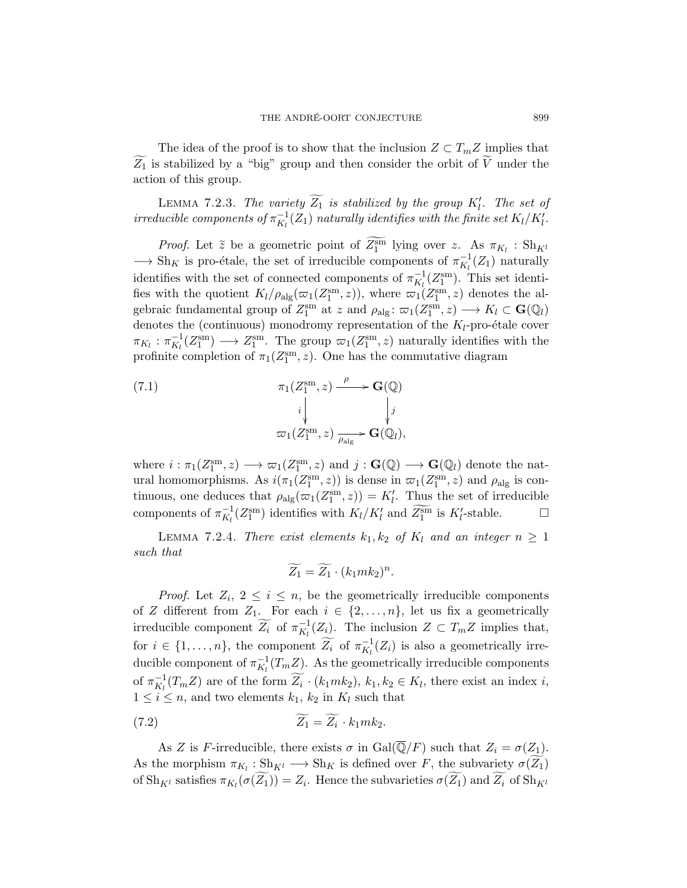The idea of the proof is to show that the inclusion $Z \subset T_m Z$ implies that $\widetilde{Z_1}$ is stabilized by a "big" group and then consider the orbit of $\widetilde{V}$ under the action of this group.

LEMMA 7.2.3. *The variety $\widetilde{Z_1}$ is stabilized by the group $K_l'$. The set of irreducible components of $\pi_{K_l}^{-1}(Z_1)$ naturally identifies with the finite set $K_l/K_l'$.*

*Proof.* Let $\widetilde{z}$ be a geometric point of $\widetilde{Z_1^{\text{sm}}}$ lying over $z$. As $\pi_{K_l} : \text{Sh}_{K^l} \longrightarrow \text{Sh}_K$ is pro-étale, the set of irreducible components of $\pi_{K_l}^{-1}(Z_1)$ naturally identifies with the set of connected components of $\pi_{K_l}^{-1}(Z_1^{\text{sm}})$. This set identifies with the quotient $K_l/\rho_{\text{alg}}(\varpi_1(Z_1^{\text{sm}}, z))$, where $\varpi_1(Z_1^{\text{sm}}, z)$ denotes the algebraic fundamental group of $Z_1^{\text{sm}}$ at $z$ and $\rho_{\text{alg}} \colon \varpi_1(Z_1^{\text{sm}}, z) \longrightarrow K_l \subset \mathbf{G}(\mathbb{Q}_l)$ denotes the (continuous) monodromy representation of the $K_l$-pro-étale cover $\pi_{K_l} : \pi_{K_l}^{-1}(Z_1^{\text{sm}}) \longrightarrow Z_1^{\text{sm}}$. The group $\varpi_1(Z_1^{\text{sm}}, z)$ naturally identifies with the profinite completion of $\pi_1(Z_1^{\text{sm}}, z)$. One has the commutative diagram

$$
\begin{array}{ccc}
\pi_1(Z_1^{\text{sm}}, z) & \xrightarrow{\ \rho\ } & \mathbf{G}(\mathbb{Q}) \\
\Big\downarrow{\scriptstyle i} & & \Big\downarrow{\scriptstyle j} \\
\varpi_1(Z_1^{\text{sm}}, z) & \xrightarrow[\ \rho_{\text{alg}}\ ]{} & \mathbf{G}(\mathbb{Q}_l),
\end{array}
\tag{7.1}
$$

where $i : \pi_1(Z_1^{\text{sm}}, z) \longrightarrow \varpi_1(Z_1^{\text{sm}}, z)$ and $j : \mathbf{G}(\mathbb{Q}) \longrightarrow \mathbf{G}(\mathbb{Q}_l)$ denote the natural homomorphisms. As $i(\pi_1(Z_1^{\text{sm}}, z))$ is dense in $\varpi_1(Z_1^{\text{sm}}, z)$ and $\rho_{\text{alg}}$ is continuous, one deduces that $\rho_{\text{alg}}(\varpi_1(Z_1^{\text{sm}}, z)) = K_l'$. Thus the set of irreducible components of $\pi_{K_l}^{-1}(Z_1^{\text{sm}})$ identifies with $K_l/K_l'$ and $\widetilde{Z_1^{\text{sm}}}$ is $K_l'$-stable. $\square$

LEMMA 7.2.4. *There exist elements $k_1, k_2$ of $K_l$ and an integer $n \geq 1$ such that*

$$\widetilde{Z_1} = \widetilde{Z_1} \cdot (k_1 m k_2)^n.$$

*Proof.* Let $Z_i$, $2 \leq i \leq n$, be the geometrically irreducible components of $Z$ different from $Z_1$. For each $i \in \{2, \dots, n\}$, let us fix a geometrically irreducible component $\widetilde{Z_i}$ of $\pi_{K_l}^{-1}(Z_i)$. The inclusion $Z \subset T_m Z$ implies that, for $i \in \{1, \dots, n\}$, the component $\widetilde{Z_i}$ of $\pi_{K_l}^{-1}(Z_i)$ is also a geometrically irreducible component of $\pi_{K_l}^{-1}(T_m Z)$. As the geometrically irreducible components of $\pi_{K_l}^{-1}(T_m Z)$ are of the form $\widetilde{Z_i} \cdot (k_1 m k_2)$, $k_1, k_2 \in K_l$, there exist an index $i$, $1 \leq i \leq n$, and two elements $k_1$, $k_2$ in $K_l$ such that

$$\widetilde{Z_1} = \widetilde{Z_i} \cdot k_1 m k_2. \tag{7.2}$$

As $Z$ is $F$-irreducible, there exists $\sigma$ in $\text{Gal}(\overline{\mathbb{Q}}/F)$ such that $Z_i = \sigma(Z_1)$. As the morphism $\pi_{K_l} : \text{Sh}_{K^l} \longrightarrow \text{Sh}_K$ is defined over $F$, the subvariety $\sigma(\widetilde{Z_1})$ of $\text{Sh}_{K^l}$ satisfies $\pi_{K_l}(\sigma(\widetilde{Z_1})) = Z_i$. Hence the subvarieties $\sigma(\widetilde{Z_1})$ and $\widetilde{Z_i}$ of $\text{Sh}_{K^l}$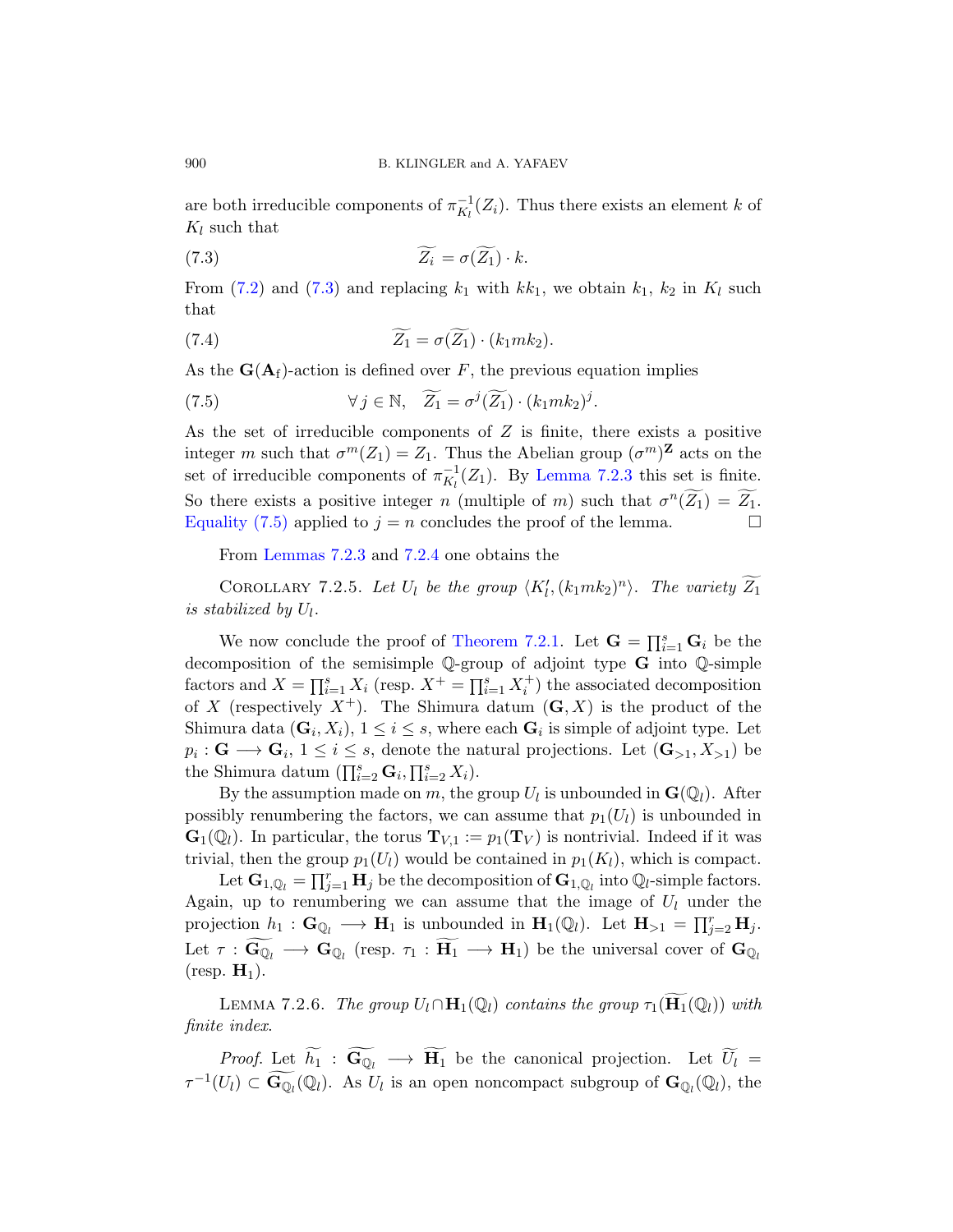are both irreducible components of $\pi_{K_l}^{-1}(Z_i)$. Thus there exists an element $k$ of $K_l$ such that

$$\widetilde{Z_i} = \sigma(\widetilde{Z_1}) \cdot k. \tag{7.3}$$

From (7.2) and (7.3) and replacing $k_1$ with $kk_1$, we obtain $k_1$, $k_2$ in $K_l$ such that

$$\widetilde{Z_1} = \sigma(\widetilde{Z_1}) \cdot (k_1 m k_2). \tag{7.4}$$

As the $\mathbf{G}(\mathbf{A}_f)$-action is defined over $F$, the previous equation implies

$$\forall\, j \in \mathbb{N}, \quad \widetilde{Z_1} = \sigma^j(\widetilde{Z_1}) \cdot (k_1 m k_2)^j. \tag{7.5}$$

As the set of irreducible components of $Z$ is finite, there exists a positive integer $m$ such that $\sigma^m(Z_1) = Z_1$. Thus the Abelian group $(\sigma^m)^{\mathbf{Z}}$ acts on the set of irreducible components of $\pi_{K_l}^{-1}(Z_1)$. By Lemma 7.2.3 this set is finite. So there exists a positive integer $n$ (multiple of $m$) such that $\sigma^n(\widetilde{Z_1}) = \widetilde{Z_1}$. Equality (7.5) applied to $j = n$ concludes the proof of the lemma. $\square$

From Lemmas 7.2.3 and 7.2.4 one obtains the

Corollary 7.2.5. *Let $U_l$ be the group $\langle K_l', (k_1 m k_2)^n\rangle$. The variety $\widetilde{Z_1}$ is stabilized by $U_l$.*

We now conclude the proof of Theorem 7.2.1. Let $\mathbf{G} = \prod_{i=1}^s \mathbf{G}_i$ be the decomposition of the semisimple $\mathbb{Q}$-group of adjoint type $\mathbf{G}$ into $\mathbb{Q}$-simple factors and $X = \prod_{i=1}^s X_i$ (resp. $X^+ = \prod_{i=1}^s X_i^+$) the associated decomposition of $X$ (respectively $X^+$). The Shimura datum $(\mathbf{G}, X)$ is the product of the Shimura data $(\mathbf{G}_i, X_i)$, $1 \leq i \leq s$, where each $\mathbf{G}_i$ is simple of adjoint type. Let $p_i : \mathbf{G} \longrightarrow \mathbf{G}_i$, $1 \leq i \leq s$, denote the natural projections. Let $(\mathbf{G}_{>1}, X_{>1})$ be the Shimura datum $(\prod_{i=2}^s \mathbf{G}_i, \prod_{i=2}^s X_i)$.

By the assumption made on $m$, the group $U_l$ is unbounded in $\mathbf{G}(\mathbb{Q}_l)$. After possibly renumbering the factors, we can assume that $p_1(U_l)$ is unbounded in $\mathbf{G}_1(\mathbb{Q}_l)$. In particular, the torus $\mathbf{T}_{V,1} := p_1(\mathbf{T}_V)$ is nontrivial. Indeed if it was trivial, then the group $p_1(U_l)$ would be contained in $p_1(K_l)$, which is compact.

Let $\mathbf{G}_{1,\mathbb{Q}_l} = \prod_{j=1}^r \mathbf{H}_j$ be the decomposition of $\mathbf{G}_{1,\mathbb{Q}_l}$ into $\mathbb{Q}_l$-simple factors. Again, up to renumbering we can assume that the image of $U_l$ under the projection $h_1 : \mathbf{G}_{\mathbb{Q}_l} \longrightarrow \mathbf{H}_1$ is unbounded in $\mathbf{H}_1(\mathbb{Q}_l)$. Let $\mathbf{H}_{>1} = \prod_{j=2}^r \mathbf{H}_j$. Let $\tau : \widetilde{\mathbf{G}_{\mathbb{Q}_l}} \longrightarrow \mathbf{G}_{\mathbb{Q}_l}$ (resp. $\tau_1 : \widetilde{\mathbf{H}_1} \longrightarrow \mathbf{H}_1$) be the universal cover of $\mathbf{G}_{\mathbb{Q}_l}$ (resp. $\mathbf{H}_1$).

Lemma 7.2.6. *The group $U_l \cap \mathbf{H}_1(\mathbb{Q}_l)$ contains the group $\tau_1(\widetilde{\mathbf{H}_1}(\mathbb{Q}_l))$ with finite index.*

*Proof.* Let $\widetilde{h_1} : \widetilde{\mathbf{G}_{\mathbb{Q}_l}} \longrightarrow \widetilde{\mathbf{H}_1}$ be the canonical projection. Let $\widetilde{U_l} = \tau^{-1}(U_l) \subset \widetilde{\mathbf{G}_{\mathbb{Q}_l}}(\mathbb{Q}_l)$. As $U_l$ is an open noncompact subgroup of $\mathbf{G}_{\mathbb{Q}_l}(\mathbb{Q}_l)$, the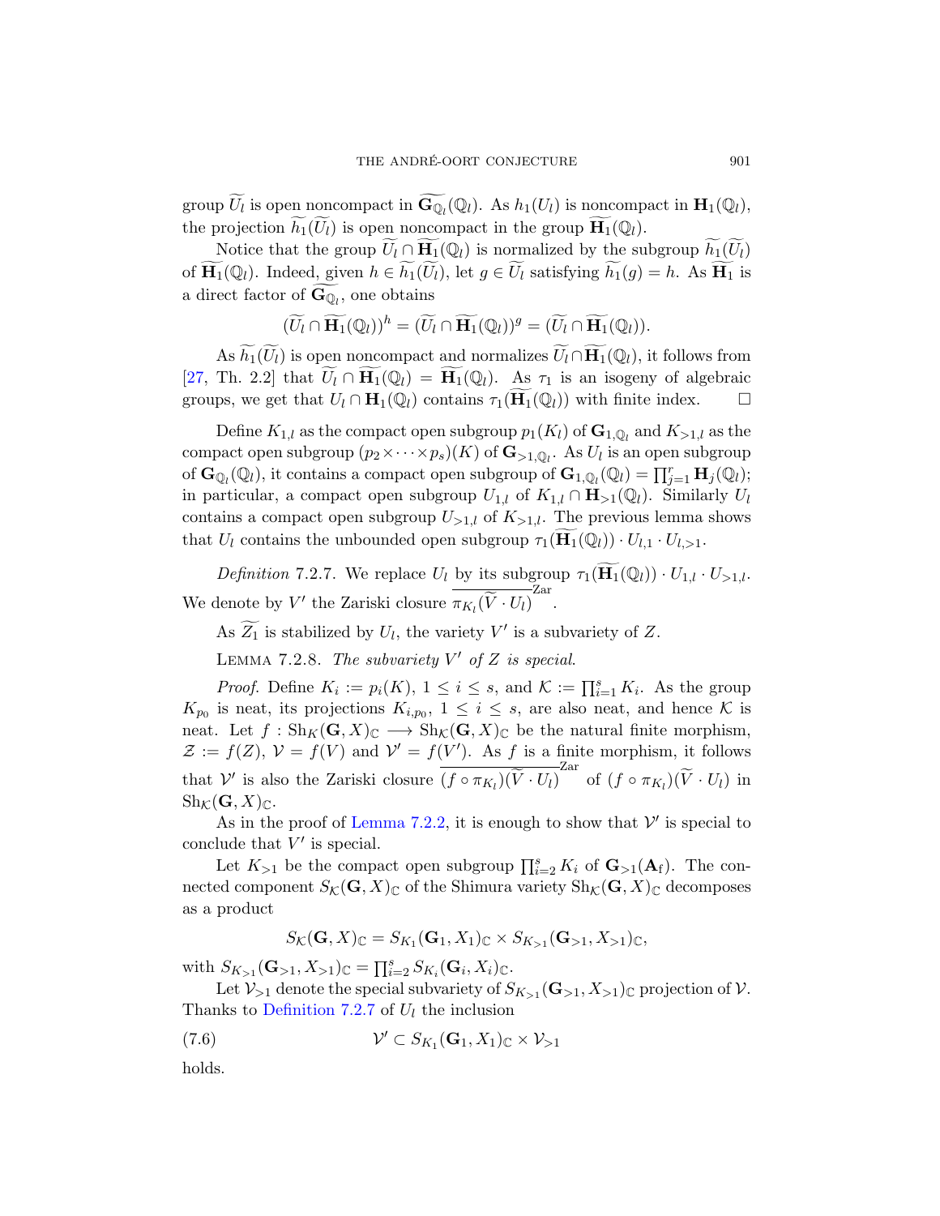group $\widetilde{U_l}$ is open noncompact in $\widetilde{\mathbf{G}_{\mathbb{Q}_l}}(\mathbb{Q}_l)$. As $h_1(U_l)$ is noncompact in $\mathbf{H}_1(\mathbb{Q}_l)$, the projection $\widetilde{h_1}(\widetilde{U_l})$ is open noncompact in the group $\widetilde{\mathbf{H}_1}(\mathbb{Q}_l)$.

Notice that the group $\widetilde{U_l} \cap \widetilde{\mathbf{H}_1}(\mathbb{Q}_l)$ is normalized by the subgroup $\widetilde{h_1}(\widetilde{U_l})$ of $\widetilde{\mathbf{H}_1}(\mathbb{Q}_l)$. Indeed, given $h \in \widetilde{h_1}(\widetilde{U_l})$, let $g \in \widetilde{U_l}$ satisfying $\widetilde{h_1}(g) = h$. As $\widetilde{\mathbf{H}_1}$ is a direct factor of $\widetilde{\mathbf{G}_{\mathbb{Q}_l}}$, one obtains

$$(\widetilde{U_l} \cap \widetilde{\mathbf{H}_1}(\mathbb{Q}_l))^h = (\widetilde{U_l} \cap \widetilde{\mathbf{H}_1}(\mathbb{Q}_l))^g = (\widetilde{U_l} \cap \widetilde{\mathbf{H}_1}(\mathbb{Q}_l)).$$

As $\widetilde{h_1}(\widetilde{U_l})$ is open noncompact and normalizes $\widetilde{U_l} \cap \widetilde{\mathbf{H}_1}(\mathbb{Q}_l)$, it follows from [27, Th. 2.2] that $\widetilde{U_l} \cap \widetilde{\mathbf{H}_1}(\mathbb{Q}_l) = \widetilde{\mathbf{H}_1}(\mathbb{Q}_l)$. As $\tau_1$ is an isogeny of algebraic groups, we get that $U_l \cap \mathbf{H}_1(\mathbb{Q}_l)$ contains $\tau_1(\widetilde{\mathbf{H}_1}(\mathbb{Q}_l))$ with finite index. □

Define $K_{1,l}$ as the compact open subgroup $p_1(K_l)$ of $\mathbf{G}_{1,\mathbb{Q}_l}$ and $K_{>1,l}$ as the compact open subgroup $(p_2 \times \cdots \times p_s)(K)$ of $\mathbf{G}_{>1,\mathbb{Q}_l}$. As $U_l$ is an open subgroup of $\mathbf{G}_{\mathbb{Q}_l}(\mathbb{Q}_l)$, it contains a compact open subgroup of $\mathbf{G}_{1,\mathbb{Q}_l}(\mathbb{Q}_l) = \prod_{j=1}^{r} \mathbf{H}_j(\mathbb{Q}_l)$; in particular, a compact open subgroup $U_{1,l}$ of $K_{1,l} \cap \mathbf{H}_{>1}(\mathbb{Q}_l)$. Similarly $U_l$ contains a compact open subgroup $U_{>1,l}$ of $K_{>1,l}$. The previous lemma shows that $U_l$ contains the unbounded open subgroup $\tau_1(\widetilde{\mathbf{H}_1}(\mathbb{Q}_l)) \cdot U_{l,1} \cdot U_{l,>1}$.

*Definition* 7.2.7. We replace $U_l$ by its subgroup $\tau_1(\widetilde{\mathbf{H}_1}(\mathbb{Q}_l)) \cdot U_{1,l} \cdot U_{>1,l}$. We denote by $V'$ the Zariski closure $\overline{\pi_{K_l}(\widetilde{V} \cdot U_l)}^{\mathrm{Zar}}$.

As $\widetilde{Z_1}$ is stabilized by $U_l$, the variety $V'$ is a subvariety of $Z$.

Lemma 7.2.8. *The subvariety $V'$ of $Z$ is special.*

*Proof.* Define $K_i := p_i(K)$, $1 \leq i \leq s$, and $\mathcal{K} := \prod_{i=1}^{s} K_i$. As the group $K_{p_0}$ is neat, its projections $K_{i,p_0}$, $1 \leq i \leq s$, are also neat, and hence $\mathcal{K}$ is neat. Let $f : \mathrm{Sh}_K(\mathbf{G}, X)_{\mathbb{C}} \longrightarrow \mathrm{Sh}_{\mathcal{K}}(\mathbf{G}, X)_{\mathbb{C}}$ be the natural finite morphism, $\mathcal{Z} := f(Z)$, $\mathcal{V} = f(V)$ and $\mathcal{V}' = f(V')$. As $f$ is a finite morphism, it follows that $\mathcal{V}'$ is also the Zariski closure $\overline{(f \circ \pi_{K_l})(\widetilde{V} \cdot U_l)}^{\mathrm{Zar}}$ of $(f \circ \pi_{K_l})(\widetilde{V} \cdot U_l)$ in $\mathrm{Sh}_{\mathcal{K}}(\mathbf{G}, X)_{\mathbb{C}}$.

As in the proof of Lemma 7.2.2, it is enough to show that $\mathcal{V}'$ is special to conclude that $V'$ is special.

Let $K_{>1}$ be the compact open subgroup $\prod_{i=2}^{s} K_i$ of $\mathbf{G}_{>1}(\mathbf{A}_{\mathrm{f}})$. The connected component $S_{\mathcal{K}}(\mathbf{G}, X)_{\mathbb{C}}$ of the Shimura variety $\mathrm{Sh}_{\mathcal{K}}(\mathbf{G}, X)_{\mathbb{C}}$ decomposes as a product

$$S_{\mathcal{K}}(\mathbf{G}, X)_{\mathbb{C}} = S_{K_1}(\mathbf{G}_1, X_1)_{\mathbb{C}} \times S_{K_{>1}}(\mathbf{G}_{>1}, X_{>1})_{\mathbb{C}},$$

with $S_{K_{>1}}(\mathbf{G}_{>1}, X_{>1})_{\mathbb{C}} = \prod_{i=2}^{s} S_{K_i}(\mathbf{G}_i, X_i)_{\mathbb{C}}$.

Let $\mathcal{V}_{>1}$ denote the special subvariety of $S_{K_{>1}}(\mathbf{G}_{>1}, X_{>1})_{\mathbb{C}}$ projection of $\mathcal{V}$. Thanks to Definition 7.2.7 of $U_l$ the inclusion

$$\mathcal{V}' \subset S_{K_1}(\mathbf{G}_1, X_1)_{\mathbb{C}} \times \mathcal{V}_{>1} \tag{7.6}$$

holds.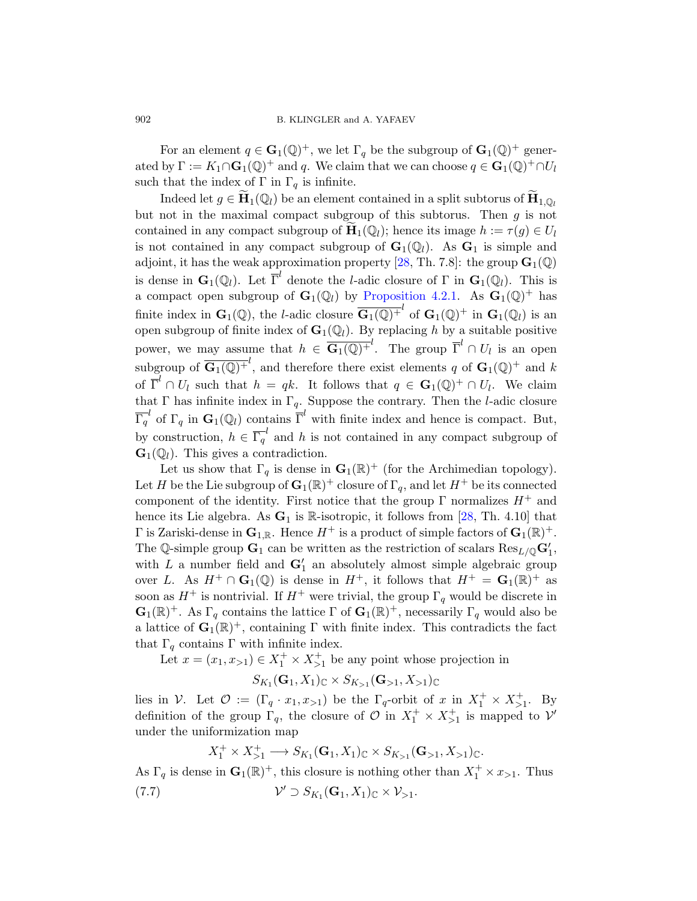For an element $q \in \mathbf{G}_1(\mathbb{Q})^+$, we let $\Gamma_q$ be the subgroup of $\mathbf{G}_1(\mathbb{Q})^+$ generated by $\Gamma := K_1 \cap \mathbf{G}_1(\mathbb{Q})^+$ and $q$. We claim that we can choose $q \in \mathbf{G}_1(\mathbb{Q})^+ \cap U_l$ such that the index of $\Gamma$ in $\Gamma_q$ is infinite.

Indeed let $g \in \widetilde{\mathbf{H}}_1(\mathbb{Q}_l)$ be an element contained in a split subtorus of $\widetilde{\mathbf{H}}_{1,\mathbb{Q}_l}$ but not in the maximal compact subgroup of this subtorus. Then $g$ is not contained in any compact subgroup of $\widetilde{\mathbf{H}}_1(\mathbb{Q}_l)$; hence its image $h := \tau(g) \in U_l$ is not contained in any compact subgroup of $\mathbf{G}_1(\mathbb{Q}_l)$. As $\mathbf{G}_1$ is simple and adjoint, it has the weak approximation property [28, Th. 7.8]: the group $\mathbf{G}_1(\mathbb{Q})$ is dense in $\mathbf{G}_1(\mathbb{Q}_l)$. Let $\overline{\Gamma}^l$ denote the $l$-adic closure of $\Gamma$ in $\mathbf{G}_1(\mathbb{Q}_l)$. This is a compact open subgroup of $\mathbf{G}_1(\mathbb{Q}_l)$ by Proposition 4.2.1. As $\mathbf{G}_1(\mathbb{Q})^+$ has finite index in $\mathbf{G}_1(\mathbb{Q})$, the $l$-adic closure $\overline{\mathbf{G}_1(\mathbb{Q})^+}^l$ of $\mathbf{G}_1(\mathbb{Q})^+$ in $\mathbf{G}_1(\mathbb{Q}_l)$ is an open subgroup of finite index of $\mathbf{G}_1(\mathbb{Q}_l)$. By replacing $h$ by a suitable positive power, we may assume that $h \in \overline{\mathbf{G}_1(\mathbb{Q})^+}^l$. The group $\overline{\Gamma}^l \cap U_l$ is an open subgroup of $\overline{\mathbf{G}_1(\mathbb{Q})^+}^l$, and therefore there exist elements $q$ of $\mathbf{G}_1(\mathbb{Q})^+$ and $k$ of $\overline{\Gamma}^l \cap U_l$ such that $h = qk$. It follows that $q \in \mathbf{G}_1(\mathbb{Q})^+ \cap U_l$. We claim that $\Gamma$ has infinite index in $\Gamma_q$. Suppose the contrary. Then the $l$-adic closure $\overline{\Gamma_q}^l$ of $\Gamma_q$ in $\mathbf{G}_1(\mathbb{Q}_l)$ contains $\overline{\Gamma}^l$ with finite index and hence is compact. But, by construction, $h \in \overline{\Gamma_q}^l$ and $h$ is not contained in any compact subgroup of $\mathbf{G}_1(\mathbb{Q}_l)$. This gives a contradiction.

Let us show that $\Gamma_q$ is dense in $\mathbf{G}_1(\mathbb{R})^+$ (for the Archimedian topology). Let $H$ be the Lie subgroup of $\mathbf{G}_1(\mathbb{R})^+$ closure of $\Gamma_q$, and let $H^+$ be its connected component of the identity. First notice that the group $\Gamma$ normalizes $H^+$ and hence its Lie algebra. As $\mathbf{G}_1$ is $\mathbb{R}$-isotropic, it follows from [28, Th. 4.10] that $\Gamma$ is Zariski-dense in $\mathbf{G}_{1,\mathbb{R}}$. Hence $H^+$ is a product of simple factors of $\mathbf{G}_1(\mathbb{R})^+$. The $\mathbb{Q}$-simple group $\mathbf{G}_1$ can be written as the restriction of scalars $\mathrm{Res}_{L/\mathbb{Q}}\mathbf{G}'_1$, with $L$ a number field and $\mathbf{G}'_1$ an absolutely almost simple algebraic group over $L$. As $H^+ \cap \mathbf{G}_1(\mathbb{Q})$ is dense in $H^+$, it follows that $H^+ = \mathbf{G}_1(\mathbb{R})^+$ as soon as $H^+$ is nontrivial. If $H^+$ were trivial, the group $\Gamma_q$ would be discrete in $\mathbf{G}_1(\mathbb{R})^+$. As $\Gamma_q$ contains the lattice $\Gamma$ of $\mathbf{G}_1(\mathbb{R})^+$, necessarily $\Gamma_q$ would also be a lattice of $\mathbf{G}_1(\mathbb{R})^+$, containing $\Gamma$ with finite index. This contradicts the fact that $\Gamma_q$ contains $\Gamma$ with infinite index.

Let $x = (x_1, x_{>1}) \in X_1^+ \times X_{>1}^+$ be any point whose projection in

$$S_{K_1}(\mathbf{G}_1, X_1)_\mathbb{C} \times S_{K_{>1}}(\mathbf{G}_{>1}, X_{>1})_\mathbb{C}$$

lies in $\mathcal{V}$. Let $\mathcal{O} := (\Gamma_q \cdot x_1, x_{>1})$ be the $\Gamma_q$-orbit of $x$ in $X_1^+ \times X_{>1}^+$. By definition of the group $\Gamma_q$, the closure of $\mathcal{O}$ in $X_1^+ \times X_{>1}^+$ is mapped to $\mathcal{V}'$ under the uniformization map

$$X_1^+ \times X_{>1}^+ \longrightarrow S_{K_1}(\mathbf{G}_1, X_1)_\mathbb{C} \times S_{K_{>1}}(\mathbf{G}_{>1}, X_{>1})_\mathbb{C}.$$

As $\Gamma_q$ is dense in $\mathbf{G}_1(\mathbb{R})^+$, this closure is nothing other than $X_1^+ \times x_{>1}$. Thus

$$\mathcal{V}' \supset S_{K_1}(\mathbf{G}_1, X_1)_\mathbb{C} \times \mathcal{V}_{>1}. \tag{7.7}$$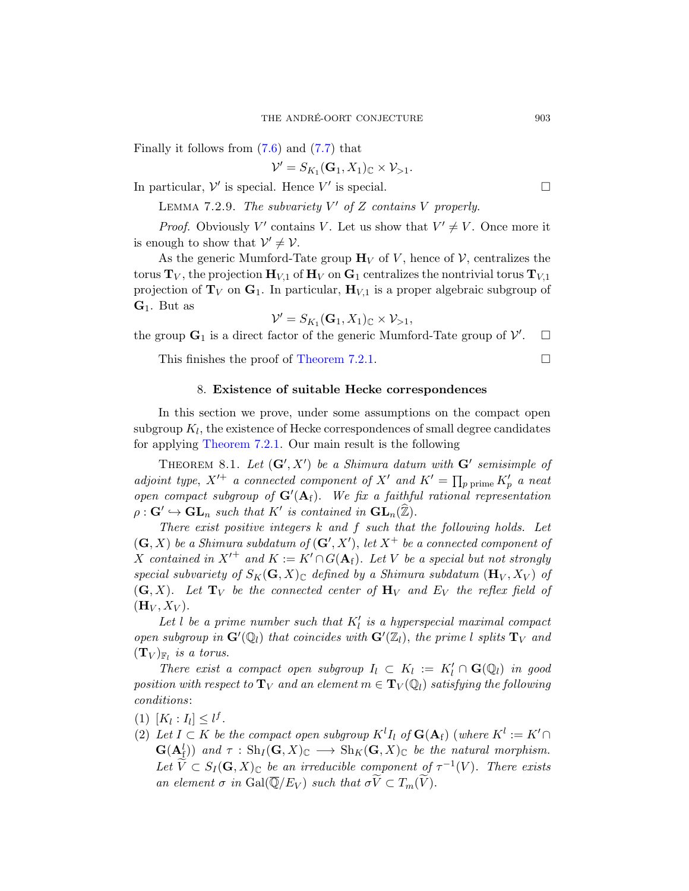Finally it follows from (7.6) and (7.7) that

$$\mathcal{V}' = S_{K_1}(\mathbf{G}_1, X_1)_{\mathbb{C}} \times \mathcal{V}_{>1}.$$

In particular, $\mathcal{V}'$ is special. Hence $V'$ is special. □

Lemma 7.2.9. *The subvariety $V'$ of $Z$ contains $V$ properly.*

*Proof.* Obviously $V'$ contains $V$. Let us show that $V' \neq V$. Once more it is enough to show that $\mathcal{V}' \neq \mathcal{V}$.

As the generic Mumford-Tate group $\mathbf{H}_V$ of $V$, hence of $\mathcal{V}$, centralizes the torus $\mathbf{T}_V$, the projection $\mathbf{H}_{V,1}$ of $\mathbf{H}_V$ on $\mathbf{G}_1$ centralizes the nontrivial torus $\mathbf{T}_{V,1}$ projection of $\mathbf{T}_V$ on $\mathbf{G}_1$. In particular, $\mathbf{H}_{V,1}$ is a proper algebraic subgroup of $\mathbf{G}_1$. But as

$$\mathcal{V}' = S_{K_1}(\mathbf{G}_1, X_1)_{\mathbb{C}} \times \mathcal{V}_{>1},$$

the group $\mathbf{G}_1$ is a direct factor of the generic Mumford-Tate group of $\mathcal{V}'$. □

This finishes the proof of Theorem 7.2.1. □

## 8. Existence of suitable Hecke correspondences

In this section we prove, under some assumptions on the compact open subgroup $K_l$, the existence of Hecke correspondences of small degree candidates for applying Theorem 7.2.1. Our main result is the following

Theorem 8.1. *Let $(\mathbf{G}', X')$ be a Shimura datum with $\mathbf{G}'$ semisimple of adjoint type, $X'^{+}$ a connected component of $X'$ and $K' = \prod_{p \text{ prime}} K'_p$ a neat open compact subgroup of $\mathbf{G}'(\mathbb{A}_{\mathrm{f}})$. We fix a faithful rational representation $\rho : \mathbf{G}' \hookrightarrow \mathbf{GL}_n$ such that $K'$ is contained in $\mathbf{GL}_n(\widehat{\mathbb{Z}})$.*

*There exist positive integers $k$ and $f$ such that the following holds. Let $(\mathbf{G}, X)$ be a Shimura subdatum of $(\mathbf{G}', X')$, let $X^{+}$ be a connected component of $X$ contained in $X'^{+}$ and $K := K' \cap G(\mathbb{A}_{\mathrm{f}})$. Let $V$ be a special but not strongly special subvariety of $S_K(\mathbf{G}, X)_{\mathbb{C}}$ defined by a Shimura subdatum $(\mathbf{H}_V, X_V)$ of $(\mathbf{G}, X)$. Let $\mathbf{T}_V$ be the connected center of $\mathbf{H}_V$ and $E_V$ the reflex field of $(\mathbf{H}_V, X_V)$.*

*Let $l$ be a prime number such that $K'_l$ is a hyperspecial maximal compact open subgroup in $\mathbf{G}'(\mathbb{Q}_l)$ that coincides with $\mathbf{G}'(\mathbb{Z}_l)$, the prime $l$ splits $\mathbf{T}_V$ and $(\mathbf{T}_V)_{\mathbb{F}_l}$ is a torus.*

*There exist a compact open subgroup $I_l \subset K_l := K'_l \cap \mathbf{G}(\mathbb{Q}_l)$ in good position with respect to $\mathbf{T}_V$ and an element $m \in \mathbf{T}_V(\mathbb{Q}_l)$ satisfying the following conditions:*

1. *$[K_l : I_l] \leq l^f$.*
2. *Let $I \subset K$ be the compact open subgroup $K^l I_l$ of $\mathbf{G}(\mathbb{A}_{\mathrm{f}})$ (where $K^l := K' \cap \mathbf{G}(\mathbb{A}_{\mathrm{f}}^l)$) and $\tau : \mathrm{Sh}_I(\mathbf{G}, X)_{\mathbb{C}} \longrightarrow \mathrm{Sh}_K(\mathbf{G}, X)_{\mathbb{C}}$ be the natural morphism. Let $\widetilde{V} \subset S_I(\mathbf{G}, X)_{\mathbb{C}}$ be an irreducible component of $\tau^{-1}(V)$. There exists an element $\sigma$ in $\mathrm{Gal}(\overline{\mathbb{Q}}/E_V)$ such that $\sigma\widetilde{V} \subset T_m(\widetilde{V})$.*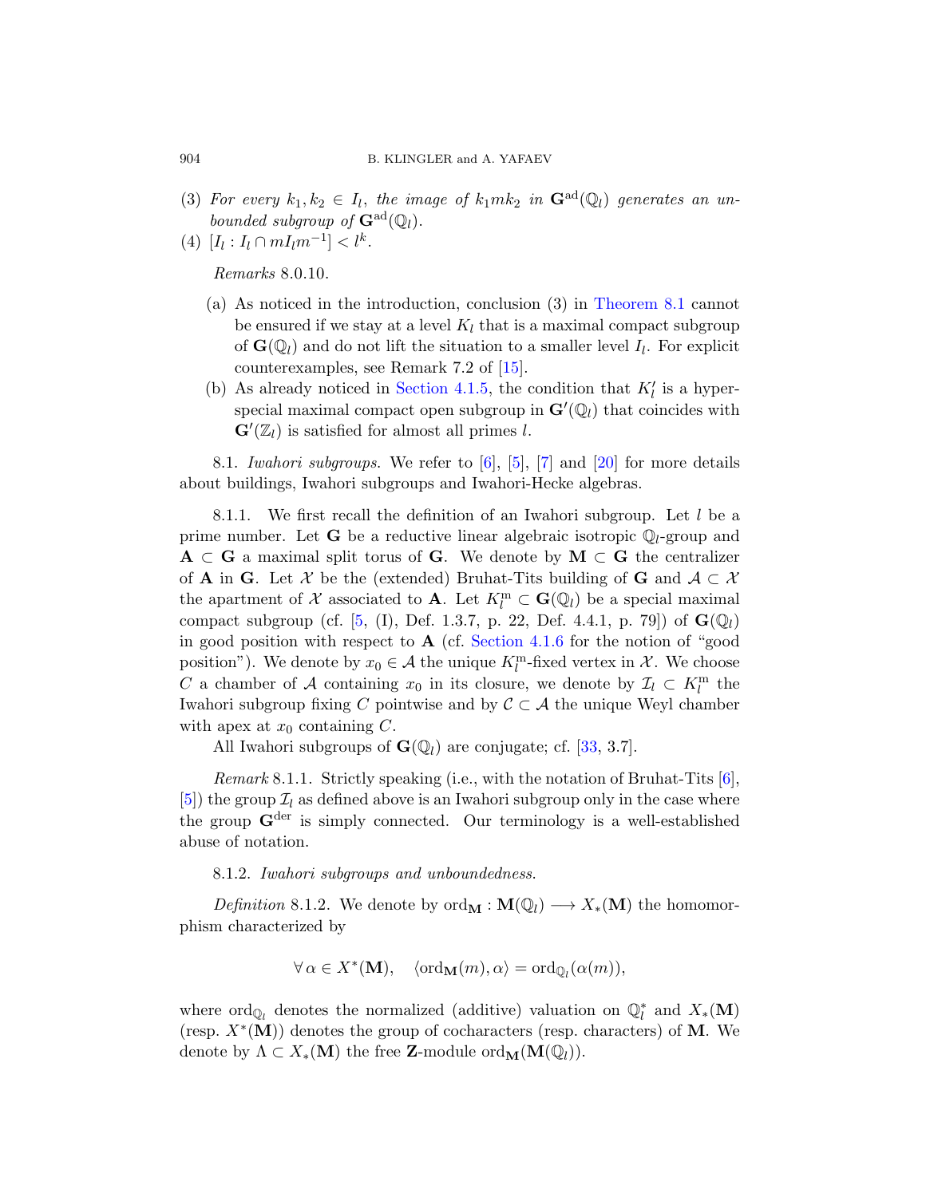(3) *For every $k_1, k_2 \in I_l$, the image of $k_1 m k_2$ in $\mathbf{G}^{\mathrm{ad}}(\mathbb{Q}_l)$ generates an unbounded subgroup of $\mathbf{G}^{\mathrm{ad}}(\mathbb{Q}_l)$.*

(4) $[I_l : I_l \cap m I_l m^{-1}] < l^k$.

*Remarks* 8.0.10.

(a) As noticed in the introduction, conclusion (3) in Theorem 8.1 cannot be ensured if we stay at a level $K_l$ that is a maximal compact subgroup of $\mathbf{G}(\mathbb{Q}_l)$ and do not lift the situation to a smaller level $I_l$. For explicit counterexamples, see Remark 7.2 of [15].

(b) As already noticed in Section 4.1.5, the condition that $K'_l$ is a hyperspecial maximal compact open subgroup in $\mathbf{G}'(\mathbb{Q}_l)$ that coincides with $\mathbf{G}'(\mathbb{Z}_l)$ is satisfied for almost all primes $l$.

8.1. *Iwahori subgroups.* We refer to [6], [5], [7] and [20] for more details about buildings, Iwahori subgroups and Iwahori-Hecke algebras.

8.1.1. We first recall the definition of an Iwahori subgroup. Let $l$ be a prime number. Let $\mathbf{G}$ be a reductive linear algebraic isotropic $\mathbb{Q}_l$-group and $\mathbf{A} \subset \mathbf{G}$ a maximal split torus of $\mathbf{G}$. We denote by $\mathbf{M} \subset \mathbf{G}$ the centralizer of $\mathbf{A}$ in $\mathbf{G}$. Let $\mathcal{X}$ be the (extended) Bruhat-Tits building of $\mathbf{G}$ and $\mathcal{A} \subset \mathcal{X}$ the apartment of $\mathcal{X}$ associated to $\mathbf{A}$. Let $K_l^{\mathrm{m}} \subset \mathbf{G}(\mathbb{Q}_l)$ be a special maximal compact subgroup (cf. [5, (I), Def. 1.3.7, p. 22, Def. 4.4.1, p. 79]) of $\mathbf{G}(\mathbb{Q}_l)$ in good position with respect to $\mathbf{A}$ (cf. Section 4.1.6 for the notion of "good position"). We denote by $x_0 \in \mathcal{A}$ the unique $K_l^{\mathrm{m}}$-fixed vertex in $\mathcal{X}$. We choose $C$ a chamber of $\mathcal{A}$ containing $x_0$ in its closure, we denote by $\mathcal{I}_l \subset K_l^{\mathrm{m}}$ the Iwahori subgroup fixing $C$ pointwise and by $\mathcal{C} \subset \mathcal{A}$ the unique Weyl chamber with apex at $x_0$ containing $C$.

All Iwahori subgroups of $\mathbf{G}(\mathbb{Q}_l)$ are conjugate; cf. [33, 3.7].

*Remark* 8.1.1. Strictly speaking (i.e., with the notation of Bruhat-Tits [6], [5]) the group $\mathcal{I}_l$ as defined above is an Iwahori subgroup only in the case where the group $\mathbf{G}^{\mathrm{der}}$ is simply connected. Our terminology is a well-established abuse of notation.

8.1.2. *Iwahori subgroups and unboundedness.*

*Definition* 8.1.2. We denote by $\mathrm{ord}_{\mathbf{M}} : \mathbf{M}(\mathbb{Q}_l) \longrightarrow X_*(\mathbf{M})$ the homomorphism characterized by

$$\forall\, \alpha \in X^*(\mathbf{M}), \quad \langle \mathrm{ord}_{\mathbf{M}}(m), \alpha \rangle = \mathrm{ord}_{\mathbb{Q}_l}(\alpha(m)),$$

where $\mathrm{ord}_{\mathbb{Q}_l}$ denotes the normalized (additive) valuation on $\mathbb{Q}_l^*$ and $X_*(\mathbf{M})$ (resp. $X^*(\mathbf{M})$) denotes the group of cocharacters (resp. characters) of $\mathbf{M}$. We denote by $\Lambda \subset X_*(\mathbf{M})$ the free $\mathbf{Z}$-module $\mathrm{ord}_{\mathbf{M}}(\mathbf{M}(\mathbb{Q}_l))$.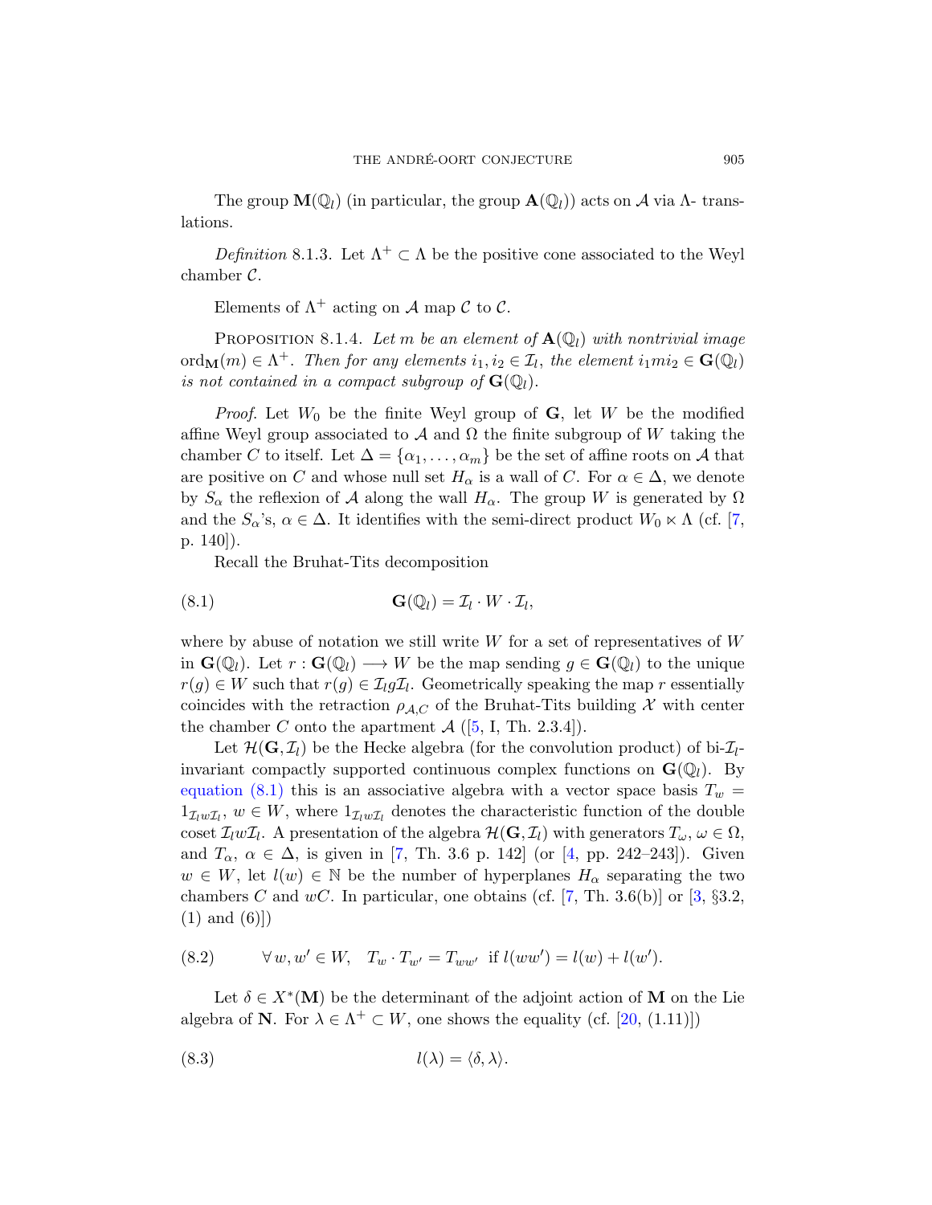The group $\mathbf{M}(\mathbb{Q}_l)$ (in particular, the group $\mathbf{A}(\mathbb{Q}_l)$) acts on $\mathcal{A}$ via $\Lambda$- translations.

*Definition* 8.1.3. Let $\Lambda^+ \subset \Lambda$ be the positive cone associated to the Weyl chamber $\mathcal{C}$.

Elements of $\Lambda^+$ acting on $\mathcal{A}$ map $\mathcal{C}$ to $\mathcal{C}$.

Proposition 8.1.4. *Let $m$ be an element of $\mathbf{A}(\mathbb{Q}_l)$ with nontrivial image $\mathrm{ord}_{\mathbf{M}}(m) \in \Lambda^+$. Then for any elements $i_1, i_2 \in \mathcal{I}_l$, the element $i_1 m i_2 \in \mathbf{G}(\mathbb{Q}_l)$ is not contained in a compact subgroup of $\mathbf{G}(\mathbb{Q}_l)$.*

*Proof.* Let $W_0$ be the finite Weyl group of $\mathbf{G}$, let $W$ be the modified affine Weyl group associated to $\mathcal{A}$ and $\Omega$ the finite subgroup of $W$ taking the chamber $C$ to itself. Let $\Delta = \{\alpha_1, \ldots, \alpha_m\}$ be the set of affine roots on $\mathcal{A}$ that are positive on $C$ and whose null set $H_\alpha$ is a wall of $C$. For $\alpha \in \Delta$, we denote by $S_\alpha$ the reflexion of $\mathcal{A}$ along the wall $H_\alpha$. The group $W$ is generated by $\Omega$ and the $S_\alpha$'s, $\alpha \in \Delta$. It identifies with the semi-direct product $W_0 \ltimes \Lambda$ (cf. [7, p. 140]).

Recall the Bruhat-Tits decomposition

$$\mathbf{G}(\mathbb{Q}_l) = \mathcal{I}_l \cdot W \cdot \mathcal{I}_l, \tag{8.1}$$

where by abuse of notation we still write $W$ for a set of representatives of $W$ in $\mathbf{G}(\mathbb{Q}_l)$. Let $r : \mathbf{G}(\mathbb{Q}_l) \longrightarrow W$ be the map sending $g \in \mathbf{G}(\mathbb{Q}_l)$ to the unique $r(g) \in W$ such that $r(g) \in \mathcal{I}_l g \mathcal{I}_l$. Geometrically speaking the map $r$ essentially coincides with the retraction $\rho_{\mathcal{A},C}$ of the Bruhat-Tits building $\mathcal{X}$ with center the chamber $C$ onto the apartment $\mathcal{A}$ ([5, I, Th. 2.3.4]).

Let $\mathcal{H}(\mathbf{G}, \mathcal{I}_l)$ be the Hecke algebra (for the convolution product) of bi-$\mathcal{I}_l$-invariant compactly supported continuous complex functions on $\mathbf{G}(\mathbb{Q}_l)$. By equation (8.1) this is an associative algebra with a vector space basis $T_w = 1_{\mathcal{I}_l w \mathcal{I}_l}$, $w \in W$, where $1_{\mathcal{I}_l w \mathcal{I}_l}$ denotes the characteristic function of the double coset $\mathcal{I}_l w \mathcal{I}_l$. A presentation of the algebra $\mathcal{H}(\mathbf{G}, \mathcal{I}_l)$ with generators $T_\omega$, $\omega \in \Omega$, and $T_\alpha$, $\alpha \in \Delta$, is given in [7, Th. 3.6 p. 142] (or [4, pp. 242–243]). Given $w \in W$, let $l(w) \in \mathbb{N}$ be the number of hyperplanes $H_\alpha$ separating the two chambers $C$ and $wC$. In particular, one obtains (cf. [7, Th. 3.6(b)] or [3, §3.2, (1) and (6)])

$$\forall\, w, w' \in W, \quad T_w \cdot T_{w'} = T_{ww'} \;\text{ if } l(ww') = l(w) + l(w'). \tag{8.2}$$

Let $\delta \in X^*(\mathbf{M})$ be the determinant of the adjoint action of $\mathbf{M}$ on the Lie algebra of $\mathbf{N}$. For $\lambda \in \Lambda^+ \subset W$, one shows the equality (cf. [20, (1.11)])

$$l(\lambda) = \langle \delta, \lambda \rangle. \tag{8.3}$$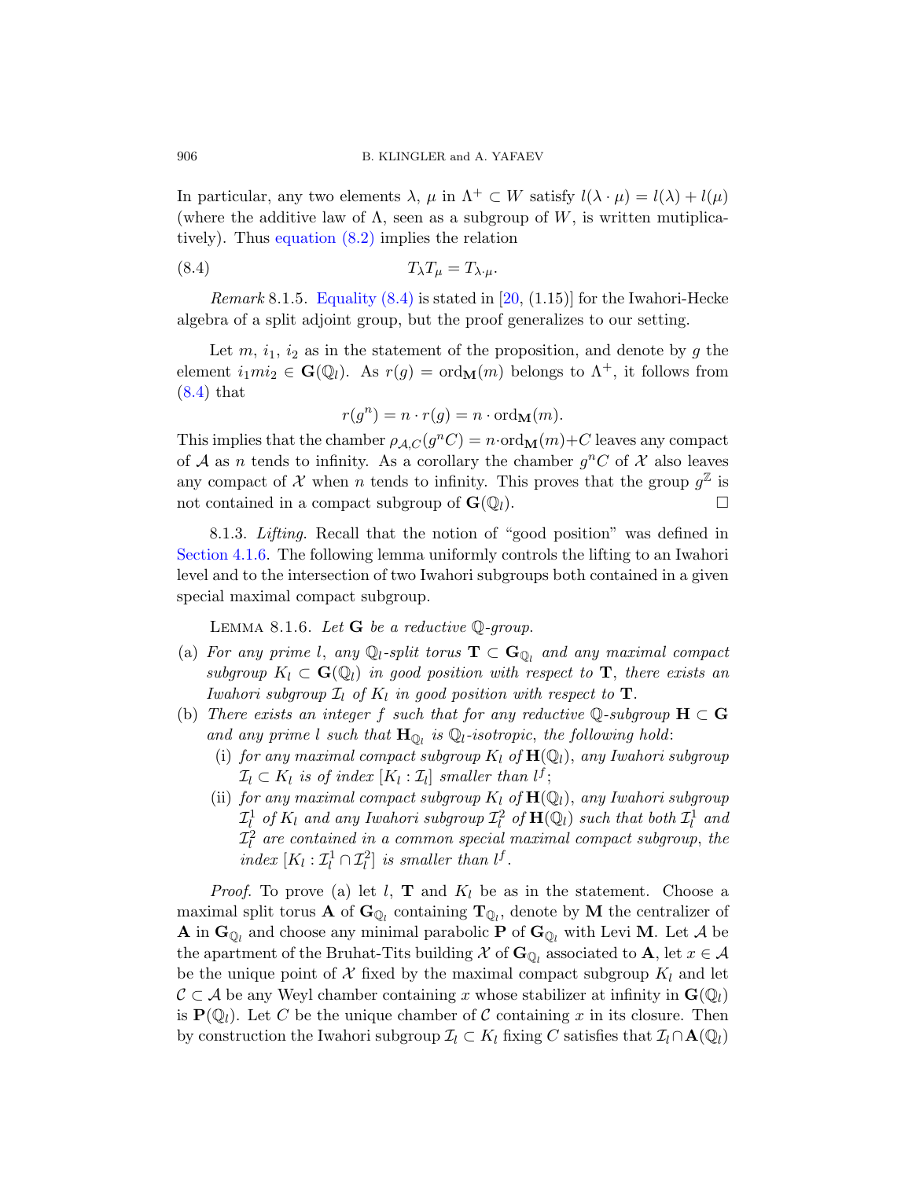In particular, any two elements $\lambda$, $\mu$ in $\Lambda^+ \subset W$ satisfy $l(\lambda \cdot \mu) = l(\lambda) + l(\mu)$ (where the additive law of $\Lambda$, seen as a subgroup of $W$, is written mutiplicatively). Thus equation (8.2) implies the relation

$$T_\lambda T_\mu = T_{\lambda \cdot \mu}. \tag{8.4}$$

*Remark* 8.1.5. Equality (8.4) is stated in [20, (1.15)] for the Iwahori-Hecke algebra of a split adjoint group, but the proof generalizes to our setting.

Let $m$, $i_1$, $i_2$ as in the statement of the proposition, and denote by $g$ the element $i_1 m i_2 \in \mathbf{G}(\mathbb{Q}_l)$. As $r(g) = \mathrm{ord}_{\mathbf{M}}(m)$ belongs to $\Lambda^+$, it follows from (8.4) that

$$r(g^n) = n \cdot r(g) = n \cdot \mathrm{ord}_{\mathbf{M}}(m).$$

This implies that the chamber $\rho_{\mathcal{A},C}(g^n C) = n \cdot \mathrm{ord}_{\mathbf{M}}(m) + C$ leaves any compact of $\mathcal{A}$ as $n$ tends to infinity. As a corollary the chamber $g^n C$ of $\mathcal{X}$ also leaves any compact of $\mathcal{X}$ when $n$ tends to infinity. This proves that the group $g^{\mathbb{Z}}$ is not contained in a compact subgroup of $\mathbf{G}(\mathbb{Q}_l)$. □

8.1.3. *Lifting.* Recall that the notion of "good position" was defined in Section 4.1.6. The following lemma uniformly controls the lifting to an Iwahori level and to the intersection of two Iwahori subgroups both contained in a given special maximal compact subgroup.

Lemma 8.1.6. *Let $\mathbf{G}$ be a reductive $\mathbb{Q}$-group.*

(a) *For any prime $l$, any $\mathbb{Q}_l$-split torus $\mathbf{T} \subset \mathbf{G}_{\mathbb{Q}_l}$ and any maximal compact subgroup $K_l \subset \mathbf{G}(\mathbb{Q}_l)$ in good position with respect to $\mathbf{T}$, there exists an Iwahori subgroup $\mathcal{I}_l$ of $K_l$ in good position with respect to $\mathbf{T}$.*

(b) *There exists an integer $f$ such that for any reductive $\mathbb{Q}$-subgroup $\mathbf{H} \subset \mathbf{G}$ and any prime $l$ such that $\mathbf{H}_{\mathbb{Q}_l}$ is $\mathbb{Q}_l$-isotropic, the following hold:*
   - (i) *for any maximal compact subgroup $K_l$ of $\mathbf{H}(\mathbb{Q}_l)$, any Iwahori subgroup $\mathcal{I}_l \subset K_l$ is of index $[K_l : \mathcal{I}_l]$ smaller than $l^f$;*
   - (ii) *for any maximal compact subgroup $K_l$ of $\mathbf{H}(\mathbb{Q}_l)$, any Iwahori subgroup $\mathcal{I}_l^1$ of $K_l$ and any Iwahori subgroup $\mathcal{I}_l^2$ of $\mathbf{H}(\mathbb{Q}_l)$ such that both $\mathcal{I}_l^1$ and $\mathcal{I}_l^2$ are contained in a common special maximal compact subgroup, the index $[K_l : \mathcal{I}_l^1 \cap \mathcal{I}_l^2]$ is smaller than $l^f$.*

*Proof.* To prove (a) let $l$, $\mathbf{T}$ and $K_l$ be as in the statement. Choose a maximal split torus $\mathbf{A}$ of $\mathbf{G}_{\mathbb{Q}_l}$ containing $\mathbf{T}_{\mathbb{Q}_l}$, denote by $\mathbf{M}$ the centralizer of $\mathbf{A}$ in $\mathbf{G}_{\mathbb{Q}_l}$ and choose any minimal parabolic $\mathbf{P}$ of $\mathbf{G}_{\mathbb{Q}_l}$ with Levi $\mathbf{M}$. Let $\mathcal{A}$ be the apartment of the Bruhat-Tits building $\mathcal{X}$ of $\mathbf{G}_{\mathbb{Q}_l}$ associated to $\mathbf{A}$, let $x \in \mathcal{A}$ be the unique point of $\mathcal{X}$ fixed by the maximal compact subgroup $K_l$ and let $\mathcal{C} \subset \mathcal{A}$ be any Weyl chamber containing $x$ whose stabilizer at infinity in $\mathbf{G}(\mathbb{Q}_l)$ is $\mathbf{P}(\mathbb{Q}_l)$. Let $C$ be the unique chamber of $\mathcal{C}$ containing $x$ in its closure. Then by construction the Iwahori subgroup $\mathcal{I}_l \subset K_l$ fixing $C$ satisfies that $\mathcal{I}_l \cap \mathbf{A}(\mathbb{Q}_l)$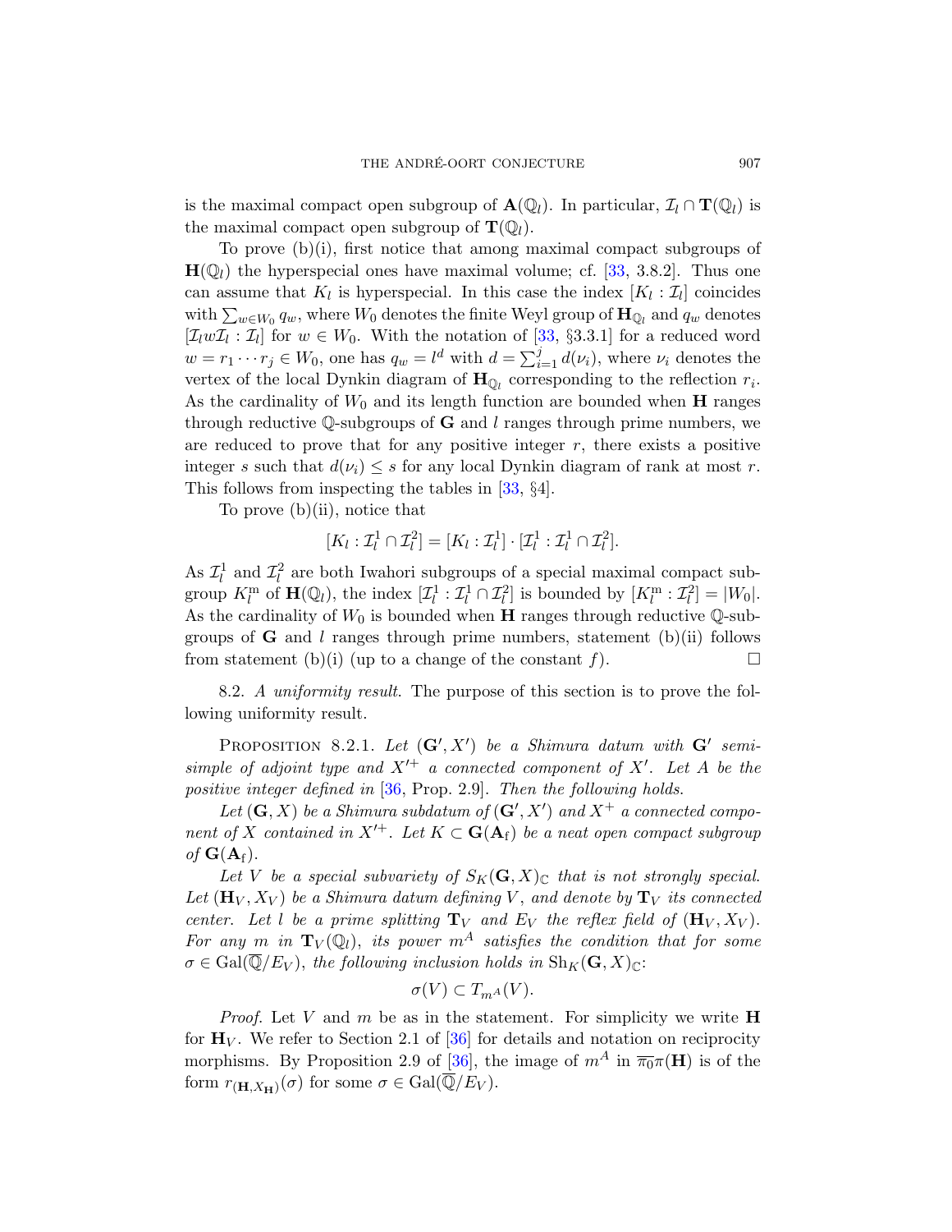is the maximal compact open subgroup of $\mathbf{A}(\mathbb{Q}_l)$. In particular, $\mathcal{I}_l \cap \mathbf{T}(\mathbb{Q}_l)$ is the maximal compact open subgroup of $\mathbf{T}(\mathbb{Q}_l)$.

To prove (b)(i), first notice that among maximal compact subgroups of $\mathbf{H}(\mathbb{Q}_l)$ the hyperspecial ones have maximal volume; cf. [33, 3.8.2]. Thus one can assume that $K_l$ is hyperspecial. In this case the index $[K_l : \mathcal{I}_l]$ coincides with $\sum_{w \in W_0} q_w$, where $W_0$ denotes the finite Weyl group of $\mathbf{H}_{\mathbb{Q}_l}$ and $q_w$ denotes $[\mathcal{I}_l w \mathcal{I}_l : \mathcal{I}_l]$ for $w \in W_0$. With the notation of [33, §3.3.1] for a reduced word $w = r_1 \cdots r_j \in W_0$, one has $q_w = l^d$ with $d = \sum_{i=1}^{j} d(\nu_i)$, where $\nu_i$ denotes the vertex of the local Dynkin diagram of $\mathbf{H}_{\mathbb{Q}_l}$ corresponding to the reflection $r_i$. As the cardinality of $W_0$ and its length function are bounded when $\mathbf{H}$ ranges through reductive $\mathbb{Q}$-subgroups of $\mathbf{G}$ and $l$ ranges through prime numbers, we are reduced to prove that for any positive integer $r$, there exists a positive integer $s$ such that $d(\nu_i) \leq s$ for any local Dynkin diagram of rank at most $r$. This follows from inspecting the tables in [33, §4].

To prove (b)(ii), notice that

$$[K_l : \mathcal{I}_l^1 \cap \mathcal{I}_l^2] = [K_l : \mathcal{I}_l^1] \cdot [\mathcal{I}_l^1 : \mathcal{I}_l^1 \cap \mathcal{I}_l^2].$$

As $\mathcal{I}_l^1$ and $\mathcal{I}_l^2$ are both Iwahori subgroups of a special maximal compact subgroup $K_l^{\mathrm{m}}$ of $\mathbf{H}(\mathbb{Q}_l)$, the index $[\mathcal{I}_l^1 : \mathcal{I}_l^1 \cap \mathcal{I}_l^2]$ is bounded by $[K_l^{\mathrm{m}} : \mathcal{I}_l^2] = |W_0|$. As the cardinality of $W_0$ is bounded when $\mathbf{H}$ ranges through reductive $\mathbb{Q}$-subgroups of $\mathbf{G}$ and $l$ ranges through prime numbers, statement (b)(ii) follows from statement (b)(i) (up to a change of the constant $f$). □

8.2. *A uniformity result*. The purpose of this section is to prove the following uniformity result.

PROPOSITION 8.2.1. *Let $(\mathbf{G}', X')$ be a Shimura datum with $\mathbf{G}'$ semisimple of adjoint type and $X'^{+}$ a connected component of $X'$. Let $A$ be the positive integer defined in* [36, Prop. 2.9]. *Then the following holds.*

*Let $(\mathbf{G}, X)$ be a Shimura subdatum of $(\mathbf{G}', X')$ and $X^{+}$ a connected component of $X$ contained in $X'^{+}$. Let $K \subset \mathbf{G}(\mathbf{A}_{\mathrm{f}})$ be a neat open compact subgroup of $\mathbf{G}(\mathbf{A}_{\mathrm{f}})$.*

*Let $V$ be a special subvariety of $S_K(\mathbf{G}, X)_{\mathbb{C}}$ that is not strongly special. Let $(\mathbf{H}_V, X_V)$ be a Shimura datum defining $V$, and denote by $\mathbf{T}_V$ its connected center. Let $l$ be a prime splitting $\mathbf{T}_V$ and $E_V$ the reflex field of $(\mathbf{H}_V, X_V)$. For any $m$ in $\mathbf{T}_V(\mathbb{Q}_l)$, its power $m^A$ satisfies the condition that for some $\sigma \in \mathrm{Gal}(\overline{\mathbb{Q}}/E_V)$, the following inclusion holds in $\mathrm{Sh}_K(\mathbf{G}, X)_{\mathbb{C}}$:*

$$\sigma(V) \subset T_{m^A}(V).$$

*Proof.* Let $V$ and $m$ be as in the statement. For simplicity we write $\mathbf{H}$ for $\mathbf{H}_V$. We refer to Section 2.1 of [36] for details and notation on reciprocity morphisms. By Proposition 2.9 of [36], the image of $m^A$ in $\overline{\pi_0}\pi(\mathbf{H})$ is of the form $r_{(\mathbf{H}, X_{\mathbf{H}})}(\sigma)$ for some $\sigma \in \mathrm{Gal}(\overline{\mathbb{Q}}/E_V)$.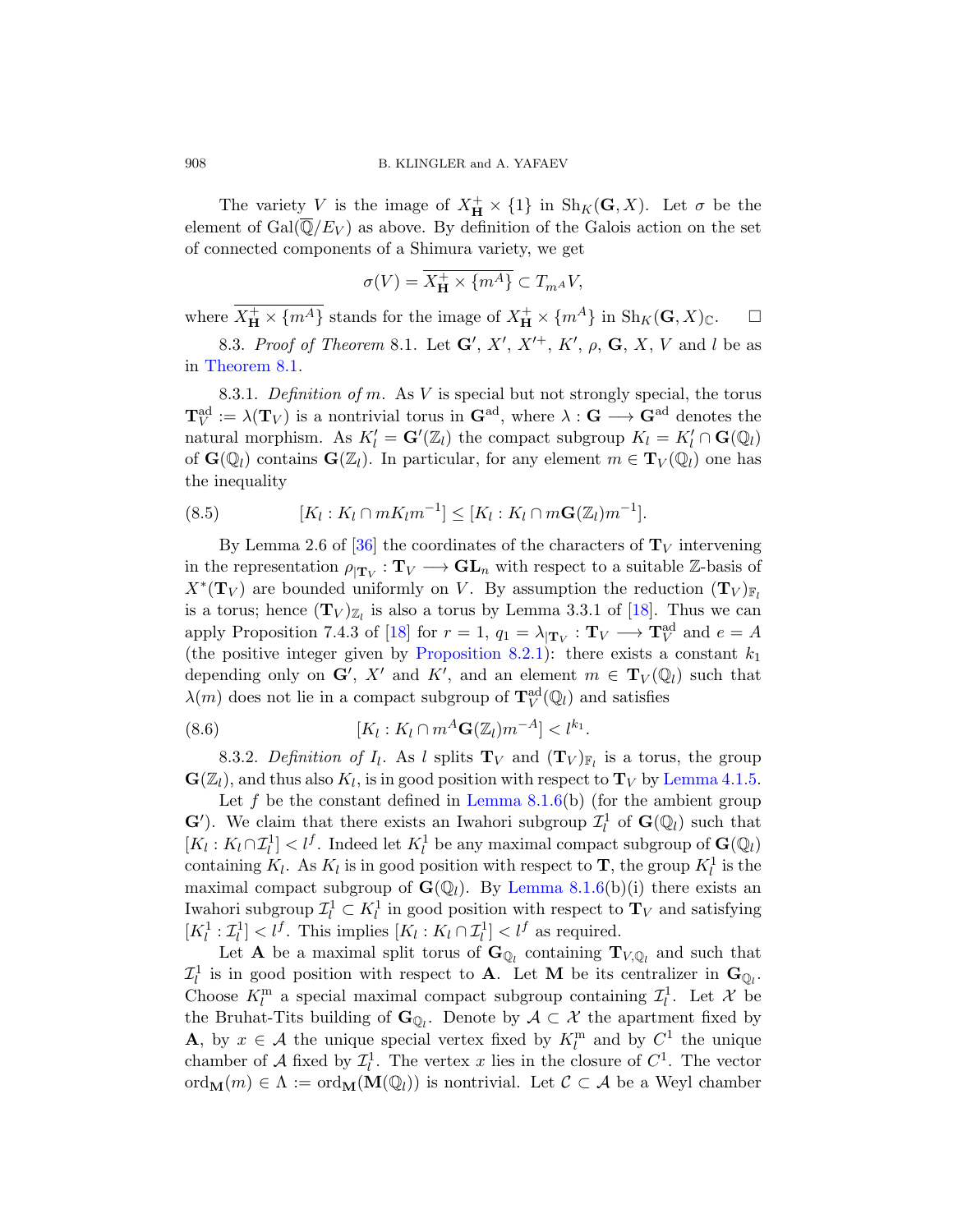The variety $V$ is the image of $X^+_{\mathbf{H}} \times \{1\}$ in $\mathrm{Sh}_K(\mathbf{G}, X)$. Let $\sigma$ be the element of $\mathrm{Gal}(\overline{\mathbb{Q}}/E_V)$ as above. By definition of the Galois action on the set of connected components of a Shimura variety, we get

$$\sigma(V) = \overline{X^+_{\mathbf{H}} \times \{m^A\}} \subset T_{m^A} V,$$

where $\overline{X^+_{\mathbf{H}} \times \{m^A\}}$ stands for the image of $X^+_{\mathbf{H}} \times \{m^A\}$ in $\mathrm{Sh}_K(\mathbf{G}, X)_{\mathbb{C}}$. $\square$

8.3. *Proof of Theorem* 8.1. Let $\mathbf{G}'$, $X'$, $X'^+$, $K'$, $\rho$, $\mathbf{G}$, $X$, $V$ and $l$ be as in Theorem 8.1.

8.3.1. *Definition of* $m$. As $V$ is special but not strongly special, the torus $\mathbf{T}^{\mathrm{ad}}_V := \lambda(\mathbf{T}_V)$ is a nontrivial torus in $\mathbf{G}^{\mathrm{ad}}$, where $\lambda : \mathbf{G} \longrightarrow \mathbf{G}^{\mathrm{ad}}$ denotes the natural morphism. As $K'_l = \mathbf{G}'(\mathbb{Z}_l)$ the compact subgroup $K_l = K'_l \cap \mathbf{G}(\mathbb{Q}_l)$ of $\mathbf{G}(\mathbb{Q}_l)$ contains $\mathbf{G}(\mathbb{Z}_l)$. In particular, for any element $m \in \mathbf{T}_V(\mathbb{Q}_l)$ one has the inequality

$$[K_l : K_l \cap m K_l m^{-1}] \leq [K_l : K_l \cap m\mathbf{G}(\mathbb{Z}_l) m^{-1}]. \tag{8.5}$$

By Lemma 2.6 of [36] the coordinates of the characters of $\mathbf{T}_V$ intervening in the representation $\rho_{|\mathbf{T}_V} : \mathbf{T}_V \longrightarrow \mathbf{GL}_n$ with respect to a suitable $\mathbb{Z}$-basis of $X^*(\mathbf{T}_V)$ are bounded uniformly on $V$. By assumption the reduction $(\mathbf{T}_V)_{\mathbb{F}_l}$ is a torus; hence $(\mathbf{T}_V)_{\mathbb{Z}_l}$ is also a torus by Lemma 3.3.1 of [18]. Thus we can apply Proposition 7.4.3 of [18] for $r = 1$, $q_1 = \lambda_{|\mathbf{T}_V} : \mathbf{T}_V \longrightarrow \mathbf{T}^{\mathrm{ad}}_V$ and $e = A$ (the positive integer given by Proposition 8.2.1): there exists a constant $k_1$ depending only on $\mathbf{G}'$, $X'$ and $K'$, and an element $m \in \mathbf{T}_V(\mathbb{Q}_l)$ such that $\lambda(m)$ does not lie in a compact subgroup of $\mathbf{T}^{\mathrm{ad}}_V(\mathbb{Q}_l)$ and satisfies

$$[K_l : K_l \cap m^A \mathbf{G}(\mathbb{Z}_l) m^{-A}] < l^{k_1}. \tag{8.6}$$

8.3.2. *Definition of* $I_l$. As $l$ splits $\mathbf{T}_V$ and $(\mathbf{T}_V)_{\mathbb{F}_l}$ is a torus, the group $\mathbf{G}(\mathbb{Z}_l)$, and thus also $K_l$, is in good position with respect to $\mathbf{T}_V$ by Lemma 4.1.5.

Let $f$ be the constant defined in Lemma 8.1.6(b) (for the ambient group $\mathbf{G}'$). We claim that there exists an Iwahori subgroup $\mathcal{I}^1_l$ of $\mathbf{G}(\mathbb{Q}_l)$ such that $[K_l : K_l \cap \mathcal{I}^1_l] < l^f$. Indeed let $K^1_l$ be any maximal compact subgroup of $\mathbf{G}(\mathbb{Q}_l)$ containing $K_l$. As $K_l$ is in good position with respect to $\mathbf{T}$, the group $K^1_l$ is the maximal compact subgroup of $\mathbf{G}(\mathbb{Q}_l)$. By Lemma 8.1.6(b)(i) there exists an Iwahori subgroup $\mathcal{I}^1_l \subset K^1_l$ in good position with respect to $\mathbf{T}_V$ and satisfying $[K^1_l : \mathcal{I}^1_l] < l^f$. This implies $[K_l : K_l \cap \mathcal{I}^1_l] < l^f$ as required.

Let $\mathbf{A}$ be a maximal split torus of $\mathbf{G}_{\mathbb{Q}_l}$ containing $\mathbf{T}_{V,\mathbb{Q}_l}$ and such that $\mathcal{I}^1_l$ is in good position with respect to $\mathbf{A}$. Let $\mathbf{M}$ be its centralizer in $\mathbf{G}_{\mathbb{Q}_l}$. Choose $K^{\mathrm{m}}_l$ a special maximal compact subgroup containing $\mathcal{I}^1_l$. Let $\mathcal{X}$ be the Bruhat-Tits building of $\mathbf{G}_{\mathbb{Q}_l}$. Denote by $\mathcal{A} \subset \mathcal{X}$ the apartment fixed by $\mathbf{A}$, by $x \in \mathcal{A}$ the unique special vertex fixed by $K^{\mathrm{m}}_l$ and by $C^1$ the unique chamber of $\mathcal{A}$ fixed by $\mathcal{I}^1_l$. The vertex $x$ lies in the closure of $C^1$. The vector $\mathrm{ord}_{\mathbf{M}}(m) \in \Lambda := \mathrm{ord}_{\mathbf{M}}(\mathbf{M}(\mathbb{Q}_l))$ is nontrivial. Let $\mathcal{C} \subset \mathcal{A}$ be a Weyl chamber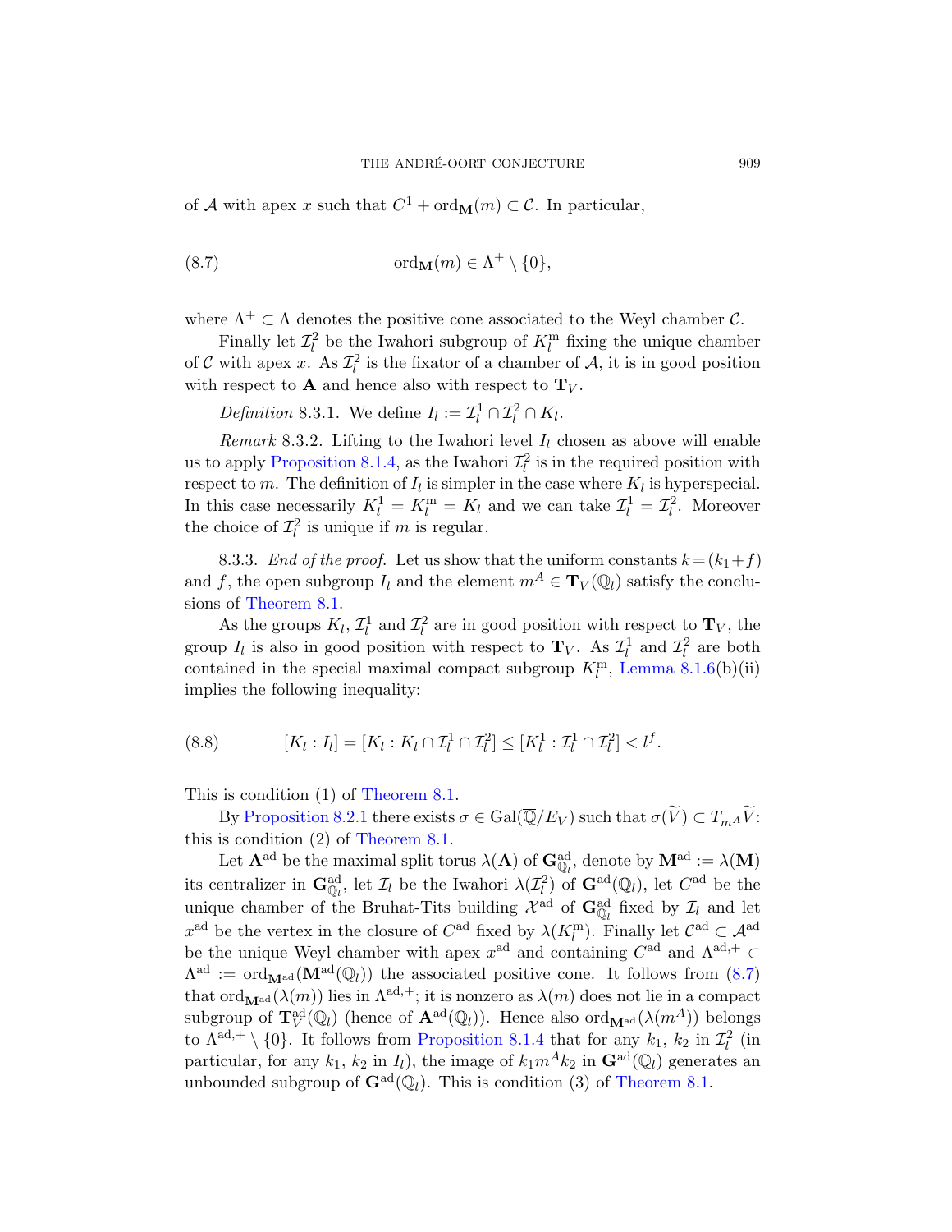of $\mathcal{A}$ with apex $x$ such that $C^1 + \mathrm{ord}_{\mathbf{M}}(m) \subset \mathcal{C}$. In particular,

$$\mathrm{ord}_{\mathbf{M}}(m) \in \Lambda^+ \setminus \{0\}, \tag{8.7}$$

where $\Lambda^+ \subset \Lambda$ denotes the positive cone associated to the Weyl chamber $\mathcal{C}$.

Finally let $\mathcal{I}_l^2$ be the Iwahori subgroup of $K_l^{\mathrm{m}}$ fixing the unique chamber of $\mathcal{C}$ with apex $x$. As $\mathcal{I}_l^2$ is the fixator of a chamber of $\mathcal{A}$, it is in good position with respect to $\mathbf{A}$ and hence also with respect to $\mathbf{T}_V$.

*Definition* 8.3.1. We define $I_l := \mathcal{I}_l^1 \cap \mathcal{I}_l^2 \cap K_l$.

*Remark* 8.3.2. Lifting to the Iwahori level $I_l$ chosen as above will enable us to apply Proposition 8.1.4, as the Iwahori $\mathcal{I}_l^2$ is in the required position with respect to $m$. The definition of $I_l$ is simpler in the case where $K_l$ is hyperspecial. In this case necessarily $K_l^1 = K_l^{\mathrm{m}} = K_l$ and we can take $\mathcal{I}_l^1 = \mathcal{I}_l^2$. Moreover the choice of $\mathcal{I}_l^2$ is unique if $m$ is regular.

8.3.3. *End of the proof.* Let us show that the uniform constants $k = (k_1 + f)$ and $f$, the open subgroup $I_l$ and the element $m^A \in \mathbf{T}_V(\mathbb{Q}_l)$ satisfy the conclusions of Theorem 8.1.

As the groups $K_l$, $\mathcal{I}_l^1$ and $\mathcal{I}_l^2$ are in good position with respect to $\mathbf{T}_V$, the group $I_l$ is also in good position with respect to $\mathbf{T}_V$. As $\mathcal{I}_l^1$ and $\mathcal{I}_l^2$ are both contained in the special maximal compact subgroup $K_l^{\mathrm{m}}$, Lemma 8.1.6(b)(ii) implies the following inequality:

$$[K_l : I_l] = [K_l : K_l \cap \mathcal{I}_l^1 \cap \mathcal{I}_l^2] \leq [K_l^1 : \mathcal{I}_l^1 \cap \mathcal{I}_l^2] < l^f. \tag{8.8}$$

This is condition (1) of Theorem 8.1.

By Proposition 8.2.1 there exists $\sigma \in \mathrm{Gal}(\overline{\mathbb{Q}}/E_V)$ such that $\sigma(\widetilde{V}) \subset T_{m^A}\widetilde{V}$: this is condition (2) of Theorem 8.1.

Let $\mathbf{A}^{\mathrm{ad}}$ be the maximal split torus $\lambda(\mathbf{A})$ of $\mathbf{G}^{\mathrm{ad}}_{\mathbb{Q}_l}$, denote by $\mathbf{M}^{\mathrm{ad}} := \lambda(\mathbf{M})$ its centralizer in $\mathbf{G}^{\mathrm{ad}}_{\mathbb{Q}_l}$, let $\mathcal{I}_l$ be the Iwahori $\lambda(\mathcal{I}_l^2)$ of $\mathbf{G}^{\mathrm{ad}}(\mathbb{Q}_l)$, let $C^{\mathrm{ad}}$ be the unique chamber of the Bruhat-Tits building $\mathcal{X}^{\mathrm{ad}}$ of $\mathbf{G}^{\mathrm{ad}}_{\mathbb{Q}_l}$ fixed by $\mathcal{I}_l$ and let $x^{\mathrm{ad}}$ be the vertex in the closure of $C^{\mathrm{ad}}$ fixed by $\lambda(K_l^{\mathrm{m}})$. Finally let $\mathcal{C}^{\mathrm{ad}} \subset \mathcal{A}^{\mathrm{ad}}$ be the unique Weyl chamber with apex $x^{\mathrm{ad}}$ and containing $C^{\mathrm{ad}}$ and $\Lambda^{\mathrm{ad},+} \subset \Lambda^{\mathrm{ad}} := \mathrm{ord}_{\mathbf{M}^{\mathrm{ad}}}(\mathbf{M}^{\mathrm{ad}}(\mathbb{Q}_l))$ the associated positive cone. It follows from (8.7) that $\mathrm{ord}_{\mathbf{M}^{\mathrm{ad}}}(\lambda(m))$ lies in $\Lambda^{\mathrm{ad},+}$; it is nonzero as $\lambda(m)$ does not lie in a compact subgroup of $\mathbf{T}_V^{\mathrm{ad}}(\mathbb{Q}_l)$ (hence of $\mathbf{A}^{\mathrm{ad}}(\mathbb{Q}_l)$). Hence also $\mathrm{ord}_{\mathbf{M}^{\mathrm{ad}}}(\lambda(m^A))$ belongs to $\Lambda^{\mathrm{ad},+} \setminus \{0\}$. It follows from Proposition 8.1.4 that for any $k_1$, $k_2$ in $\mathcal{I}_l^2$ (in particular, for any $k_1$, $k_2$ in $I_l$), the image of $k_1 m^A k_2$ in $\mathbf{G}^{\mathrm{ad}}(\mathbb{Q}_l)$ generates an unbounded subgroup of $\mathbf{G}^{\mathrm{ad}}(\mathbb{Q}_l)$. This is condition (3) of Theorem 8.1.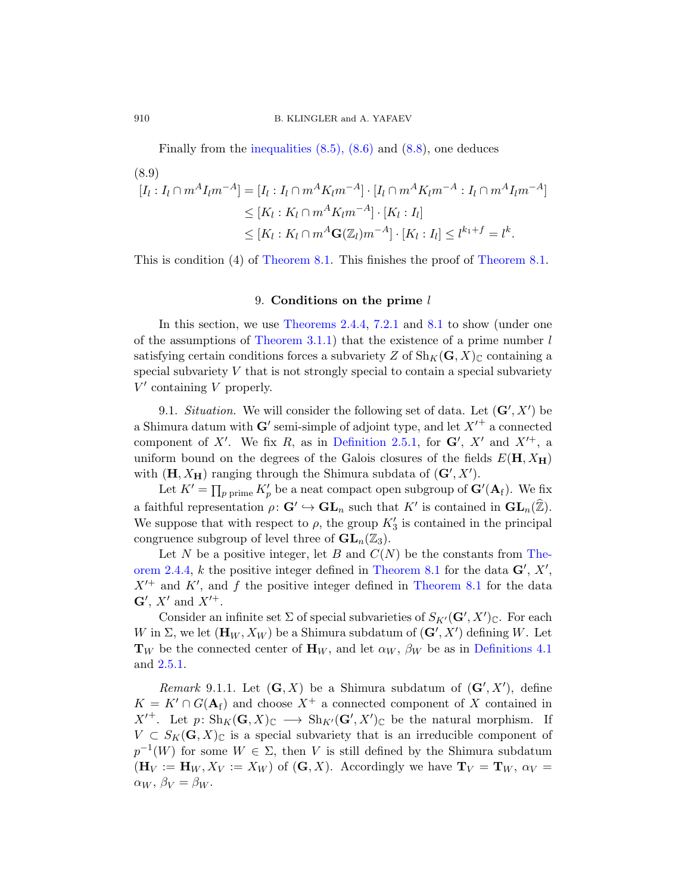Finally from the inequalities (8.5), (8.6) and (8.8), one deduces

(8.9)

$$
\begin{aligned}
[I_l : I_l \cap m^A I_l m^{-A}] &= [I_l : I_l \cap m^A K_l m^{-A}] \cdot [I_l \cap m^A K_l m^{-A} : I_l \cap m^A I_l m^{-A}] \\
&\leq [K_l : K_l \cap m^A K_l m^{-A}] \cdot [K_l : I_l] \\
&\leq [K_l : K_l \cap m^A \mathbf{G}(\mathbb{Z}_l) m^{-A}] \cdot [K_l : I_l] \leq l^{k_1+f} = l^k.
\end{aligned}
$$

This is condition (4) of Theorem 8.1. This finishes the proof of Theorem 8.1.

## 9. Conditions on the prime $l$

In this section, we use Theorems 2.4.4, 7.2.1 and 8.1 to show (under one of the assumptions of Theorem 3.1.1) that the existence of a prime number $l$ satisfying certain conditions forces a subvariety $Z$ of $\mathrm{Sh}_K(\mathbf{G}, X)_{\mathbb{C}}$ containing a special subvariety $V$ that is not strongly special to contain a special subvariety $V'$ containing $V$ properly.

9.1. *Situation.* We will consider the following set of data. Let $(\mathbf{G}', X')$ be a Shimura datum with $\mathbf{G}'$ semi-simple of adjoint type, and let $X'^+$ a connected component of $X'$. We fix $R$, as in Definition 2.5.1, for $\mathbf{G}'$, $X'$ and $X'^+$, a uniform bound on the degrees of the Galois closures of the fields $E(\mathbf{H}, X_{\mathbf{H}})$ with $(\mathbf{H}, X_{\mathbf{H}})$ ranging through the Shimura subdata of $(\mathbf{G}', X')$.

Let $K' = \prod_{p \text{ prime}} K'_p$ be a neat compact open subgroup of $\mathbf{G}'(\mathbf{A}_{\mathrm{f}})$. We fix a faithful representation $\rho \colon \mathbf{G}' \hookrightarrow \mathbf{GL}_n$ such that $K'$ is contained in $\mathbf{GL}_n(\widehat{\mathbb{Z}})$. We suppose that with respect to $\rho$, the group $K'_3$ is contained in the principal congruence subgroup of level three of $\mathbf{GL}_n(\mathbb{Z}_3)$.

Let $N$ be a positive integer, let $B$ and $C(N)$ be the constants from Theorem 2.4.4, $k$ the positive integer defined in Theorem 8.1 for the data $\mathbf{G}'$, $X'$, $X'^+$ and $K'$, and $f$ the positive integer defined in Theorem 8.1 for the data $\mathbf{G}'$, $X'$ and $X'^+$.

Consider an infinite set $\Sigma$ of special subvarieties of $S_{K'}(\mathbf{G}', X')_{\mathbb{C}}$. For each $W$ in $\Sigma$, we let $(\mathbf{H}_W, X_W)$ be a Shimura subdatum of $(\mathbf{G}', X')$ defining $W$. Let $\mathbf{T}_W$ be the connected center of $\mathbf{H}_W$, and let $\alpha_W$, $\beta_W$ be as in Definitions 4.1 and 2.5.1.

*Remark* 9.1.1. Let $(\mathbf{G}, X)$ be a Shimura subdatum of $(\mathbf{G}', X')$, define $K = K' \cap G(\mathbf{A}_{\mathrm{f}})$ and choose $X^+$ a connected component of $X$ contained in $X'^+$. Let $p \colon \mathrm{Sh}_K(\mathbf{G}, X)_{\mathbb{C}} \longrightarrow \mathrm{Sh}_{K'}(\mathbf{G}', X')_{\mathbb{C}}$ be the natural morphism. If $V \subset S_K(\mathbf{G}, X)_{\mathbb{C}}$ is a special subvariety that is an irreducible component of $p^{-1}(W)$ for some $W \in \Sigma$, then $V$ is still defined by the Shimura subdatum $(\mathbf{H}_V := \mathbf{H}_W, X_V := X_W)$ of $(\mathbf{G}, X)$. Accordingly we have $\mathbf{T}_V = \mathbf{T}_W$, $\alpha_V = \alpha_W$, $\beta_V = \beta_W$.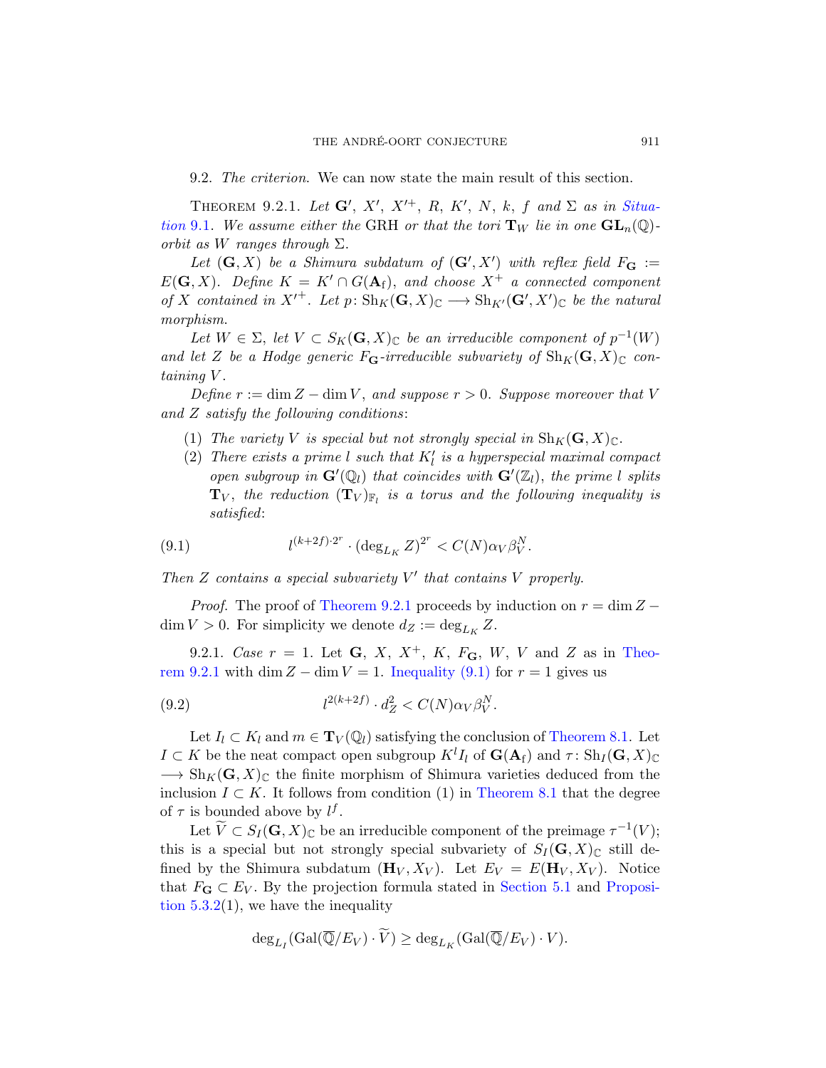9.2. *The criterion.* We can now state the main result of this section.

THEOREM 9.2.1. *Let $\mathbf{G}'$, $X'$, $X'^{+}$, $R$, $K'$, $N$, $k$, $f$ and $\Sigma$ as in Situation 9.1. We assume either the* GRH *or that the tori $\mathbf{T}_W$ lie in one $\mathbf{GL}_n(\mathbb{Q})$-orbit as $W$ ranges through $\Sigma$.*

*Let $(\mathbf{G}, X)$ be a Shimura subdatum of $(\mathbf{G}', X')$ with reflex field $F_{\mathbf{G}} := E(\mathbf{G}, X)$. Define $K = K' \cap G(\mathbf{A}_{\mathrm{f}})$, and choose $X^{+}$ a connected component of $X$ contained in $X'^{+}$. Let $p\colon \mathrm{Sh}_K(\mathbf{G}, X)_{\mathbb{C}} \longrightarrow \mathrm{Sh}_{K'}(\mathbf{G}', X')_{\mathbb{C}}$ be the natural morphism.*

*Let $W \in \Sigma$, let $V \subset S_K(\mathbf{G}, X)_{\mathbb{C}}$ be an irreducible component of $p^{-1}(W)$ and let $Z$ be a Hodge generic $F_{\mathbf{G}}$-irreducible subvariety of $\mathrm{Sh}_K(\mathbf{G}, X)_{\mathbb{C}}$ containing $V$.*

*Define $r := \dim Z - \dim V$, and suppose $r > 0$. Suppose moreover that $V$ and $Z$ satisfy the following conditions*:

1. *The variety $V$ is special but not strongly special in $\mathrm{Sh}_K(\mathbf{G}, X)_{\mathbb{C}}$.*
2. *There exists a prime $l$ such that $K'_l$ is a hyperspecial maximal compact open subgroup in $\mathbf{G}'(\mathbb{Q}_l)$ that coincides with $\mathbf{G}'(\mathbb{Z}_l)$, the prime $l$ splits $\mathbf{T}_V$, the reduction $(\mathbf{T}_V)_{\mathbb{F}_l}$ is a torus and the following inequality is satisfied*:

$$l^{(k+2f)\cdot 2^r} \cdot (\deg_{L_K} Z)^{2^r} < C(N)\alpha_V \beta_V^N. \tag{9.1}$$

*Then $Z$ contains a special subvariety $V'$ that contains $V$ properly.*

*Proof.* The proof of Theorem 9.2.1 proceeds by induction on $r = \dim Z - \dim V > 0$. For simplicity we denote $d_Z := \deg_{L_K} Z$.

9.2.1. *Case* $r = 1$. Let $\mathbf{G}$, $X$, $X^{+}$, $K$, $F_{\mathbf{G}}$, $W$, $V$ and $Z$ as in Theorem 9.2.1 with $\dim Z - \dim V = 1$. Inequality (9.1) for $r = 1$ gives us

$$l^{2(k+2f)} \cdot d_Z^2 < C(N)\alpha_V \beta_V^N. \tag{9.2}$$

Let $I_l \subset K_l$ and $m \in \mathbf{T}_V(\mathbb{Q}_l)$ satisfying the conclusion of Theorem 8.1. Let $I \subset K$ be the neat compact open subgroup $K^l I_l$ of $\mathbf{G}(\mathbf{A}_{\mathrm{f}})$ and $\tau\colon \mathrm{Sh}_I(\mathbf{G}, X)_{\mathbb{C}} \longrightarrow \mathrm{Sh}_K(\mathbf{G}, X)_{\mathbb{C}}$ the finite morphism of Shimura varieties deduced from the inclusion $I \subset K$. It follows from condition (1) in Theorem 8.1 that the degree of $\tau$ is bounded above by $l^f$.

Let $\widetilde{V} \subset S_I(\mathbf{G}, X)_{\mathbb{C}}$ be an irreducible component of the preimage $\tau^{-1}(V)$; this is a special but not strongly special subvariety of $S_I(\mathbf{G}, X)_{\mathbb{C}}$ still defined by the Shimura subdatum $(\mathbf{H}_V, X_V)$. Let $E_V = E(\mathbf{H}_V, X_V)$. Notice that $F_{\mathbf{G}} \subset E_V$. By the projection formula stated in Section 5.1 and Proposition 5.3.2(1), we have the inequality

$$\deg_{L_I}(\mathrm{Gal}(\overline{\mathbb{Q}}/E_V) \cdot \widetilde{V}) \geq \deg_{L_K}(\mathrm{Gal}(\overline{\mathbb{Q}}/E_V) \cdot V).$$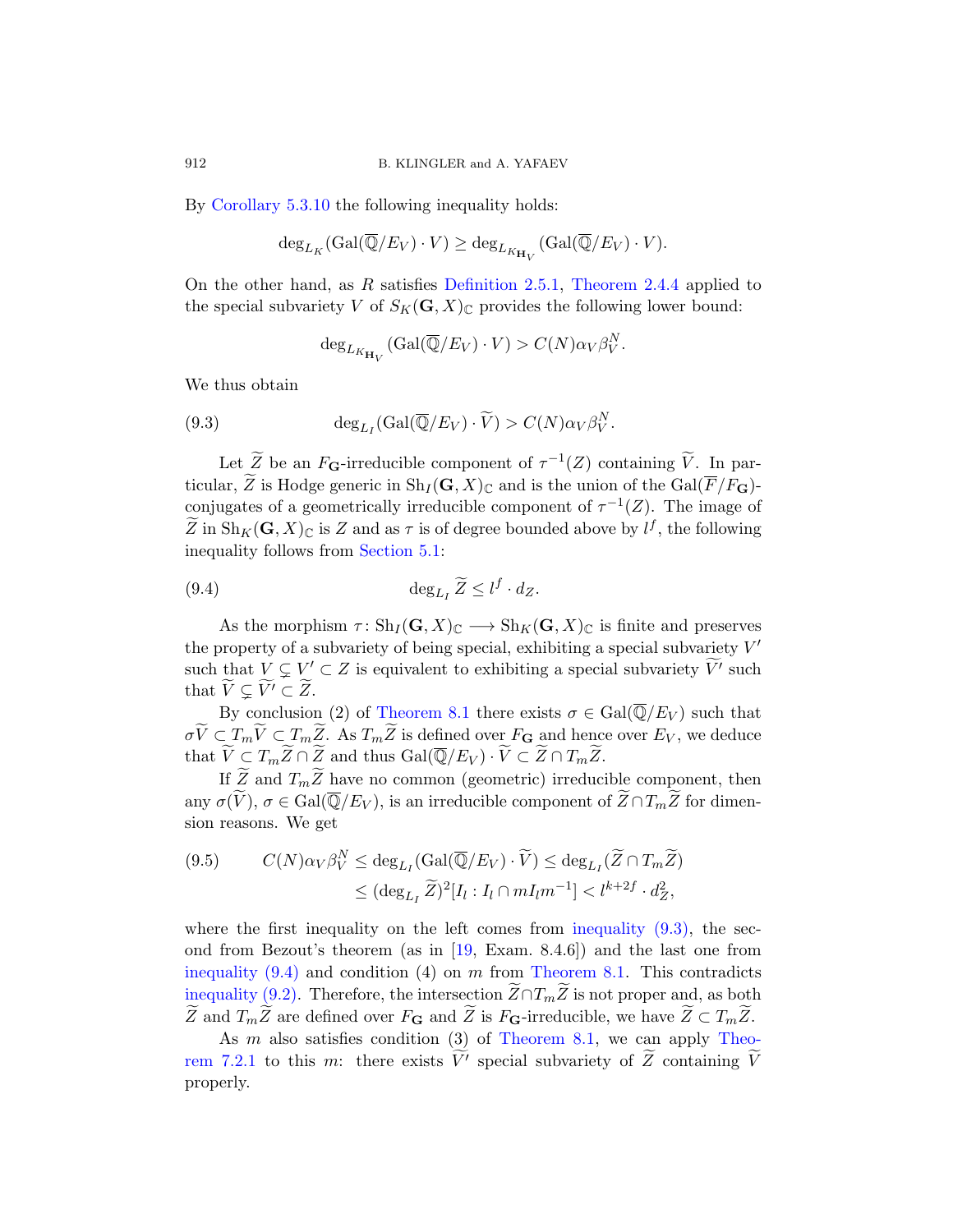By Corollary 5.3.10 the following inequality holds:

$$\deg_{L_K}(\mathrm{Gal}(\overline{\mathbb{Q}}/E_V)\cdot V) \geq \deg_{L_{K_{\mathbf{H}_V}}}(\mathrm{Gal}(\overline{\mathbb{Q}}/E_V)\cdot V).$$

On the other hand, as $R$ satisfies Definition 2.5.1, Theorem 2.4.4 applied to the special subvariety $V$ of $S_K(\mathbf{G},X)_{\mathbb{C}}$ provides the following lower bound:

$$\deg_{L_{K_{\mathbf{H}_V}}}(\mathrm{Gal}(\overline{\mathbb{Q}}/E_V)\cdot V) > C(N)\alpha_V\beta_V^N.$$

We thus obtain

$$\deg_{L_I}(\mathrm{Gal}(\overline{\mathbb{Q}}/E_V)\cdot \widetilde{V}) > C(N)\alpha_V\beta_V^N. \tag{9.3}$$

Let $\widetilde{Z}$ be an $F_{\mathbf{G}}$-irreducible component of $\tau^{-1}(Z)$ containing $\widetilde{V}$. In particular, $\widetilde{Z}$ is Hodge generic in $\mathrm{Sh}_I(\mathbf{G},X)_{\mathbb{C}}$ and is the union of the $\mathrm{Gal}(\overline{F}/F_{\mathbf{G}})$-conjugates of a geometrically irreducible component of $\tau^{-1}(Z)$. The image of $\widetilde{Z}$ in $\mathrm{Sh}_K(\mathbf{G},X)_{\mathbb{C}}$ is $Z$ and as $\tau$ is of degree bounded above by $l^f$, the following inequality follows from Section 5.1:

$$\deg_{L_I}\widetilde{Z} \leq l^f\cdot d_Z. \tag{9.4}$$

As the morphism $\tau\colon \mathrm{Sh}_I(\mathbf{G},X)_{\mathbb{C}} \longrightarrow \mathrm{Sh}_K(\mathbf{G},X)_{\mathbb{C}}$ is finite and preserves the property of a subvariety of being special, exhibiting a special subvariety $V'$ such that $V \subsetneq V' \subset Z$ is equivalent to exhibiting a special subvariety $\widetilde{V'}$ such that $\widetilde{V} \subsetneq \widetilde{V'} \subset \widetilde{Z}$.

By conclusion (2) of Theorem 8.1 there exists $\sigma \in \mathrm{Gal}(\overline{\mathbb{Q}}/E_V)$ such that $\sigma\widetilde{V} \subset T_m\widetilde{V} \subset T_m\widetilde{Z}$. As $T_m\widetilde{Z}$ is defined over $F_{\mathbf{G}}$ and hence over $E_V$, we deduce that $\widetilde{V} \subset T_m\widetilde{Z}\cap\widetilde{Z}$ and thus $\mathrm{Gal}(\overline{\mathbb{Q}}/E_V)\cdot\widetilde{V} \subset \widetilde{Z}\cap T_m\widetilde{Z}$.

If $\widetilde{Z}$ and $T_m\widetilde{Z}$ have no common (geometric) irreducible component, then any $\sigma(\widetilde{V})$, $\sigma \in \mathrm{Gal}(\overline{\mathbb{Q}}/E_V)$, is an irreducible component of $\widetilde{Z}\cap T_m\widetilde{Z}$ for dimension reasons. We get

$$\begin{aligned} C(N)\alpha_V\beta_V^N &\leq \deg_{L_I}(\mathrm{Gal}(\overline{\mathbb{Q}}/E_V)\cdot\widetilde{V}) \leq \deg_{L_I}(\widetilde{Z}\cap T_m\widetilde{Z}) \\ &\leq (\deg_{L_I}\widetilde{Z})^2[I_l : I_l\cap mI_lm^{-1}] < l^{k+2f}\cdot d_Z^2, \end{aligned} \tag{9.5}$$

where the first inequality on the left comes from inequality (9.3), the second from Bezout's theorem (as in [19, Exam. 8.4.6]) and the last one from inequality (9.4) and condition (4) on $m$ from Theorem 8.1. This contradicts inequality (9.2). Therefore, the intersection $\widetilde{Z}\cap T_m\widetilde{Z}$ is not proper and, as both $\widetilde{Z}$ and $T_m\widetilde{Z}$ are defined over $F_{\mathbf{G}}$ and $\widetilde{Z}$ is $F_{\mathbf{G}}$-irreducible, we have $\widetilde{Z} \subset T_m\widetilde{Z}$.

As $m$ also satisfies condition (3) of Theorem 8.1, we can apply Theorem 7.2.1 to this $m$: there exists $\widetilde{V'}$ special subvariety of $\widetilde{Z}$ containing $\widetilde{V}$ properly.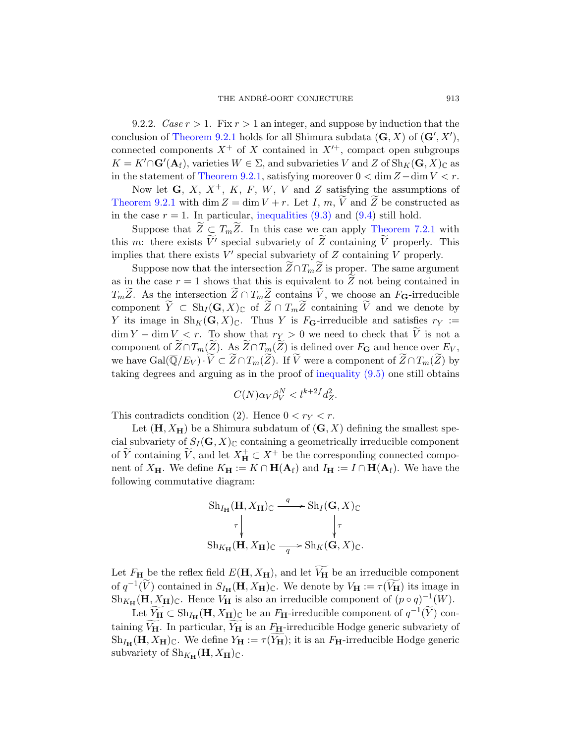9.2.2. *Case* $r > 1$. Fix $r > 1$ an integer, and suppose by induction that the conclusion of Theorem 9.2.1 holds for all Shimura subdata $(\mathbf{G}, X)$ of $(\mathbf{G}', X')$, connected components $X^+$ of $X$ contained in $X'^+$, compact open subgroups $K = K' \cap \mathbf{G}'(\mathbf{A}_\mathrm{f})$, varieties $W \in \Sigma$, and subvarieties $V$ and $Z$ of $\mathrm{Sh}_K(\mathbf{G}, X)_\mathbb{C}$ as in the statement of Theorem 9.2.1, satisfying moreover $0 < \dim Z - \dim V < r$.

Now let $\mathbf{G}$, $X$, $X^+$, $K$, $F$, $W$, $V$ and $Z$ satisfying the assumptions of Theorem 9.2.1 with $\dim Z = \dim V + r$. Let $I$, $m$, $\widetilde{V}$ and $\widetilde{Z}$ be constructed as in the case $r = 1$. In particular, inequalities (9.3) and (9.4) still hold.

Suppose that $\widetilde{Z} \subseteq T_m \widetilde{Z}$. In this case we can apply Theorem 7.2.1 with this $m$: there exists $\widetilde{V}'$ special subvariety of $\widetilde{Z}$ containing $\widetilde{V}$ properly. This implies that there exists $V'$ special subvariety of $Z$ containing $V$ properly.

Suppose now that the intersection $\widetilde{Z} \cap T_m \widetilde{Z}$ is proper. The same argument as in the case $r = 1$ shows that this is equivalent to $\widetilde{Z}$ not being contained in $T_m \widetilde{Z}$. As the intersection $\widetilde{Z} \cap T_m \widetilde{Z}$ contains $\widetilde{V}$, we choose an $F_\mathbf{G}$-irreducible component $\widetilde{Y} \subset \mathrm{Sh}_I(\mathbf{G}, X)_\mathbb{C}$ of $\widetilde{Z} \cap T_m \widetilde{Z}$ containing $\widetilde{V}$ and we denote by $Y$ its image in $\mathrm{Sh}_K(\mathbf{G}, X)_\mathbb{C}$. Thus $Y$ is $F_\mathbf{G}$-irreducible and satisfies $r_Y := \dim Y - \dim V < r$. To show that $r_Y > 0$ we need to check that $\widetilde{V}$ is not a component of $\widetilde{Z} \cap T_m(\widetilde{Z})$. As $\widetilde{Z} \cap T_m(\widetilde{Z})$ is defined over $F_\mathbf{G}$ and hence over $E_V$, we have $\mathrm{Gal}(\overline{\mathbb{Q}}/E_V) \cdot \widetilde{V} \subset \widetilde{Z} \cap T_m(\widetilde{Z})$. If $\widetilde{V}$ were a component of $\widetilde{Z} \cap T_m(\widetilde{Z})$ by taking degrees and arguing as in the proof of inequality (9.5) one still obtains

$$C(N) \alpha_V \beta_V^N < l^{k+2f} d_Z^2.$$

This contradicts condition (2). Hence $0 < r_Y < r$.

Let $(\mathbf{H}, X_\mathbf{H})$ be a Shimura subdatum of $(\mathbf{G}, X)$ defining the smallest special subvariety of $S_I(\mathbf{G}, X)_\mathbb{C}$ containing a geometrically irreducible component of $\widetilde{Y}$ containing $\widetilde{V}$, and let $X_\mathbf{H}^+ \subset X^+$ be the corresponding connected component of $X_\mathbf{H}$. We define $K_\mathbf{H} := K \cap \mathbf{H}(\mathbf{A}_\mathrm{f})$ and $I_\mathbf{H} := I \cap \mathbf{H}(\mathbf{A}_\mathrm{f})$. We have the following commutative diagram:

$$\begin{array}{ccc}
\mathrm{Sh}_{I_\mathbf{H}}(\mathbf{H}, X_\mathbf{H})_\mathbb{C} & \xrightarrow{q} & \mathrm{Sh}_I(\mathbf{G}, X)_\mathbb{C} \\
\downarrow \tau & & \downarrow \tau \\
\mathrm{Sh}_{K_\mathbf{H}}(\mathbf{H}, X_\mathbf{H})_\mathbb{C} & \xrightarrow[q]{} & \mathrm{Sh}_K(\mathbf{G}, X)_\mathbb{C}.
\end{array}$$

Let $F_\mathbf{H}$ be the reflex field $E(\mathbf{H}, X_\mathbf{H})$, and let $\widetilde{V_\mathbf{H}}$ be an irreducible component of $q^{-1}(\widetilde{V})$ contained in $S_{I_\mathbf{H}}(\mathbf{H}, X_\mathbf{H})_\mathbb{C}$. We denote by $V_\mathbf{H} := \tau(\widetilde{V_\mathbf{H}})$ its image in $\mathrm{Sh}_{K_\mathbf{H}}(\mathbf{H}, X_\mathbf{H})_\mathbb{C}$. Hence $V_\mathbf{H}$ is also an irreducible component of $(p \circ q)^{-1}(W)$.

Let $\widetilde{Y_\mathbf{H}} \subset \mathrm{Sh}_{I_\mathbf{H}}(\mathbf{H}, X_\mathbf{H})_\mathbb{C}$ be an $F_\mathbf{H}$-irreducible component of $q^{-1}(\widetilde{Y})$ containing $\widetilde{V_\mathbf{H}}$. In particular, $\widetilde{Y_\mathbf{H}}$ is an $F_\mathbf{H}$-irreducible Hodge generic subvariety of $\mathrm{Sh}_{I_\mathbf{H}}(\mathbf{H}, X_\mathbf{H})_\mathbb{C}$. We define $Y_\mathbf{H} := \tau(\widetilde{Y_\mathbf{H}})$; it is an $F_\mathbf{H}$-irreducible Hodge generic subvariety of $\mathrm{Sh}_{K_\mathbf{H}}(\mathbf{H}, X_\mathbf{H})_\mathbb{C}$.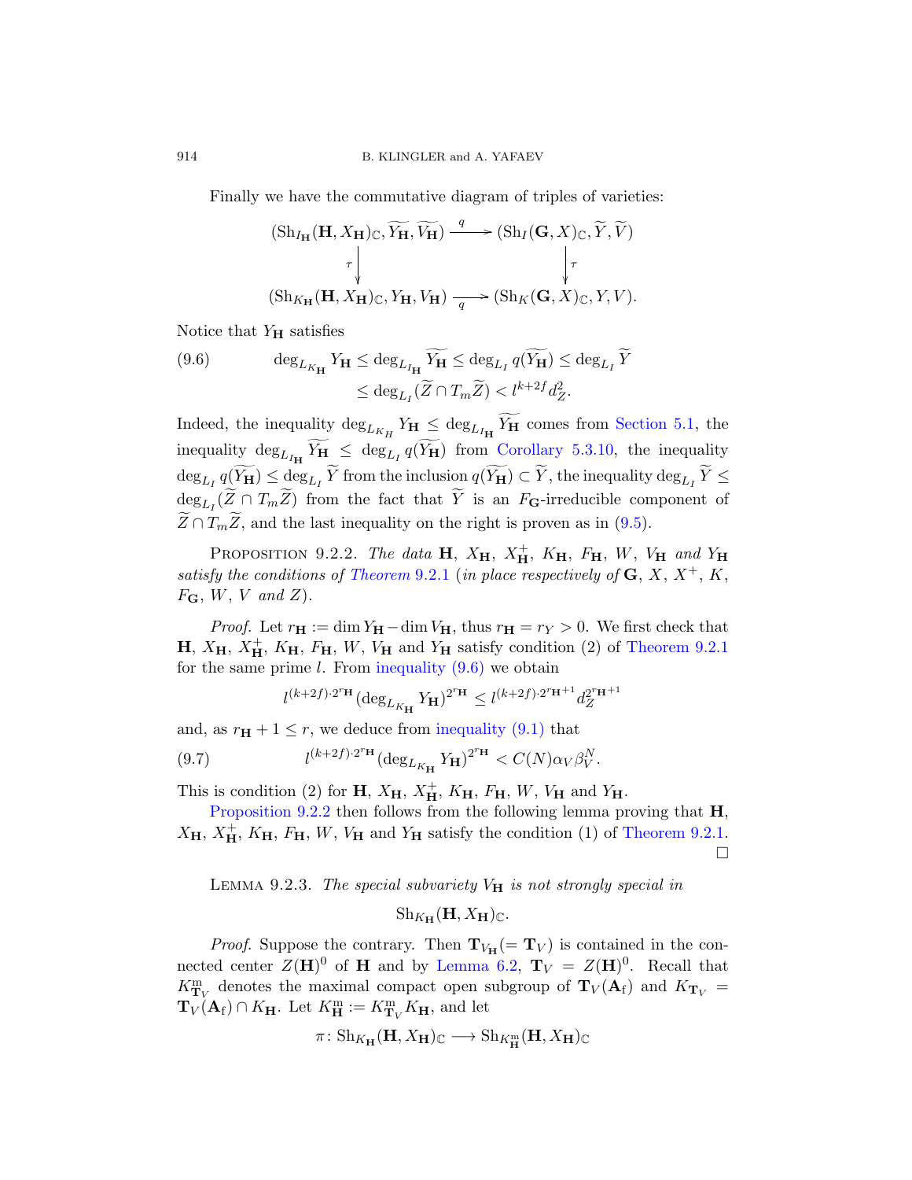Finally we have the commutative diagram of triples of varieties:

$$\begin{array}{ccc}
(\mathrm{Sh}_{I_{\mathbf{H}}}(\mathbf{H}, X_{\mathbf{H}})_{\mathbb{C}}, \widetilde{Y_{\mathbf{H}}}, \widetilde{V_{\mathbf{H}}}) & \xrightarrow{q} & (\mathrm{Sh}_I(\mathbf{G}, X)_{\mathbb{C}}, \widetilde{Y}, \widetilde{V}) \\
\downarrow \tau & & \downarrow \tau \\
(\mathrm{Sh}_{K_{\mathbf{H}}}(\mathbf{H}, X_{\mathbf{H}})_{\mathbb{C}}, Y_{\mathbf{H}}, V_{\mathbf{H}}) & \xrightarrow{q} & (\mathrm{Sh}_K(\mathbf{G}, X)_{\mathbb{C}}, Y, V).
\end{array}$$

Notice that $Y_{\mathbf{H}}$ satisfies

$$\tag{9.6} \begin{aligned} \deg_{L_{K_{\mathbf{H}}}} Y_{\mathbf{H}} \leq \deg_{L_{I_{\mathbf{H}}}} \widetilde{Y_{\mathbf{H}}} \leq \deg_{L_I} q(\widetilde{Y_{\mathbf{H}}}) \leq \deg_{L_I} \widetilde{Y} \\ \leq \deg_{L_I}(\widetilde{Z} \cap T_m \widetilde{Z}) < l^{k+2f} d_Z^2. \end{aligned}$$

Indeed, the inequality $\deg_{L_{K_H}} Y_{\mathbf{H}} \leq \deg_{L_{I_{\mathbf{H}}}} \widetilde{Y_{\mathbf{H}}}$ comes from Section 5.1, the inequality $\deg_{L_{I_{\mathbf{H}}}} \widetilde{Y_{\mathbf{H}}} \leq \deg_{L_I} q(\widetilde{Y_{\mathbf{H}}})$ from Corollary 5.3.10, the inequality $\deg_{L_I} q(\widetilde{Y_{\mathbf{H}}}) \leq \deg_{L_I} \widetilde{Y}$ from the inclusion $q(\widetilde{Y_{\mathbf{H}}}) \subset \widetilde{Y}$, the inequality $\deg_{L_I} \widetilde{Y} \leq \deg_{L_I}(\widetilde{Z} \cap T_m \widetilde{Z})$ from the fact that $\widetilde{Y}$ is an $F_{\mathbf{G}}$-irreducible component of $\widetilde{Z} \cap T_m \widetilde{Z}$, and the last inequality on the right is proven as in (9.5).

Proposition 9.2.2. *The data* $\mathbf{H}$, $X_{\mathbf{H}}$, $X_{\mathbf{H}}^+$, $K_{\mathbf{H}}$, $F_{\mathbf{H}}$, $W$, $V_{\mathbf{H}}$ *and* $Y_{\mathbf{H}}$ *satisfy the conditions of Theorem* 9.2.1 (*in place respectively of* $\mathbf{G}$, $X$, $X^+$, $K$, $F_{\mathbf{G}}$, $W$, $V$ *and* $Z$).

*Proof.* Let $r_{\mathbf{H}} := \dim Y_{\mathbf{H}} - \dim V_{\mathbf{H}}$, thus $r_{\mathbf{H}} = r_Y > 0$. We first check that $\mathbf{H}$, $X_{\mathbf{H}}$, $X_{\mathbf{H}}^+$, $K_{\mathbf{H}}$, $F_{\mathbf{H}}$, $W$, $V_{\mathbf{H}}$ and $Y_{\mathbf{H}}$ satisfy condition (2) of Theorem 9.2.1 for the same prime $l$. From inequality (9.6) we obtain

$$l^{(k+2f)\cdot 2^{r_{\mathbf{H}}}} (\deg_{L_{K_{\mathbf{H}}}} Y_{\mathbf{H}})^{2^{r_{\mathbf{H}}}} \leq l^{(k+2f)\cdot 2^{r_{\mathbf{H}}+1}} d_Z^{2^{r_{\mathbf{H}}+1}}$$

and, as $r_{\mathbf{H}} + 1 \leq r$, we deduce from inequality (9.1) that

$$\tag{9.7} l^{(k+2f)\cdot 2^{r_{\mathbf{H}}}} (\deg_{L_{K_{\mathbf{H}}}} Y_{\mathbf{H}})^{2^{r_{\mathbf{H}}}} < C(N)\alpha_V \beta_V^N.$$

This is condition (2) for $\mathbf{H}$, $X_{\mathbf{H}}$, $X_{\mathbf{H}}^+$, $K_{\mathbf{H}}$, $F_{\mathbf{H}}$, $W$, $V_{\mathbf{H}}$ and $Y_{\mathbf{H}}$.

Proposition 9.2.2 then follows from the following lemma proving that $\mathbf{H}$, $X_{\mathbf{H}}$, $X_{\mathbf{H}}^+$, $K_{\mathbf{H}}$, $F_{\mathbf{H}}$, $W$, $V_{\mathbf{H}}$ and $Y_{\mathbf{H}}$ satisfy the condition (1) of Theorem 9.2.1. ∎

Lemma 9.2.3. *The special subvariety* $V_{\mathbf{H}}$ *is not strongly special in*

$$\mathrm{Sh}_{K_{\mathbf{H}}}(\mathbf{H}, X_{\mathbf{H}})_{\mathbb{C}}.$$

*Proof.* Suppose the contrary. Then $\mathbf{T}_{V_{\mathbf{H}}} (= \mathbf{T}_V)$ is contained in the connected center $Z(\mathbf{H})^0$ of $\mathbf{H}$ and by Lemma 6.2, $\mathbf{T}_V = Z(\mathbf{H})^0$. Recall that $K_{\mathbf{T}_V}^{\mathrm{m}}$ denotes the maximal compact open subgroup of $\mathbf{T}_V(\mathbf{A}_{\mathrm{f}})$ and $K_{\mathbf{T}_V} = \mathbf{T}_V(\mathbf{A}_{\mathrm{f}}) \cap K_{\mathbf{H}}$. Let $K_{\mathbf{H}}^{\mathrm{m}} := K_{\mathbf{T}_V}^{\mathrm{m}} K_{\mathbf{H}}$, and let

$$\pi \colon \mathrm{Sh}_{K_{\mathbf{H}}}(\mathbf{H}, X_{\mathbf{H}})_{\mathbb{C}} \longrightarrow \mathrm{Sh}_{K_{\mathbf{H}}^{\mathrm{m}}}(\mathbf{H}, X_{\mathbf{H}})_{\mathbb{C}}$$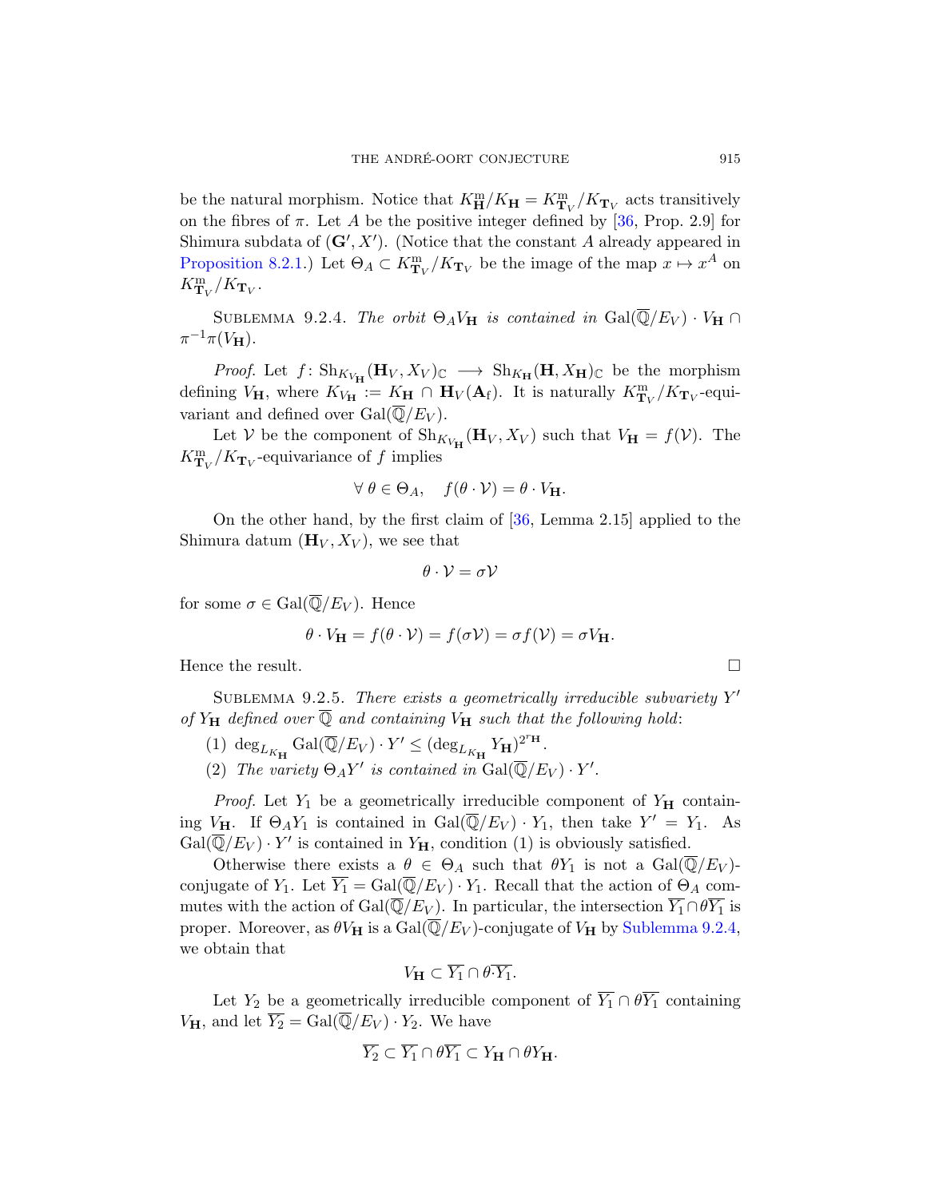be the natural morphism. Notice that $K^{\mathrm{m}}_{\mathbf{H}}/K_{\mathbf{H}} = K^{\mathrm{m}}_{\mathbf{T}_V}/K_{\mathbf{T}_V}$ acts transitively on the fibres of $\pi$. Let $A$ be the positive integer defined by [36, Prop. 2.9] for Shimura subdata of $(\mathbf{G}', X')$. (Notice that the constant $A$ already appeared in Proposition 8.2.1.) Let $\Theta_A \subset K^{\mathrm{m}}_{\mathbf{T}_V}/K_{\mathbf{T}_V}$ be the image of the map $x \mapsto x^A$ on $K^{\mathrm{m}}_{\mathbf{T}_V}/K_{\mathbf{T}_V}$.

Sublemma 9.2.4. *The orbit $\Theta_A V_{\mathbf{H}}$ is contained in $\mathrm{Gal}(\overline{\mathbb{Q}}/E_V) \cdot V_{\mathbf{H}} \cap \pi^{-1}\pi(V_{\mathbf{H}})$.*

*Proof.* Let $f\colon \mathrm{Sh}_{K_{V_{\mathbf{H}}}}(\mathbf{H}_V, X_V)_{\mathbb{C}} \longrightarrow \mathrm{Sh}_{K_{\mathbf{H}}}(\mathbf{H}, X_{\mathbf{H}})_{\mathbb{C}}$ be the morphism defining $V_{\mathbf{H}}$, where $K_{V_{\mathbf{H}}} := K_{\mathbf{H}} \cap \mathbf{H}_V(\mathbf{A}_{\mathrm{f}})$. It is naturally $K^{\mathrm{m}}_{\mathbf{T}_V}/K_{\mathbf{T}_V}$-equivariant and defined over $\mathrm{Gal}(\overline{\mathbb{Q}}/E_V)$.

Let $\mathcal{V}$ be the component of $\mathrm{Sh}_{K_{V_{\mathbf{H}}}}(\mathbf{H}_V, X_V)$ such that $V_{\mathbf{H}} = f(\mathcal{V})$. The $K^{\mathrm{m}}_{\mathbf{T}_V}/K_{\mathbf{T}_V}$-equivariance of $f$ implies

$$\forall\, \theta \in \Theta_A, \quad f(\theta \cdot \mathcal{V}) = \theta \cdot V_{\mathbf{H}}.$$

On the other hand, by the first claim of [36, Lemma 2.15] applied to the Shimura datum $(\mathbf{H}_V, X_V)$, we see that

$$\theta \cdot \mathcal{V} = \sigma \mathcal{V}$$

for some $\sigma \in \mathrm{Gal}(\overline{\mathbb{Q}}/E_V)$. Hence

$$\theta \cdot V_{\mathbf{H}} = f(\theta \cdot \mathcal{V}) = f(\sigma \mathcal{V}) = \sigma f(\mathcal{V}) = \sigma V_{\mathbf{H}}.$$

Hence the result. $\square$

Sublemma 9.2.5. *There exists a geometrically irreducible subvariety $Y'$ of $Y_{\mathbf{H}}$ defined over $\overline{\mathbb{Q}}$ and containing $V_{\mathbf{H}}$ such that the following hold*:

(1) $\deg_{L_{K_{\mathbf{H}}}} \mathrm{Gal}(\overline{\mathbb{Q}}/E_V) \cdot Y' \leq (\deg_{L_{K_{\mathbf{H}}}} Y_{\mathbf{H}})^{2^{r_{\mathbf{H}}}}$.

(2) *The variety $\Theta_A Y'$ is contained in $\mathrm{Gal}(\overline{\mathbb{Q}}/E_V) \cdot Y'$.*

*Proof.* Let $Y_1$ be a geometrically irreducible component of $Y_{\mathbf{H}}$ containing $V_{\mathbf{H}}$. If $\Theta_A Y_1$ is contained in $\mathrm{Gal}(\overline{\mathbb{Q}}/E_V) \cdot Y_1$, then take $Y' = Y_1$. As $\mathrm{Gal}(\overline{\mathbb{Q}}/E_V) \cdot Y'$ is contained in $Y_{\mathbf{H}}$, condition (1) is obviously satisfied.

Otherwise there exists a $\theta \in \Theta_A$ such that $\theta Y_1$ is not a $\mathrm{Gal}(\overline{\mathbb{Q}}/E_V)$-conjugate of $Y_1$. Let $\overline{Y_1} = \mathrm{Gal}(\overline{\mathbb{Q}}/E_V) \cdot Y_1$. Recall that the action of $\Theta_A$ commutes with the action of $\mathrm{Gal}(\overline{\mathbb{Q}}/E_V)$. In particular, the intersection $\overline{Y_1} \cap \theta \overline{Y_1}$ is proper. Moreover, as $\theta V_{\mathbf{H}}$ is a $\mathrm{Gal}(\overline{\mathbb{Q}}/E_V)$-conjugate of $V_{\mathbf{H}}$ by Sublemma 9.2.4, we obtain that

$$V_{\mathbf{H}} \subset \overline{Y_1} \cap \theta \overline{Y_1}.$$

Let $Y_2$ be a geometrically irreducible component of $\overline{Y_1} \cap \theta \overline{Y_1}$ containing $V_{\mathbf{H}}$, and let $\overline{Y_2} = \mathrm{Gal}(\overline{\mathbb{Q}}/E_V) \cdot Y_2$. We have

$$\overline{Y_2} \subset \overline{Y_1} \cap \theta \overline{Y_1} \subset Y_{\mathbf{H}} \cap \theta Y_{\mathbf{H}}.$$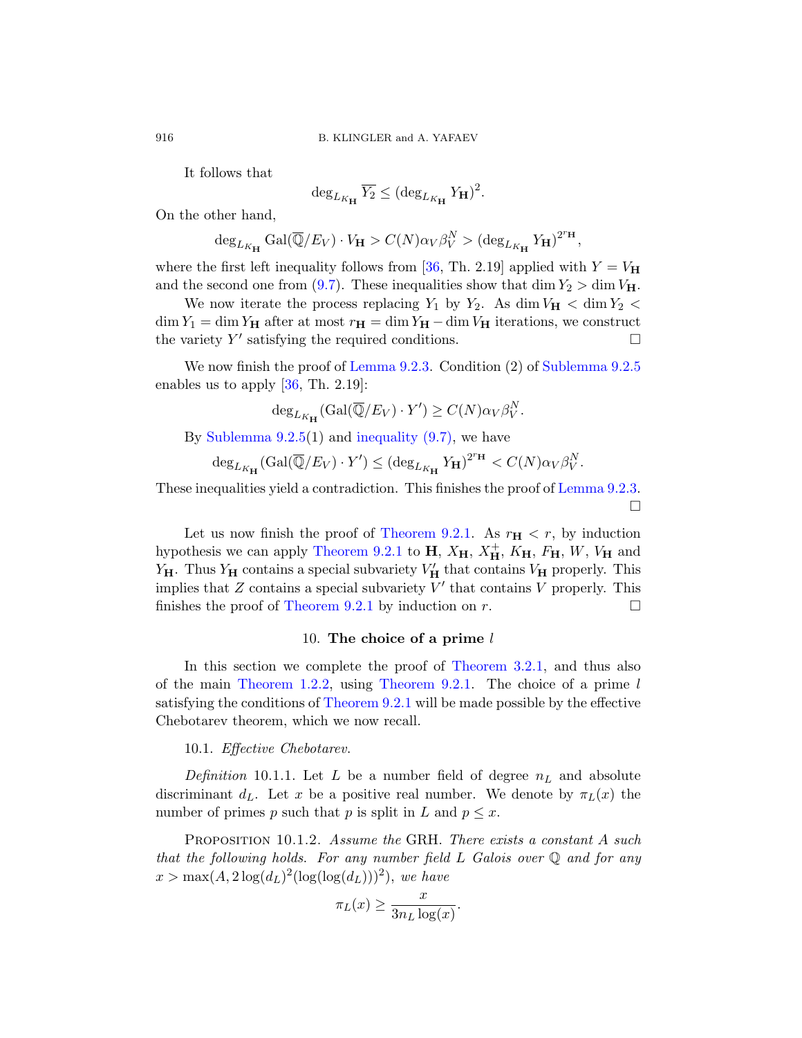It follows that

$$\deg_{L_{K_{\mathbf{H}}}} \overline{Y_2} \leq (\deg_{L_{K_{\mathbf{H}}}} Y_{\mathbf{H}})^2.$$

On the other hand,

$$\deg_{L_{K_{\mathbf{H}}}} \mathrm{Gal}(\overline{\mathbb{Q}}/E_V) \cdot V_{\mathbf{H}} > C(N)\alpha_V \beta_V^N > (\deg_{L_{K_{\mathbf{H}}}} Y_{\mathbf{H}})^{2^{r_{\mathbf{H}}}},$$

where the first left inequality follows from [36, Th. 2.19] applied with $Y = V_{\mathbf{H}}$ and the second one from (9.7). These inequalities show that $\dim Y_2 > \dim V_{\mathbf{H}}$.

We now iterate the process replacing $Y_1$ by $Y_2$. As $\dim V_{\mathbf{H}} < \dim Y_2 < \dim Y_1 = \dim Y_{\mathbf{H}}$ after at most $r_{\mathbf{H}} = \dim Y_{\mathbf{H}} - \dim V_{\mathbf{H}}$ iterations, we construct the variety $Y'$ satisfying the required conditions. □

We now finish the proof of Lemma 9.2.3. Condition (2) of Sublemma 9.2.5 enables us to apply [36, Th. 2.19]:

$$\deg_{L_{K_{\mathbf{H}}}}(\mathrm{Gal}(\overline{\mathbb{Q}}/E_V) \cdot Y') \geq C(N)\alpha_V \beta_V^N.$$

By Sublemma 9.2.5(1) and inequality (9.7), we have

$$\deg_{L_{K_{\mathbf{H}}}}(\mathrm{Gal}(\overline{\mathbb{Q}}/E_V) \cdot Y') \leq (\deg_{L_{K_{\mathbf{H}}}} Y_{\mathbf{H}})^{2^{r_{\mathbf{H}}}} < C(N)\alpha_V \beta_V^N.$$

These inequalities yield a contradiction. This finishes the proof of Lemma 9.2.3. □

Let us now finish the proof of Theorem 9.2.1. As $r_{\mathbf{H}} < r$, by induction hypothesis we can apply Theorem 9.2.1 to $\mathbf{H}$, $X_{\mathbf{H}}$, $X_{\mathbf{H}}^+$, $K_{\mathbf{H}}$, $F_{\mathbf{H}}$, $W$, $V_{\mathbf{H}}$ and $Y_{\mathbf{H}}$. Thus $Y_{\mathbf{H}}$ contains a special subvariety $V'_{\mathbf{H}}$ that contains $V_{\mathbf{H}}$ properly. This implies that $Z$ contains a special subvariety $V'$ that contains $V$ properly. This finishes the proof of Theorem 9.2.1 by induction on $r$. □

## 10. **The choice of a prime $l$**

In this section we complete the proof of Theorem 3.2.1, and thus also of the main Theorem 1.2.2, using Theorem 9.2.1. The choice of a prime $l$ satisfying the conditions of Theorem 9.2.1 will be made possible by the effective Chebotarev theorem, which we now recall.

10.1. *Effective Chebotarev.*

*Definition* 10.1.1. Let $L$ be a number field of degree $n_L$ and absolute discriminant $d_L$. Let $x$ be a positive real number. We denote by $\pi_L(x)$ the number of primes $p$ such that $p$ is split in $L$ and $p \leq x$.

Proposition 10.1.2. *Assume the* GRH. *There exists a constant $A$ such that the following holds. For any number field $L$ Galois over $\mathbb{Q}$ and for any $x > \max(A, 2\log(d_L)^2(\log(\log(d_L)))^2)$, we have*

$$\pi_L(x) \geq \frac{x}{3n_L \log(x)}.$$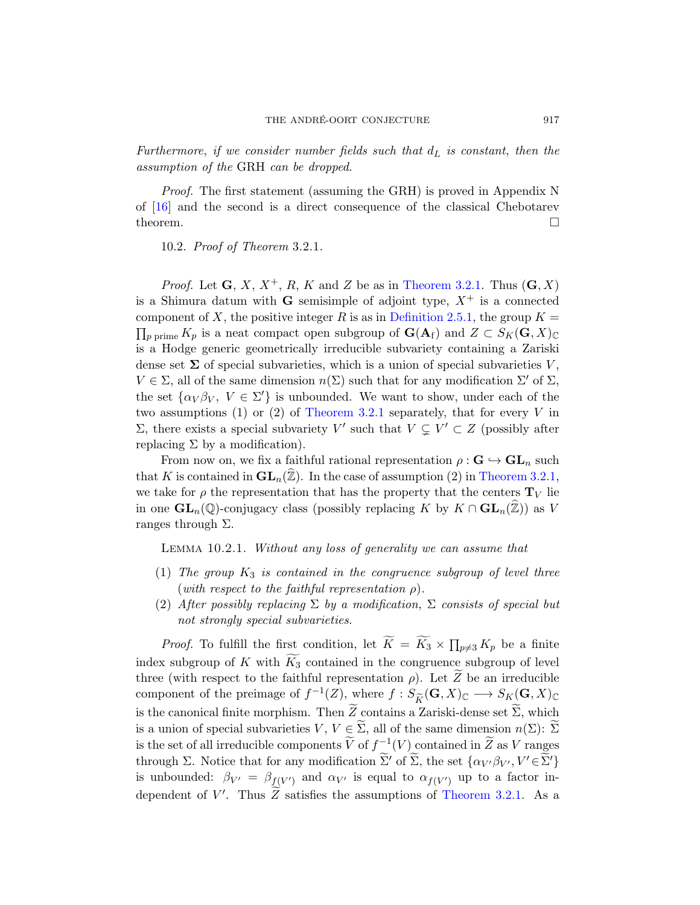*Furthermore, if we consider number fields such that $d_L$ is constant, then the assumption of the* GRH *can be dropped.*

*Proof.* The first statement (assuming the GRH) is proved in Appendix N of [16] and the second is a direct consequence of the classical Chebotarev theorem. □

10.2. *Proof of Theorem* 3.2.1.

*Proof.* Let $\mathbf{G}$, $X$, $X^+$, $R$, $K$ and $Z$ be as in Theorem 3.2.1. Thus $(\mathbf{G}, X)$ is a Shimura datum with $\mathbf{G}$ semisimple of adjoint type, $X^+$ is a connected component of $X$, the positive integer $R$ is as in Definition 2.5.1, the group $K = \prod_{p \text{ prime}} K_p$ is a neat compact open subgroup of $\mathbf{G}(\mathbf{A}_{\mathrm{f}})$ and $Z \subset S_K(\mathbf{G}, X)_{\mathbb{C}}$ is a Hodge generic geometrically irreducible subvariety containing a Zariski dense set $\mathbf{\Sigma}$ of special subvarieties, which is a union of special subvarieties $V$, $V \in \Sigma$, all of the same dimension $n(\Sigma)$ such that for any modification $\Sigma'$ of $\Sigma$, the set $\{\alpha_V \beta_V,\ V \in \Sigma'\}$ is unbounded. We want to show, under each of the two assumptions (1) or (2) of Theorem 3.2.1 separately, that for every $V$ in $\Sigma$, there exists a special subvariety $V'$ such that $V \subsetneq V' \subset Z$ (possibly after replacing $\Sigma$ by a modification).

From now on, we fix a faithful rational representation $\rho : \mathbf{G} \hookrightarrow \mathbf{GL}_n$ such that $K$ is contained in $\mathbf{GL}_n(\widehat{\mathbb{Z}})$. In the case of assumption (2) in Theorem 3.2.1, we take for $\rho$ the representation that has the property that the centers $\mathbf{T}_V$ lie in one $\mathbf{GL}_n(\mathbb{Q})$-conjugacy class (possibly replacing $K$ by $K \cap \mathbf{GL}_n(\widehat{\mathbb{Z}})$) as $V$ ranges through $\Sigma$.

Lemma 10.2.1. *Without any loss of generality we can assume that*

1. *The group $K_3$ is contained in the congruence subgroup of level three* (*with respect to the faithful representation $\rho$*).
2. *After possibly replacing $\Sigma$ by a modification, $\Sigma$ consists of special but not strongly special subvarieties.*

*Proof.* To fulfill the first condition, let $\widetilde{K} = \widetilde{K_3} \times \prod_{p \neq 3} K_p$ be a finite index subgroup of $K$ with $\widetilde{K_3}$ contained in the congruence subgroup of level three (with respect to the faithful representation $\rho$). Let $\widetilde{Z}$ be an irreducible component of the preimage of $f^{-1}(Z)$, where $f : S_{\widetilde{K}}(\mathbf{G}, X)_{\mathbb{C}} \longrightarrow S_K(\mathbf{G}, X)_{\mathbb{C}}$ is the canonical finite morphism. Then $\widetilde{Z}$ contains a Zariski-dense set $\widetilde{\Sigma}$, which is a union of special subvarieties $V$, $V \in \widetilde{\Sigma}$, all of the same dimension $n(\Sigma)$: $\widetilde{\Sigma}$ is the set of all irreducible components $\widetilde{V}$ of $f^{-1}(V)$ contained in $\widetilde{Z}$ as $V$ ranges through $\Sigma$. Notice that for any modification $\widetilde{\Sigma}'$ of $\widetilde{\Sigma}$, the set $\{\alpha_{V'}\beta_{V'}, V' \in \widetilde{\Sigma}'\}$ is unbounded: $\beta_{V'} = \beta_{f(V')}$ and $\alpha_{V'}$ is equal to $\alpha_{f(V')}$ up to a factor independent of $V'$. Thus $\widetilde{Z}$ satisfies the assumptions of Theorem 3.2.1. As a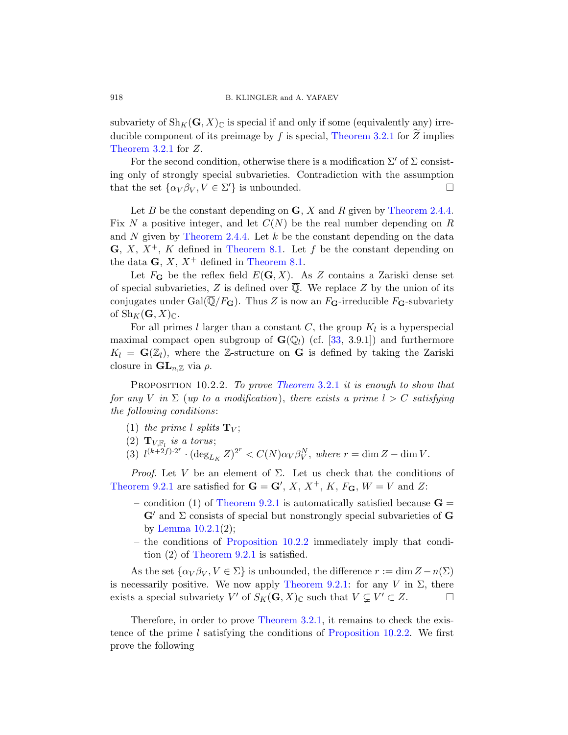subvariety of $\mathrm{Sh}_K(\mathbf{G}, X)_{\mathbb{C}}$ is special if and only if some (equivalently any) irreducible component of its preimage by $f$ is special, Theorem 3.2.1 for $\widetilde{Z}$ implies Theorem 3.2.1 for $Z$.

For the second condition, otherwise there is a modification $\Sigma'$ of $\Sigma$ consisting only of strongly special subvarieties. Contradiction with the assumption that the set $\{\alpha_V \beta_V, V \in \Sigma'\}$ is unbounded. $\square$

Let $B$ be the constant depending on $\mathbf{G}$, $X$ and $R$ given by Theorem 2.4.4. Fix $N$ a positive integer, and let $C(N)$ be the real number depending on $R$ and $N$ given by Theorem 2.4.4. Let $k$ be the constant depending on the data $\mathbf{G}$, $X$, $X^+$, $K$ defined in Theorem 8.1. Let $f$ be the constant depending on the data $\mathbf{G}$, $X$, $X^+$ defined in Theorem 8.1.

Let $F_{\mathbf{G}}$ be the reflex field $E(\mathbf{G}, X)$. As $Z$ contains a Zariski dense set of special subvarieties, $Z$ is defined over $\overline{\mathbb{Q}}$. We replace $Z$ by the union of its conjugates under $\mathrm{Gal}(\overline{\mathbb{Q}}/F_{\mathbf{G}})$. Thus $Z$ is now an $F_{\mathbf{G}}$-irreducible $F_{\mathbf{G}}$-subvariety of $\mathrm{Sh}_K(\mathbf{G}, X)_{\mathbb{C}}$.

For all primes $l$ larger than a constant $C$, the group $K_l$ is a hyperspecial maximal compact open subgroup of $\mathbf{G}(\mathbb{Q}_l)$ (cf. [33, 3.9.1]) and furthermore $K_l = \mathbf{G}(\mathbb{Z}_l)$, where the $\mathbb{Z}$-structure on $\mathbf{G}$ is defined by taking the Zariski closure in $\mathbf{GL}_{n,\mathbb{Z}}$ via $\rho$.

Proposition 10.2.2. *To prove Theorem 3.2.1 it is enough to show that for any $V$ in $\Sigma$ (up to a modification), there exists a prime $l > C$ satisfying the following conditions*:

1. *the prime $l$ splits $\mathbf{T}_V$*;
2. *$\mathbf{T}_{V,\mathbb{F}_l}$ is a torus*;
3. *$l^{(k+2f)\cdot 2^r} \cdot (\deg_{L_K} Z)^{2^r} < C(N)\alpha_V \beta_V^N$, where $r = \dim Z - \dim V$.*

*Proof.* Let $V$ be an element of $\Sigma$. Let us check that the conditions of Theorem 9.2.1 are satisfied for $\mathbf{G} = \mathbf{G}'$, $X$, $X^+$, $K$, $F_{\mathbf{G}}$, $W = V$ and $Z$:

– condition (1) of Theorem 9.2.1 is automatically satisfied because $\mathbf{G} = \mathbf{G}'$ and $\Sigma$ consists of special but nonstrongly special subvarieties of $\mathbf{G}$ by Lemma 10.2.1(2);

– the conditions of Proposition 10.2.2 immediately imply that condition (2) of Theorem 9.2.1 is satisfied.

As the set $\{\alpha_V \beta_V, V \in \Sigma\}$ is unbounded, the difference $r := \dim Z - n(\Sigma)$ is necessarily positive. We now apply Theorem 9.2.1: for any $V$ in $\Sigma$, there exists a special subvariety $V'$ of $S_K(\mathbf{G}, X)_{\mathbb{C}}$ such that $V \subsetneq V' \subset Z$. $\square$

Therefore, in order to prove Theorem 3.2.1, it remains to check the existence of the prime $l$ satisfying the conditions of Proposition 10.2.2. We first prove the following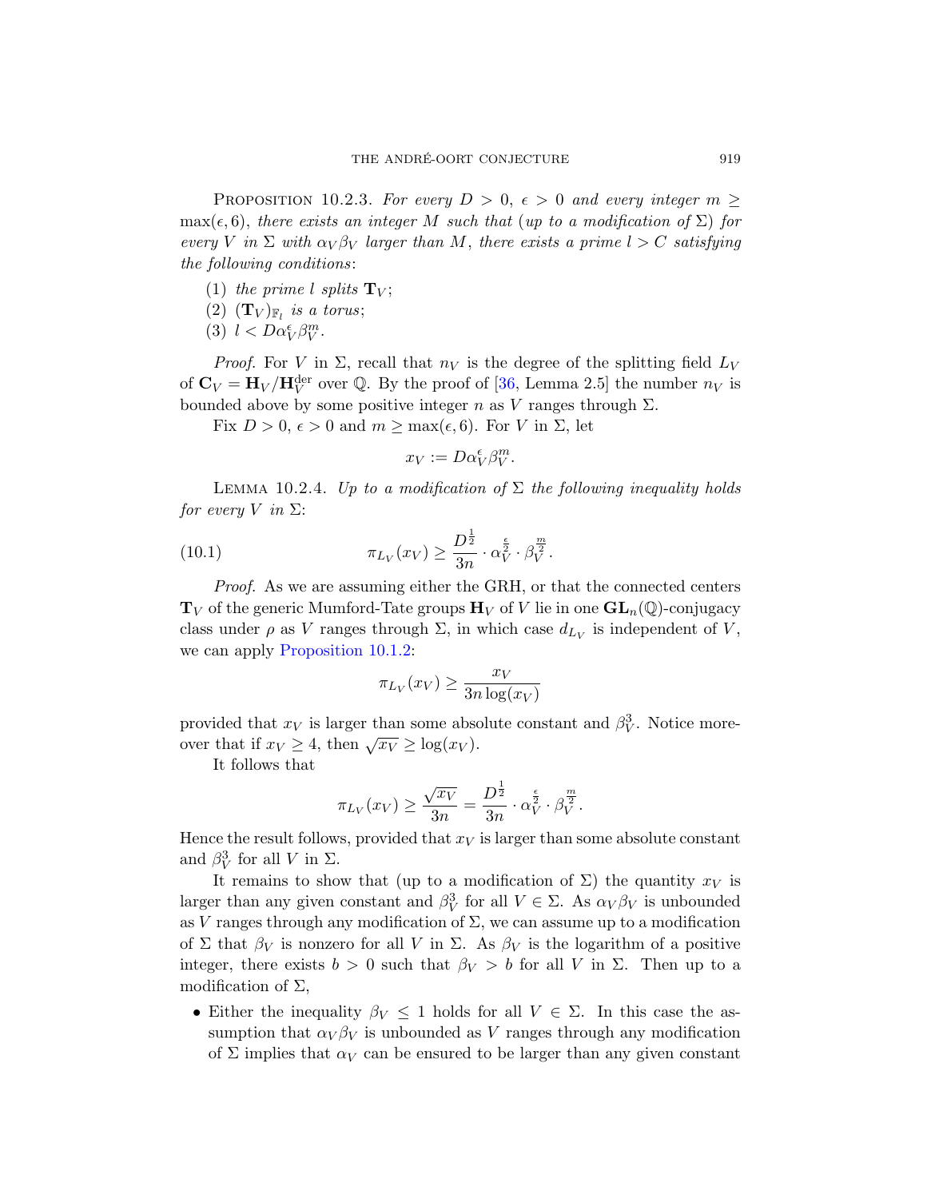Proposition 10.2.3. *For every $D > 0$, $\epsilon > 0$ and every integer $m \geq \max(\epsilon, 6)$, there exists an integer $M$ such that (up to a modification of $\Sigma$) for every $V$ in $\Sigma$ with $\alpha_V \beta_V$ larger than $M$, there exists a prime $l > C$ satisfying the following conditions*:

(1) *the prime $l$ splits $\mathbf{T}_V$*;

(2) *$(\mathbf{T}_V)_{\mathbb{F}_l}$ is a torus*;

(3) *$l < D\alpha_V^{\epsilon}\beta_V^{m}$.*

*Proof.* For $V$ in $\Sigma$, recall that $n_V$ is the degree of the splitting field $L_V$ of $\mathbf{C}_V = \mathbf{H}_V/\mathbf{H}_V^{\mathrm{der}}$ over $\mathbb{Q}$. By the proof of [36, Lemma 2.5] the number $n_V$ is bounded above by some positive integer $n$ as $V$ ranges through $\Sigma$.

Fix $D > 0$, $\epsilon > 0$ and $m \geq \max(\epsilon, 6)$. For $V$ in $\Sigma$, let

$$x_V := D\alpha_V^{\epsilon}\beta_V^{m}.$$

Lemma 10.2.4. *Up to a modification of $\Sigma$ the following inequality holds for every $V$ in $\Sigma$*:

$$\pi_{L_V}(x_V) \geq \frac{D^{\frac{1}{2}}}{3n} \cdot \alpha_V^{\frac{\epsilon}{2}} \cdot \beta_V^{\frac{m}{2}}. \tag{10.1}$$

*Proof.* As we are assuming either the GRH, or that the connected centers $\mathbf{T}_V$ of the generic Mumford-Tate groups $\mathbf{H}_V$ of $V$ lie in one $\mathbf{GL}_n(\mathbb{Q})$-conjugacy class under $\rho$ as $V$ ranges through $\Sigma$, in which case $d_{L_V}$ is independent of $V$, we can apply Proposition 10.1.2:

$$\pi_{L_V}(x_V) \geq \frac{x_V}{3n\log(x_V)}$$

provided that $x_V$ is larger than some absolute constant and $\beta_V^3$. Notice moreover that if $x_V \geq 4$, then $\sqrt{x_V} \geq \log(x_V)$.

It follows that

$$\pi_{L_V}(x_V) \geq \frac{\sqrt{x_V}}{3n} = \frac{D^{\frac{1}{2}}}{3n} \cdot \alpha_V^{\frac{\epsilon}{2}} \cdot \beta_V^{\frac{m}{2}}.$$

Hence the result follows, provided that $x_V$ is larger than some absolute constant and $\beta_V^3$ for all $V$ in $\Sigma$.

It remains to show that (up to a modification of $\Sigma$) the quantity $x_V$ is larger than any given constant and $\beta_V^3$ for all $V \in \Sigma$. As $\alpha_V\beta_V$ is unbounded as $V$ ranges through any modification of $\Sigma$, we can assume up to a modification of $\Sigma$ that $\beta_V$ is nonzero for all $V$ in $\Sigma$. As $\beta_V$ is the logarithm of a positive integer, there exists $b > 0$ such that $\beta_V > b$ for all $V$ in $\Sigma$. Then up to a modification of $\Sigma$,

- Either the inequality $\beta_V \leq 1$ holds for all $V \in \Sigma$. In this case the assumption that $\alpha_V\beta_V$ is unbounded as $V$ ranges through any modification of $\Sigma$ implies that $\alpha_V$ can be ensured to be larger than any given constant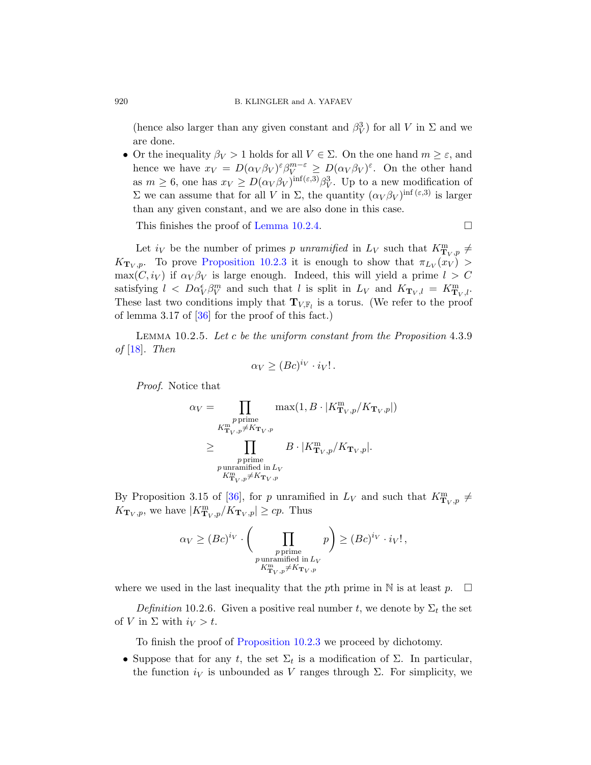(hence also larger than any given constant and $\beta_V^3$) for all $V$ in $\Sigma$ and we are done.

- Or the inequality $\beta_V > 1$ holds for all $V \in \Sigma$. On the one hand $m \geq \varepsilon$, and hence we have $x_V = D(\alpha_V\beta_V)^{\varepsilon}\beta_V^{m-\varepsilon} \geq D(\alpha_V\beta_V)^{\varepsilon}$. On the other hand as $m \geq 6$, one has $x_V \geq D(\alpha_V\beta_V)^{\inf(\varepsilon,3)}\beta_V^3$. Up to a new modification of $\Sigma$ we can assume that for all $V$ in $\Sigma$, the quantity $(\alpha_V\beta_V)^{\inf(\varepsilon,3)}$ is larger than any given constant, and we are also done in this case.

This finishes the proof of Lemma 10.2.4. □

Let $i_V$ be the number of primes $p$ *unramified* in $L_V$ such that $K^{\mathrm{m}}_{\mathbf{T}_V,p} \neq K_{\mathbf{T}_V,p}$. To prove Proposition 10.2.3 it is enough to show that $\pi_{L_V}(x_V) > \max(C, i_V)$ if $\alpha_V\beta_V$ is large enough. Indeed, this will yield a prime $l > C$ satisfying $l < D\alpha_V^{\epsilon}\beta_V^m$ and such that $l$ is split in $L_V$ and $K_{\mathbf{T}_V,l} = K^{\mathrm{m}}_{\mathbf{T}_V,l}$. These last two conditions imply that $\mathbf{T}_{V,\mathbb{F}_l}$ is a torus. (We refer to the proof of lemma 3.17 of [36] for the proof of this fact.)

Lemma 10.2.5. *Let $c$ be the uniform constant from the Proposition* 4.3.9 *of* [18]. *Then*

$$\alpha_V \geq (Bc)^{i_V} \cdot i_V!\,.$$

*Proof.* Notice that

$$\begin{aligned}
\alpha_V &= \prod_{\substack{p\,\text{prime} \\ K^{\mathrm{m}}_{\mathbf{T}_V,p} \neq K_{\mathbf{T}_V,p}}} \max(1, B \cdot |K^{\mathrm{m}}_{\mathbf{T}_V,p}/K_{\mathbf{T}_V,p}|) \\
&\geq \prod_{\substack{p\,\text{prime} \\ p\,\text{unramified in } L_V \\ K^{\mathrm{m}}_{\mathbf{T}_V,p} \neq K_{\mathbf{T}_V,p}}} B \cdot |K^{\mathrm{m}}_{\mathbf{T}_V,p}/K_{\mathbf{T}_V,p}|.
\end{aligned}$$

By Proposition 3.15 of [36], for $p$ unramified in $L_V$ and such that $K^{\mathrm{m}}_{\mathbf{T}_V,p} \neq K_{\mathbf{T}_V,p}$, we have $|K^{\mathrm{m}}_{\mathbf{T}_V,p}/K_{\mathbf{T}_V,p}| \geq cp$. Thus

$$\alpha_V \geq (Bc)^{i_V} \cdot \left( \prod_{\substack{p\,\text{prime} \\ p\,\text{unramified in } L_V \\ K^{\mathrm{m}}_{\mathbf{T}_V,p} \neq K_{\mathbf{T}_V,p}}} p \right) \geq (Bc)^{i_V} \cdot i_V!\,,$$

where we used in the last inequality that the $p$th prime in $\mathbb{N}$ is at least $p$. □

*Definition* 10.2.6. Given a positive real number $t$, we denote by $\Sigma_t$ the set of $V$ in $\Sigma$ with $i_V > t$.

To finish the proof of Proposition 10.2.3 we proceed by dichotomy.

- Suppose that for any $t$, the set $\Sigma_t$ is a modification of $\Sigma$. In particular, the function $i_V$ is unbounded as $V$ ranges through $\Sigma$. For simplicity, we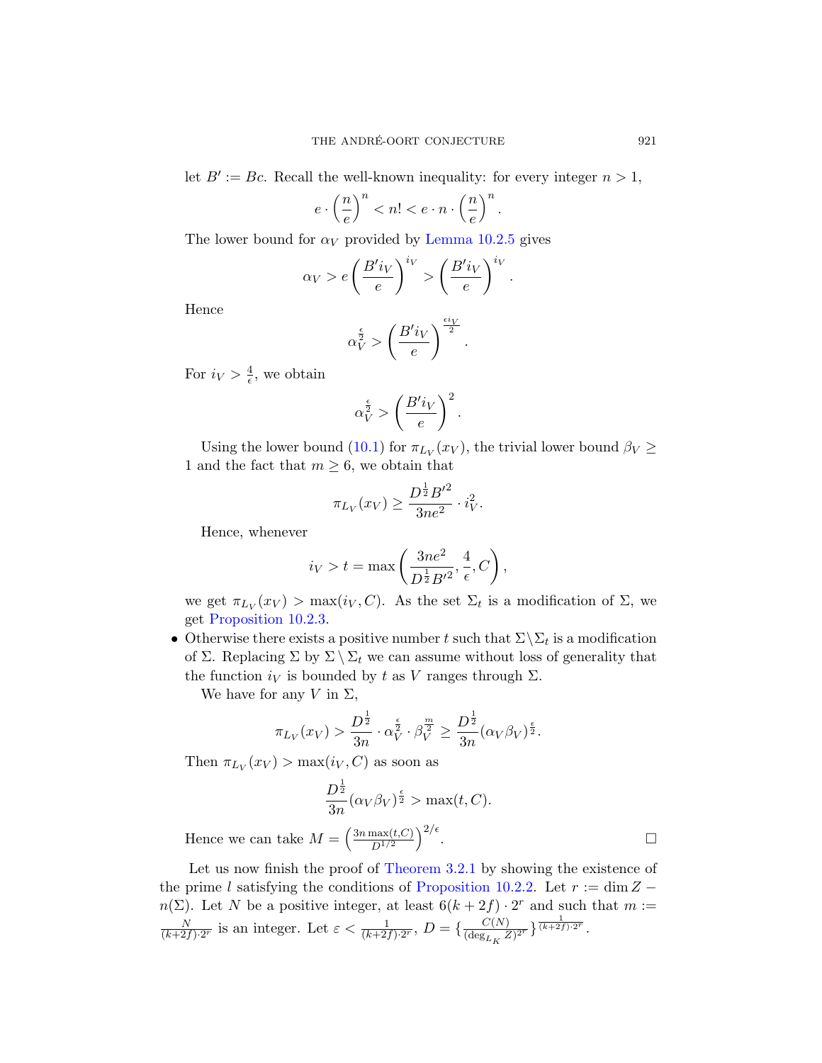let $B' := Bc$. Recall the well-known inequality: for every integer $n > 1$,

$$e \cdot \left(\frac{n}{e}\right)^n < n! < e \cdot n \cdot \left(\frac{n}{e}\right)^n.$$

The lower bound for $\alpha_V$ provided by Lemma 10.2.5 gives

$$\alpha_V > e\left(\frac{B' i_V}{e}\right)^{i_V} > \left(\frac{B' i_V}{e}\right)^{i_V}.$$

Hence

$$\alpha_V^{\frac{\epsilon}{2}} > \left(\frac{B' i_V}{e}\right)^{\frac{\epsilon i_V}{2}}.$$

For $i_V > \frac{4}{\epsilon}$, we obtain

$$\alpha_V^{\frac{\epsilon}{2}} > \left(\frac{B' i_V}{e}\right)^{2}.$$

Using the lower bound (10.1) for $\pi_{L_V}(x_V)$, the trivial lower bound $\beta_V \geq 1$ and the fact that $m \geq 6$, we obtain that

$$\pi_{L_V}(x_V) \geq \frac{D^{\frac{1}{2}} B'^2}{3ne^2} \cdot i_V^2.$$

Hence, whenever

$$i_V > t = \max\left(\frac{3ne^2}{D^{\frac{1}{2}} B'^2}, \frac{4}{\epsilon}, C\right),$$

we get $\pi_{L_V}(x_V) > \max(i_V, C)$. As the set $\Sigma_t$ is a modification of $\Sigma$, we get Proposition 10.2.3.

- Otherwise there exists a positive number $t$ such that $\Sigma \backslash \Sigma_t$ is a modification of $\Sigma$. Replacing $\Sigma$ by $\Sigma \setminus \Sigma_t$ we can assume without loss of generality that the function $i_V$ is bounded by $t$ as $V$ ranges through $\Sigma$.

  We have for any $V$ in $\Sigma$,

  $$\pi_{L_V}(x_V) > \frac{D^{\frac{1}{2}}}{3n} \cdot \alpha_V^{\frac{\epsilon}{2}} \cdot \beta_V^{\frac{m}{2}} \geq \frac{D^{\frac{1}{2}}}{3n} (\alpha_V \beta_V)^{\frac{\epsilon}{2}}.$$

  Then $\pi_{L_V}(x_V) > \max(i_V, C)$ as soon as

  $$\frac{D^{\frac{1}{2}}}{3n} (\alpha_V \beta_V)^{\frac{\epsilon}{2}} > \max(t, C).$$

  Hence we can take $M = \left(\frac{3n \max(t,C)}{D^{1/2}}\right)^{2/\epsilon}$. □

Let us now finish the proof of Theorem 3.2.1 by showing the existence of the prime $l$ satisfying the conditions of Proposition 10.2.2. Let $r := \dim Z - n(\Sigma)$. Let $N$ be a positive integer, at least $6(k+2f) \cdot 2^r$ and such that $m := \frac{N}{(k+2f) \cdot 2^r}$ is an integer. Let $\varepsilon < \frac{1}{(k+2f) \cdot 2^r}$, $D = \{\frac{C(N)}{(\deg_{L_K} Z)^{2^r}}\}^{\frac{1}{(k+2f) \cdot 2^r}}$.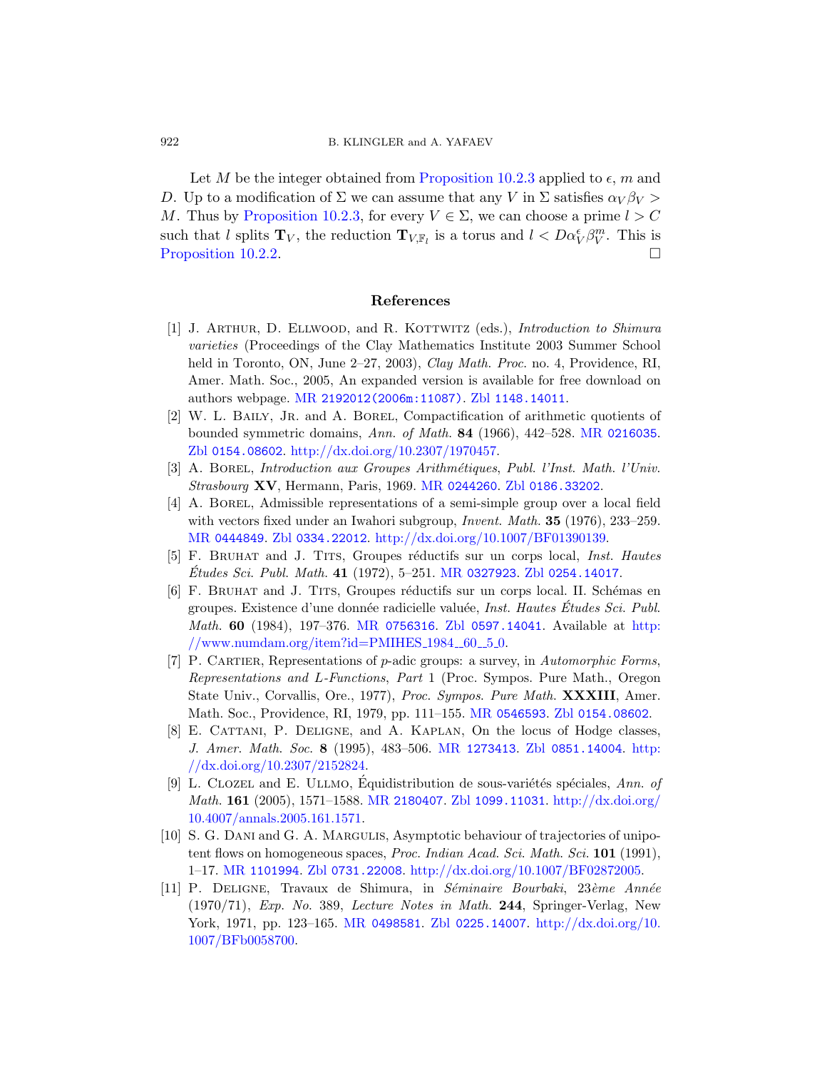Let $M$ be the integer obtained from Proposition 10.2.3 applied to $\epsilon$, $m$ and $D$. Up to a modification of $\Sigma$ we can assume that any $V$ in $\Sigma$ satisfies $\alpha_V \beta_V > M$. Thus by Proposition 10.2.3, for every $V \in \Sigma$, we can choose a prime $l > C$ such that $l$ splits $\mathbf{T}_V$, the reduction $\mathbf{T}_{V,\mathbb{F}_l}$ is a torus and $l < D\alpha_V^{\epsilon}\beta_V^{m}$. This is Proposition 10.2.2. □

## References

[1] J. Arthur, D. Ellwood, and R. Kottwitz (eds.), *Introduction to Shimura varieties* (Proceedings of the Clay Mathematics Institute 2003 Summer School held in Toronto, ON, June 2–27, 2003), *Clay Math. Proc.* no. 4, Providence, RI, Amer. Math. Soc., 2005, An expanded version is available for free download on authors webpage. MR 2192012(2006m:11087). Zbl 1148.14011.

[2] W. L. Baily, Jr. and A. Borel, Compactification of arithmetic quotients of bounded symmetric domains, *Ann. of Math.* **84** (1966), 442–528. MR 0216035. Zbl 0154.08602. http://dx.doi.org/10.2307/1970457.

[3] A. Borel, *Introduction aux Groupes Arithmétiques*, *Publ. l'Inst. Math. l'Univ. Strasbourg* **XV**, Hermann, Paris, 1969. MR 0244260. Zbl 0186.33202.

[4] A. Borel, Admissible representations of a semi-simple group over a local field with vectors fixed under an Iwahori subgroup, *Invent. Math.* **35** (1976), 233–259. MR 0444849. Zbl 0334.22012. http://dx.doi.org/10.1007/BF01390139.

[5] F. Bruhat and J. Tits, Groupes réductifs sur un corps local, *Inst. Hautes Études Sci. Publ. Math.* **41** (1972), 5–251. MR 0327923. Zbl 0254.14017.

[6] F. Bruhat and J. Tits, Groupes réductifs sur un corps local. II. Schémas en groupes. Existence d'une donnée radicielle valuée, *Inst. Hautes Études Sci. Publ. Math.* **60** (1984), 197–376. MR 0756316. Zbl 0597.14041. Available at http://www.numdam.org/item?id=PMIHES_1984__60__5_0.

[7] P. Cartier, Representations of $p$-adic groups: a survey, in *Automorphic Forms, Representations and L-Functions*, *Part* 1 (Proc. Sympos. Pure Math., Oregon State Univ., Corvallis, Ore., 1977), *Proc. Sympos. Pure Math.* **XXXIII**, Amer. Math. Soc., Providence, RI, 1979, pp. 111–155. MR 0546593. Zbl 0154.08602.

[8] E. Cattani, P. Deligne, and A. Kaplan, On the locus of Hodge classes, *J. Amer. Math. Soc.* **8** (1995), 483–506. MR 1273413. Zbl 0851.14004. http://dx.doi.org/10.2307/2152824.

[9] L. Clozel and E. Ullmo, Équidistribution de sous-variétés spéciales, *Ann. of Math.* **161** (2005), 1571–1588. MR 2180407. Zbl 1099.11031. http://dx.doi.org/10.4007/annals.2005.161.1571.

[10] S. G. Dani and G. A. Margulis, Asymptotic behaviour of trajectories of unipotent flows on homogeneous spaces, *Proc. Indian Acad. Sci. Math. Sci.* **101** (1991), 1–17. MR 1101994. Zbl 0731.22008. http://dx.doi.org/10.1007/BF02872005.

[11] P. Deligne, Travaux de Shimura, in *Séminaire Bourbaki*, 23*ème Année* (1970/71), *Exp. No.* 389, *Lecture Notes in Math.* **244**, Springer-Verlag, New York, 1971, pp. 123–165. MR 0498581. Zbl 0225.14007. http://dx.doi.org/10.1007/BFb0058700.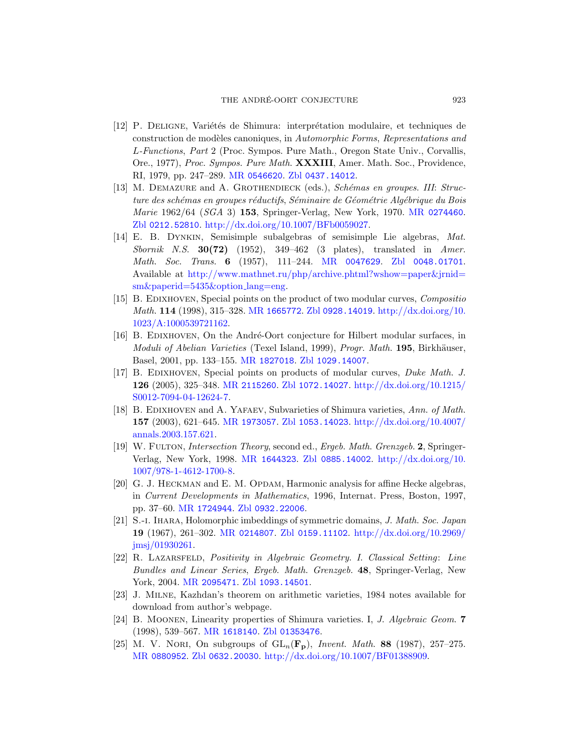[12] P. Deligne, Variétés de Shimura: interprétation modulaire, et techniques de construction de modèles canoniques, in *Automorphic Forms, Representations and L-Functions, Part* 2 (Proc. Sympos. Pure Math., Oregon State Univ., Corvallis, Ore., 1977), *Proc. Sympos. Pure Math.* **XXXIII**, Amer. Math. Soc., Providence, RI, 1979, pp. 247–289. MR 0546620. Zbl 0437.14012.

[13] M. Demazure and A. Grothendieck (eds.), *Schémas en groupes. III: Structure des schémas en groupes réductifs, Séminaire de Géométrie Algébrique du Bois Marie* 1962/64 (*SGA* 3) **153**, Springer-Verlag, New York, 1970. MR 0274460. Zbl 0212.52810. http://dx.doi.org/10.1007/BFb0059027.

[14] E. B. Dynkin, Semisimple subalgebras of semisimple Lie algebras, *Mat. Sbornik N.S.* **30(72)** (1952), 349–462 (3 plates), translated in *Amer. Math. Soc. Trans.* **6** (1957), 111–244. MR 0047629. Zbl 0048.01701. Available at http://www.mathnet.ru/php/archive.phtml?wshow=paper&jrnid=sm&paperid=5435&option_lang=eng.

[15] B. Edixhoven, Special points on the product of two modular curves, *Compositio Math.* **114** (1998), 315–328. MR 1665772. Zbl 0928.14019. http://dx.doi.org/10.1023/A:1000539721162.

[16] B. Edixhoven, On the André-Oort conjecture for Hilbert modular surfaces, in *Moduli of Abelian Varieties* (Texel Island, 1999), *Progr. Math.* **195**, Birkhäuser, Basel, 2001, pp. 133–155. MR 1827018. Zbl 1029.14007.

[17] B. Edixhoven, Special points on products of modular curves, *Duke Math. J.* **126** (2005), 325–348. MR 2115260. Zbl 1072.14027. http://dx.doi.org/10.1215/S0012-7094-04-12624-7.

[18] B. Edixhoven and A. Yafaev, Subvarieties of Shimura varieties, *Ann. of Math.* **157** (2003), 621–645. MR 1973057. Zbl 1053.14023. http://dx.doi.org/10.4007/annals.2003.157.621.

[19] W. Fulton, *Intersection Theory*, second ed., *Ergeb. Math. Grenzgeb.* **2**, Springer-Verlag, New York, 1998. MR 1644323. Zbl 0885.14002. http://dx.doi.org/10.1007/978-1-4612-1700-8.

[20] G. J. Heckman and E. M. Opdam, Harmonic analysis for affine Hecke algebras, in *Current Developments in Mathematics*, 1996, Internat. Press, Boston, 1997, pp. 37–60. MR 1724944. Zbl 0932.22006.

[21] S.-i. Ihara, Holomorphic imbeddings of symmetric domains, *J. Math. Soc. Japan* **19** (1967), 261–302. MR 0214807. Zbl 0159.11102. http://dx.doi.org/10.2969/jmsj/01930261.

[22] R. Lazarsfeld, *Positivity in Algebraic Geometry. I. Classical Setting: Line Bundles and Linear Series*, *Ergeb. Math. Grenzgeb.* **48**, Springer-Verlag, New York, 2004. MR 2095471. Zbl 1093.14501.

[23] J. Milne, Kazhdan's theorem on arithmetic varieties, 1984 notes available for download from author's webpage.

[24] B. Moonen, Linearity properties of Shimura varieties. I, *J. Algebraic Geom.* **7** (1998), 539–567. MR 1618140. Zbl 01353476.

[25] M. V. Nori, On subgroups of $\mathrm{GL}_n(\mathbf{F_p})$, *Invent. Math.* **88** (1987), 257–275. MR 0880952. Zbl 0632.20030. http://dx.doi.org/10.1007/BF01388909.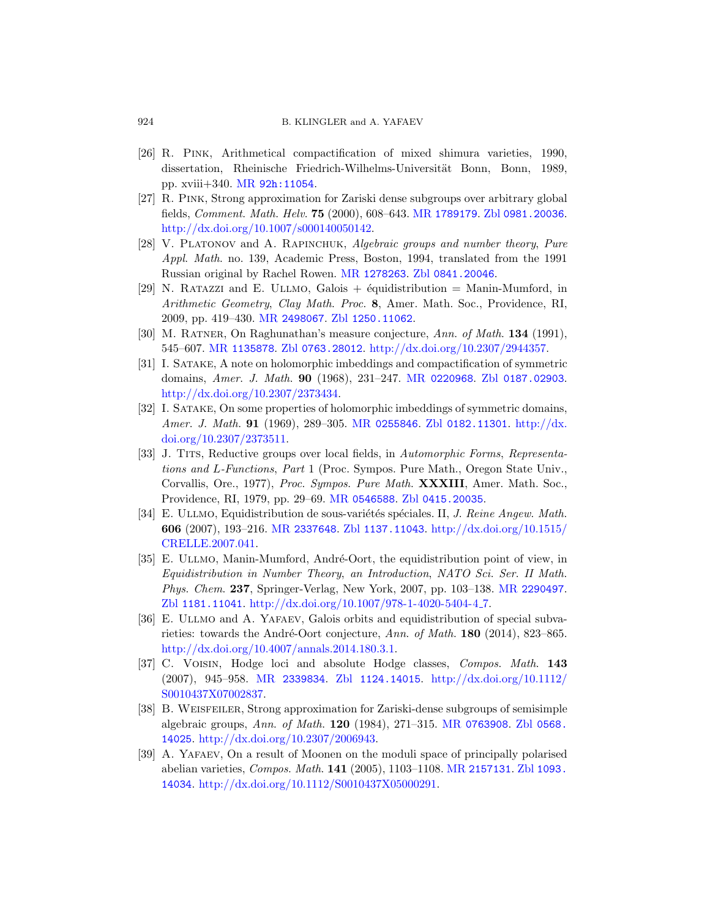[26] R. Pink, Arithmetical compactification of mixed shimura varieties, 1990, dissertation, Rheinische Friedrich-Wilhelms-Universität Bonn, Bonn, 1989, pp. xviii+340. MR 92h:11054.

[27] R. Pink, Strong approximation for Zariski dense subgroups over arbitrary global fields, *Comment. Math. Helv.* **75** (2000), 608–643. MR 1789179. Zbl 0981.20036. http://dx.doi.org/10.1007/s000140050142.

[28] V. Platonov and A. Rapinchuk, *Algebraic groups and number theory*, *Pure Appl. Math.* no. 139, Academic Press, Boston, 1994, translated from the 1991 Russian original by Rachel Rowen. MR 1278263. Zbl 0841.20046.

[29] N. Ratazzi and E. Ullmo, Galois + équidistribution = Manin-Mumford, in *Arithmetic Geometry*, *Clay Math. Proc.* **8**, Amer. Math. Soc., Providence, RI, 2009, pp. 419–430. MR 2498067. Zbl 1250.11062.

[30] M. Ratner, On Raghunathan's measure conjecture, *Ann. of Math.* **134** (1991), 545–607. MR 1135878. Zbl 0763.28012. http://dx.doi.org/10.2307/2944357.

[31] I. Satake, A note on holomorphic imbeddings and compactification of symmetric domains, *Amer. J. Math.* **90** (1968), 231–247. MR 0220968. Zbl 0187.02903. http://dx.doi.org/10.2307/2373434.

[32] I. Satake, On some properties of holomorphic imbeddings of symmetric domains, *Amer. J. Math.* **91** (1969), 289–305. MR 0255846. Zbl 0182.11301. http://dx.doi.org/10.2307/2373511.

[33] J. Tits, Reductive groups over local fields, in *Automorphic Forms, Representations and L-Functions, Part* 1 (Proc. Sympos. Pure Math., Oregon State Univ., Corvallis, Ore., 1977), *Proc. Sympos. Pure Math.* **XXXIII**, Amer. Math. Soc., Providence, RI, 1979, pp. 29–69. MR 0546588. Zbl 0415.20035.

[34] E. Ullmo, Equidistribution de sous-variétés spéciales. II, *J. Reine Angew. Math.* **606** (2007), 193–216. MR 2337648. Zbl 1137.11043. http://dx.doi.org/10.1515/CRELLE.2007.041.

[35] E. Ullmo, Manin-Mumford, André-Oort, the equidistribution point of view, in *Equidistribution in Number Theory, an Introduction*, *NATO Sci. Ser. II Math. Phys. Chem.* **237**, Springer-Verlag, New York, 2007, pp. 103–138. MR 2290497. Zbl 1181.11041. http://dx.doi.org/10.1007/978-1-4020-5404-4_7.

[36] E. Ullmo and A. Yafaev, Galois orbits and equidistribution of special subvarieties: towards the André-Oort conjecture, *Ann. of Math.* **180** (2014), 823–865. http://dx.doi.org/10.4007/annals.2014.180.3.1.

[37] C. Voisin, Hodge loci and absolute Hodge classes, *Compos. Math.* **143** (2007), 945–958. MR 2339834. Zbl 1124.14015. http://dx.doi.org/10.1112/S0010437X07002837.

[38] B. Weisfeiler, Strong approximation for Zariski-dense subgroups of semisimple algebraic groups, *Ann. of Math.* **120** (1984), 271–315. MR 0763908. Zbl 0568.14025. http://dx.doi.org/10.2307/2006943.

[39] A. Yafaev, On a result of Moonen on the moduli space of principally polarised abelian varieties, *Compos. Math.* **141** (2005), 1103–1108. MR 2157131. Zbl 1093.14034. http://dx.doi.org/10.1112/S0010437X05000291.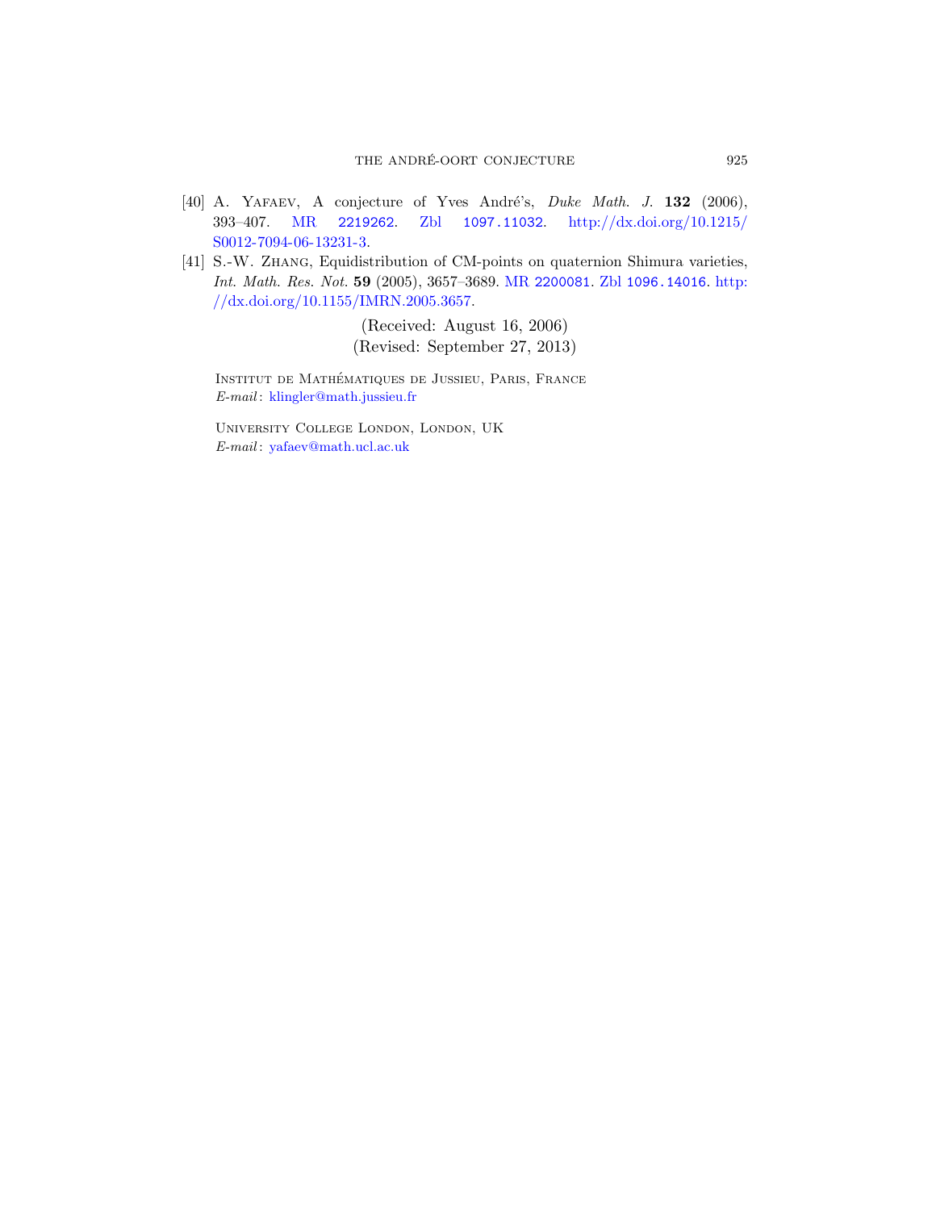[40] A. Yafaev, A conjecture of Yves André's, *Duke Math. J.* **132** (2006), 393–407. MR 2219262. Zbl 1097.11032. http://dx.doi.org/10.1215/S0012-7094-06-13231-3.

[41] S.-W. Zhang, Equidistribution of CM-points on quaternion Shimura varieties, *Int. Math. Res. Not.* **59** (2005), 3657–3689. MR 2200081. Zbl 1096.14016. http://dx.doi.org/10.1155/IMRN.2005.3657.

(Received: August 16, 2006)
(Revised: September 27, 2013)

Institut de Mathématiques de Jussieu, Paris, France
*E-mail*: klingler@math.jussieu.fr

University College London, London, UK
*E-mail*: yafaev@math.ucl.ac.uk